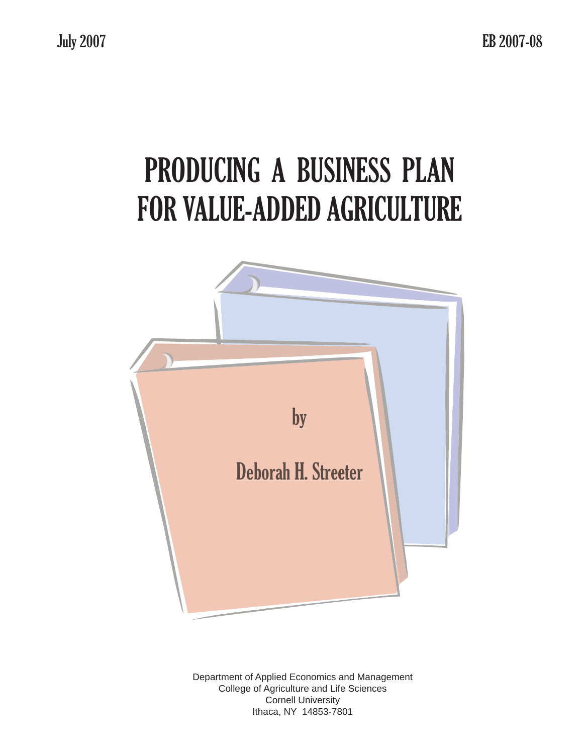July 2007 EB 2007-08

# PRODUCING A BUSINESS PLAN FOR VALUE-ADDED AGRICULTURE

by

Deborah H. Streeter

Department of Applied Economics and Management
College of Agriculture and Life Sciences
Cornell University
Ithaca, NY 14853-7801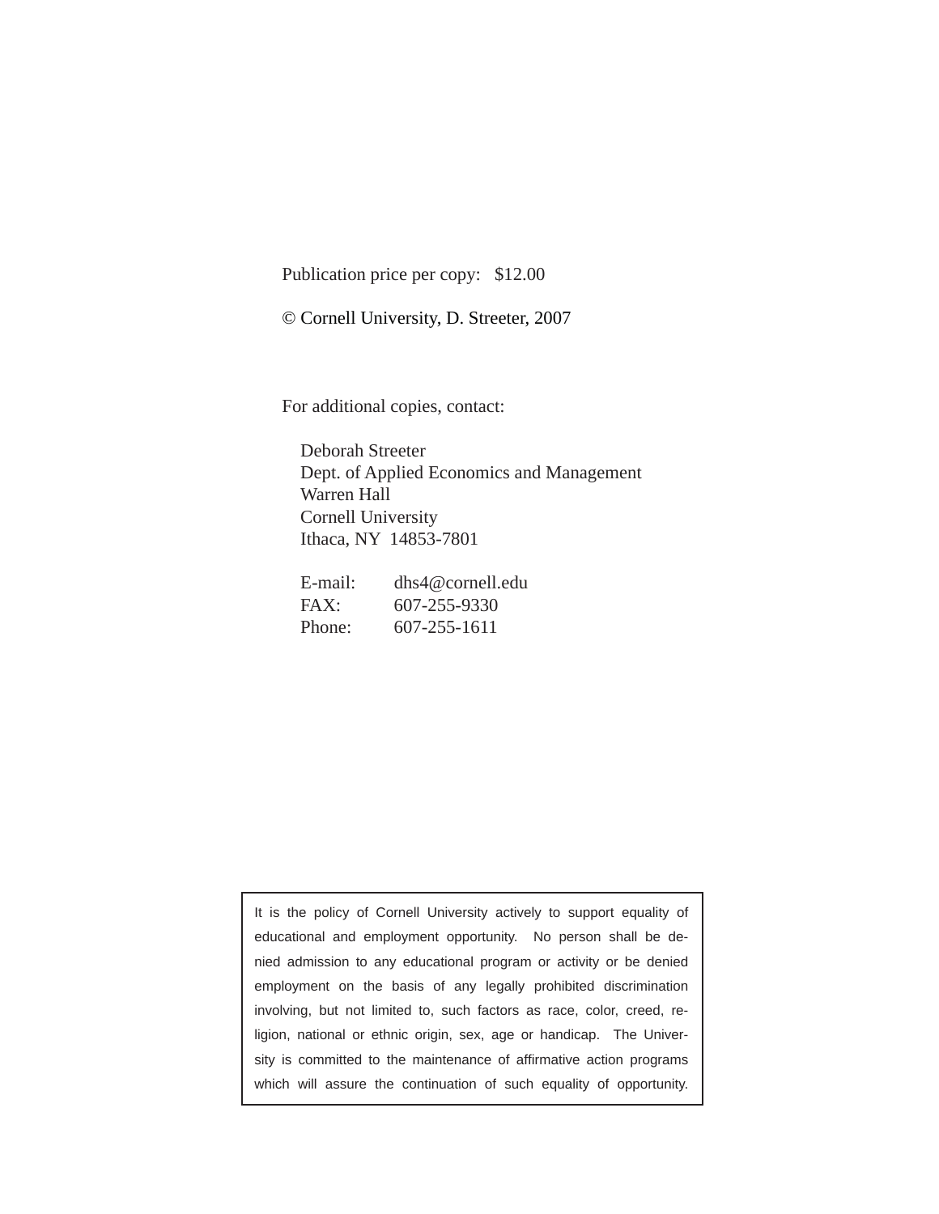Publication price per copy: $12.00

© Cornell University, D. Streeter, 2007

For additional copies, contact:

Deborah Streeter
Dept. of Applied Economics and Management
Warren Hall
Cornell University
Ithaca, NY 14853-7801

E-mail: dhs4@cornell.edu
FAX: 607-255-9330
Phone: 607-255-1611

It is the policy of Cornell University actively to support equality of educational and employment opportunity. No person shall be denied admission to any educational program or activity or be denied employment on the basis of any legally prohibited discrimination involving, but not limited to, such factors as race, color, creed, religion, national or ethnic origin, sex, age or handicap. The University is committed to the maintenance of affirmative action programs which will assure the continuation of such equality of opportunity.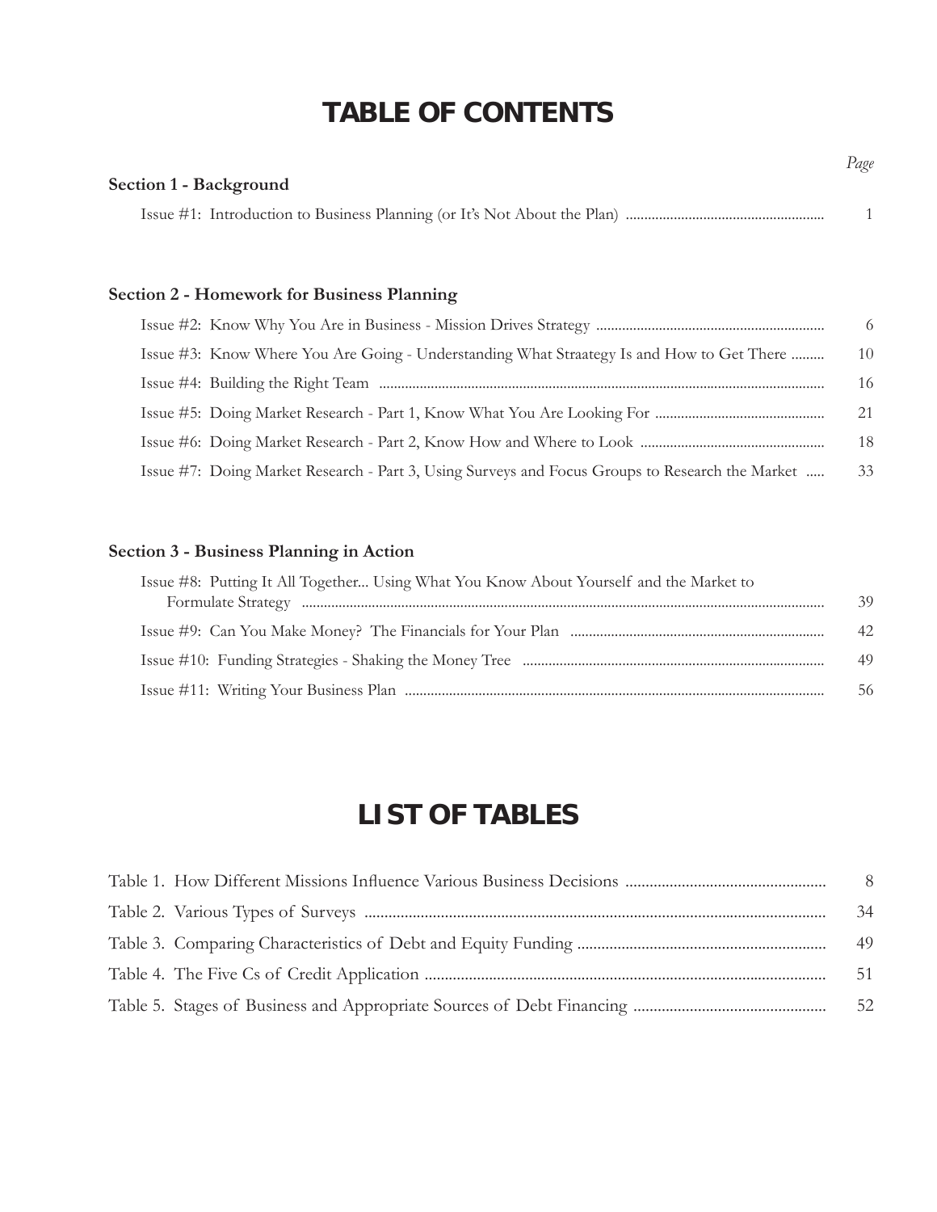# TABLE OF CONTENTS

| | Page |
|---|---|
| **Section 1 - Background** | |
| Issue #1: Introduction to Business Planning (or It's Not About the Plan) | 1 |
| **Section 2 - Homework for Business Planning** | |
| Issue #2: Know Why You Are in Business - Mission Drives Strategy | 6 |
| Issue #3: Know Where You Are Going - Understanding What Straategy Is and How to Get There | 10 |
| Issue #4: Building the Right Team | 16 |
| Issue #5: Doing Market Research - Part 1, Know What You Are Looking For | 21 |
| Issue #6: Doing Market Research - Part 2, Know How and Where to Look | 18 |
| Issue #7: Doing Market Research - Part 3, Using Surveys and Focus Groups to Research the Market | 33 |
| **Section 3 - Business Planning in Action** | |
| Issue #8: Putting It All Together... Using What You Know About Yourself and the Market to Formulate Strategy | 39 |
| Issue #9: Can You Make Money? The Financials for Your Plan | 42 |
| Issue #10: Funding Strategies - Shaking the Money Tree | 49 |
| Issue #11: Writing Your Business Plan | 56 |

# LIST OF TABLES

| | |
|---|---|
| Table 1. How Different Missions Influence Various Business Decisions | 8 |
| Table 2. Various Types of Surveys | 34 |
| Table 3. Comparing Characteristics of Debt and Equity Funding | 49 |
| Table 4. The Five Cs of Credit Application | 51 |
| Table 5. Stages of Business and Appropriate Sources of Debt Financing | 52 |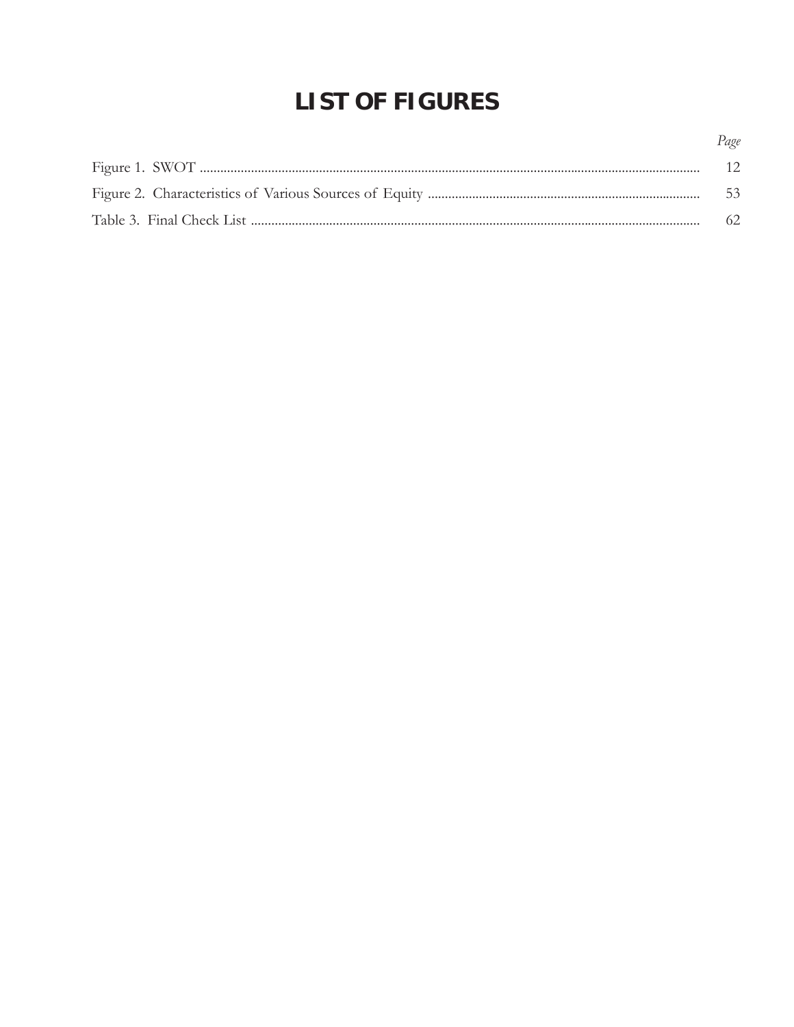# LIST OF FIGURES

| | *Page* |
|---|---|
| Figure 1. SWOT | 12 |
| Figure 2. Characteristics of Various Sources of Equity | 53 |
| Table 3. Final Check List | 62 |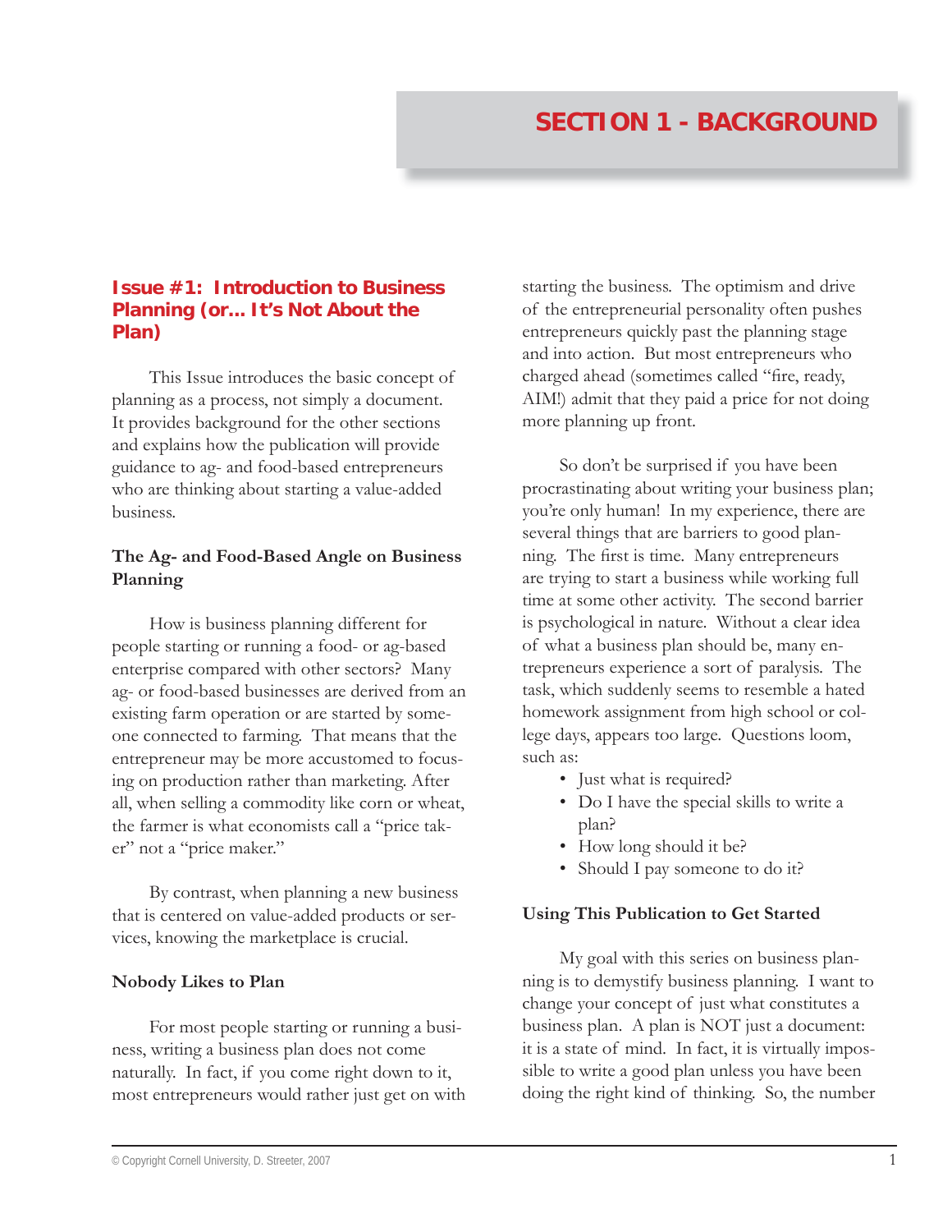# SECTION 1 - BACKGROUND

## Issue #1: Introduction to Business Planning (or... It's Not About the Plan)

This Issue introduces the basic concept of planning as a process, not simply a document. It provides background for the other sections and explains how the publication will provide guidance to ag- and food-based entrepreneurs who are thinking about starting a value-added business.

### The Ag- and Food-Based Angle on Business Planning

How is business planning different for people starting or running a food- or ag-based enterprise compared with other sectors? Many ag- or food-based businesses are derived from an existing farm operation or are started by someone connected to farming. That means that the entrepreneur may be more accustomed to focusing on production rather than marketing. After all, when selling a commodity like corn or wheat, the farmer is what economists call a "price taker" not a "price maker."

By contrast, when planning a new business that is centered on value-added products or services, knowing the marketplace is crucial.

### Nobody Likes to Plan

For most people starting or running a business, writing a business plan does not come naturally. In fact, if you come right down to it, most entrepreneurs would rather just get on with starting the business. The optimism and drive of the entrepreneurial personality often pushes entrepreneurs quickly past the planning stage and into action. But most entrepreneurs who charged ahead (sometimes called "fire, ready, AIM!) admit that they paid a price for not doing more planning up front.

So don't be surprised if you have been procrastinating about writing your business plan; you're only human! In my experience, there are several things that are barriers to good planning. The first is time. Many entrepreneurs are trying to start a business while working full time at some other activity. The second barrier is psychological in nature. Without a clear idea of what a business plan should be, many entrepreneurs experience a sort of paralysis. The task, which suddenly seems to resemble a hated homework assignment from high school or college days, appears too large. Questions loom, such as:

- Just what is required?
- Do I have the special skills to write a plan?
- How long should it be?
- Should I pay someone to do it?

### Using This Publication to Get Started

My goal with this series on business planning is to demystify business planning. I want to change your concept of just what constitutes a business plan. A plan is NOT just a document: it is a state of mind. In fact, it is virtually impossible to write a good plan unless you have been doing the right kind of thinking. So, the number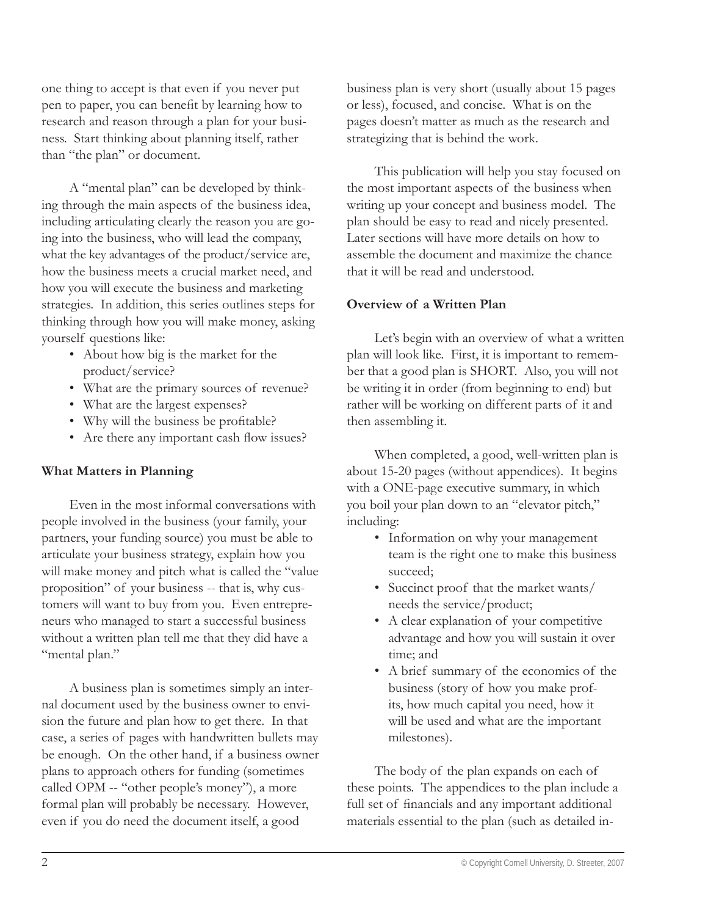one thing to accept is that even if you never put pen to paper, you can benefit by learning how to research and reason through a plan for your business. Start thinking about planning itself, rather than "the plan" or document.

A "mental plan" can be developed by thinking through the main aspects of the business idea, including articulating clearly the reason you are going into the business, who will lead the company, what the key advantages of the product/service are, how the business meets a crucial market need, and how you will execute the business and marketing strategies. In addition, this series outlines steps for thinking through how you will make money, asking yourself questions like:

- About how big is the market for the product/service?
- What are the primary sources of revenue?
- What are the largest expenses?
- Why will the business be profitable?
- Are there any important cash flow issues?

**What Matters in Planning**

Even in the most informal conversations with people involved in the business (your family, your partners, your funding source) you must be able to articulate your business strategy, explain how you will make money and pitch what is called the "value proposition" of your business -- that is, why customers will want to buy from you. Even entrepreneurs who managed to start a successful business without a written plan tell me that they did have a "mental plan."

A business plan is sometimes simply an internal document used by the business owner to envision the future and plan how to get there. In that case, a series of pages with handwritten bullets may be enough. On the other hand, if a business owner plans to approach others for funding (sometimes called OPM -- "other people's money"), a more formal plan will probably be necessary. However, even if you do need the document itself, a good business plan is very short (usually about 15 pages or less), focused, and concise. What is on the pages doesn't matter as much as the research and strategizing that is behind the work.

This publication will help you stay focused on the most important aspects of the business when writing up your concept and business model. The plan should be easy to read and nicely presented. Later sections will have more details on how to assemble the document and maximize the chance that it will be read and understood.

**Overview of a Written Plan**

Let's begin with an overview of what a written plan will look like. First, it is important to remember that a good plan is SHORT. Also, you will not be writing it in order (from beginning to end) but rather will be working on different parts of it and then assembling it.

When completed, a good, well-written plan is about 15-20 pages (without appendices). It begins with a ONE-page executive summary, in which you boil your plan down to an "elevator pitch," including:

- Information on why your management team is the right one to make this business succeed;
- Succinct proof that the market wants/needs the service/product;
- A clear explanation of your competitive advantage and how you will sustain it over time; and
- A brief summary of the economics of the business (story of how you make profits, how much capital you need, how it will be used and what are the important milestones).

The body of the plan expands on each of these points. The appendices to the plan include a full set of financials and any important additional materials essential to the plan (such as detailed in-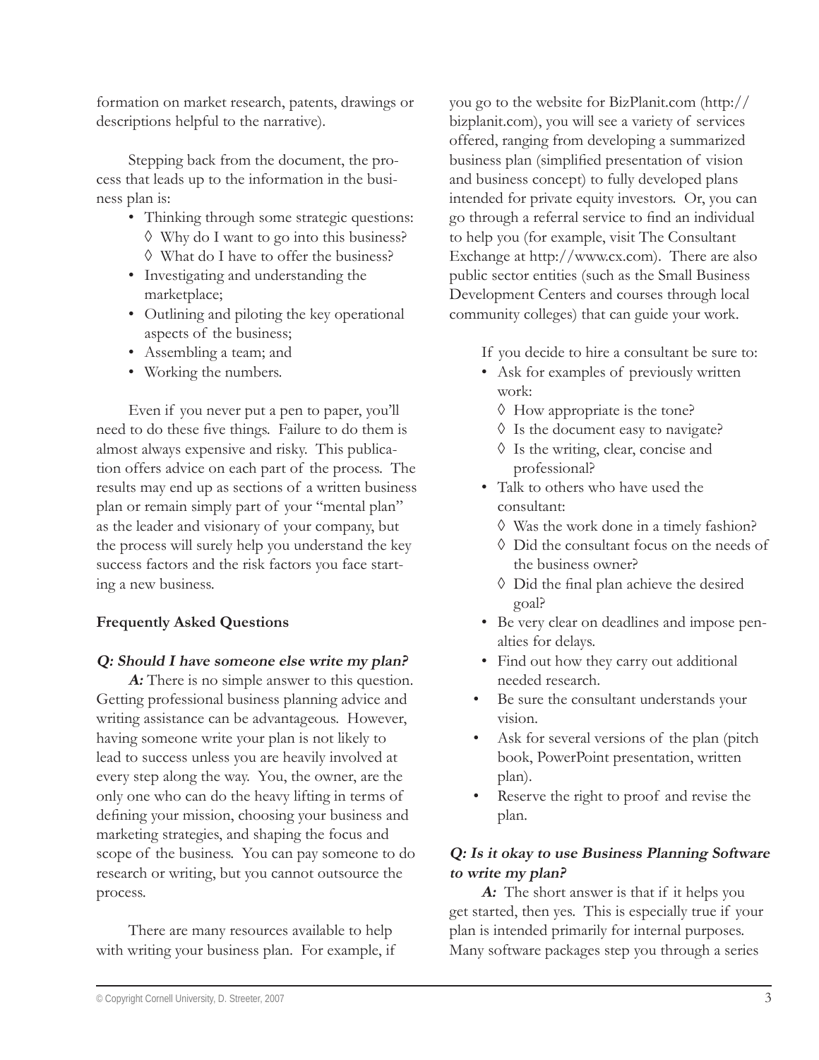formation on market research, patents, drawings or descriptions helpful to the narrative).

Stepping back from the document, the process that leads up to the information in the business plan is:

- Thinking through some strategic questions:
  - ◊ Why do I want to go into this business?
  - ◊ What do I have to offer the business?
- Investigating and understanding the marketplace;
- Outlining and piloting the key operational aspects of the business;
- Assembling a team; and
- Working the numbers.

Even if you never put a pen to paper, you'll need to do these five things. Failure to do them is almost always expensive and risky. This publication offers advice on each part of the process. The results may end up as sections of a written business plan or remain simply part of your "mental plan" as the leader and visionary of your company, but the process will surely help you understand the key success factors and the risk factors you face starting a new business.

**Frequently Asked Questions**

***Q: Should I have someone else write my plan?***

***A:*** There is no simple answer to this question. Getting professional business planning advice and writing assistance can be advantageous. However, having someone write your plan is not likely to lead to success unless you are heavily involved at every step along the way. You, the owner, are the only one who can do the heavy lifting in terms of defining your mission, choosing your business and marketing strategies, and shaping the focus and scope of the business. You can pay someone to do research or writing, but you cannot outsource the process.

There are many resources available to help with writing your business plan. For example, if you go to the website for BizPlanit.com (http://bizplanit.com), you will see a variety of services offered, ranging from developing a summarized business plan (simplified presentation of vision and business concept) to fully developed plans intended for private equity investors. Or, you can go through a referral service to find an individual to help you (for example, visit The Consultant Exchange at http://www.cx.com). There are also public sector entities (such as the Small Business Development Centers and courses through local community colleges) that can guide your work.

If you decide to hire a consultant be sure to:

- Ask for examples of previously written work:
  - ◊ How appropriate is the tone?
  - ◊ Is the document easy to navigate?
  - ◊ Is the writing, clear, concise and professional?
- Talk to others who have used the consultant:
  - ◊ Was the work done in a timely fashion?
  - ◊ Did the consultant focus on the needs of the business owner?
  - ◊ Did the final plan achieve the desired goal?
- Be very clear on deadlines and impose penalties for delays.
- Find out how they carry out additional needed research.
- Be sure the consultant understands your vision.
- Ask for several versions of the plan (pitch book, PowerPoint presentation, written plan).
- Reserve the right to proof and revise the plan.

***Q: Is it okay to use Business Planning Software to write my plan?***

***A:*** The short answer is that if it helps you get started, then yes. This is especially true if your plan is intended primarily for internal purposes. Many software packages step you through a series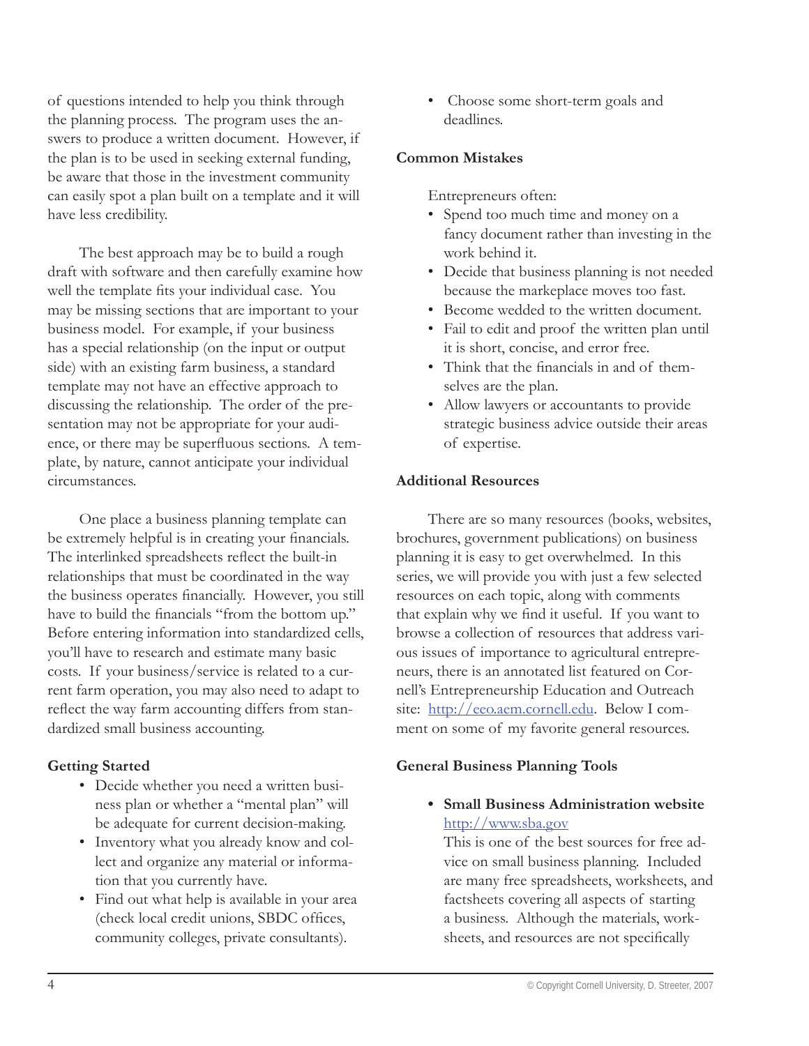of questions intended to help you think through the planning process. The program uses the answers to produce a written document. However, if the plan is to be used in seeking external funding, be aware that those in the investment community can easily spot a plan built on a template and it will have less credibility.

The best approach may be to build a rough draft with software and then carefully examine how well the template fits your individual case. You may be missing sections that are important to your business model. For example, if your business has a special relationship (on the input or output side) with an existing farm business, a standard template may not have an effective approach to discussing the relationship. The order of the presentation may not be appropriate for your audience, or there may be superfluous sections. A template, by nature, cannot anticipate your individual circumstances.

One place a business planning template can be extremely helpful is in creating your financials. The interlinked spreadsheets reflect the built-in relationships that must be coordinated in the way the business operates financially. However, you still have to build the financials "from the bottom up." Before entering information into standardized cells, you'll have to research and estimate many basic costs. If your business/service is related to a current farm operation, you may also need to adapt to reflect the way farm accounting differs from standardized small business accounting.

**Getting Started**

- Decide whether you need a written business plan or whether a "mental plan" will be adequate for current decision-making.
- Inventory what you already know and collect and organize any material or information that you currently have.
- Find out what help is available in your area (check local credit unions, SBDC offices, community colleges, private consultants).
- Choose some short-term goals and deadlines.

**Common Mistakes**

Entrepreneurs often:

- Spend too much time and money on a fancy document rather than investing in the work behind it.
- Decide that business planning is not needed because the markeplace moves too fast.
- Become wedded to the written document.
- Fail to edit and proof the written plan until it is short, concise, and error free.
- Think that the financials in and of themselves are the plan.
- Allow lawyers or accountants to provide strategic business advice outside their areas of expertise.

**Additional Resources**

There are so many resources (books, websites, brochures, government publications) on business planning it is easy to get overwhelmed. In this series, we will provide you with just a few selected resources on each topic, along with comments that explain why we find it useful. If you want to browse a collection of resources that address various issues of importance to agricultural entrepreneurs, there is an annotated list featured on Cornell's Entrepreneurship Education and Outreach site: http://eeo.aem.cornell.edu. Below I comment on some of my favorite general resources.

**General Business Planning Tools**

- **Small Business Administration website**
  http://www.sba.gov
  This is one of the best sources for free advice on small business planning. Included are many free spreadsheets, worksheets, and factsheets covering all aspects of starting a business. Although the materials, worksheets, and resources are not specifically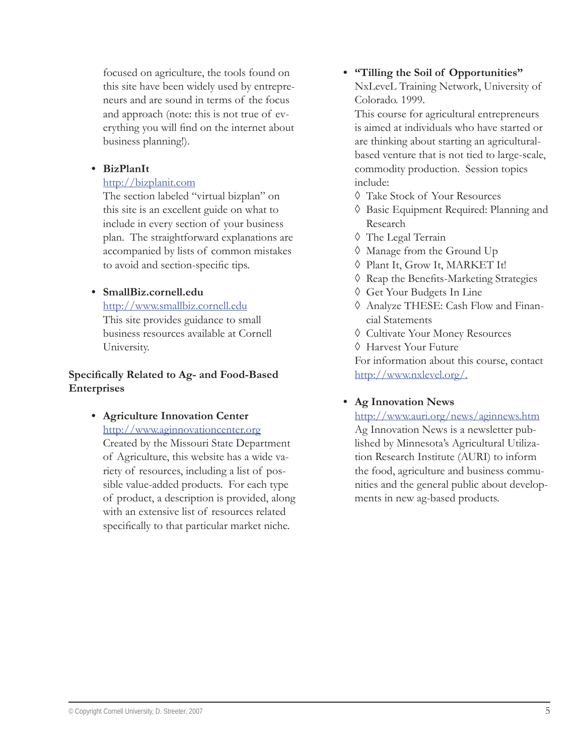focused on agriculture, the tools found on this site have been widely used by entrepreneurs and are sound in terms of the focus and approach (note: this is not true of everything you will find on the internet about business planning!).

- **BizPlanIt**
  http://bizplanit.com
  The section labeled "virtual bizplan" on this site is an excellent guide on what to include in every section of your business plan. The straightforward explanations are accompanied by lists of common mistakes to avoid and section-specific tips.

- **SmallBiz.cornell.edu**
  http://www.smallbiz.cornell.edu
  This site provides guidance to small business resources available at Cornell University.

**Specifically Related to Ag- and Food-Based Enterprises**

- **Agriculture Innovation Center**
  http://www.aginnovationcenter.org
  Created by the Missouri State Department of Agriculture, this website has a wide variety of resources, including a list of possible value-added products. For each type of product, a description is provided, along with an extensive list of resources related specifically to that particular market niche.

- **"Tilling the Soil of Opportunities"**
  NxLeveL Training Network, University of Colorado. 1999.
  This course for agricultural entrepreneurs is aimed at individuals who have started or are thinking about starting an agricultural-based venture that is not tied to large-scale, commodity production. Session topics include:
  - ◊ Take Stock of Your Resources
  - ◊ Basic Equipment Required: Planning and Research
  - ◊ The Legal Terrain
  - ◊ Manage from the Ground Up
  - ◊ Plant It, Grow It, MARKET It!
  - ◊ Reap the Benefits-Marketing Strategies
  - ◊ Get Your Budgets In Line
  - ◊ Analyze THESE: Cash Flow and Financial Statements
  - ◊ Cultivate Your Money Resources
  - ◊ Harvest Your Future

  For information about this course, contact http://www.nxlevel.org/.

- **Ag Innovation News**
  http://www.auri.org/news/aginnews.htm
  Ag Innovation News is a newsletter published by Minnesota's Agricultural Utilization Research Institute (AURI) to inform the food, agriculture and business communities and the general public about developments in new ag-based products.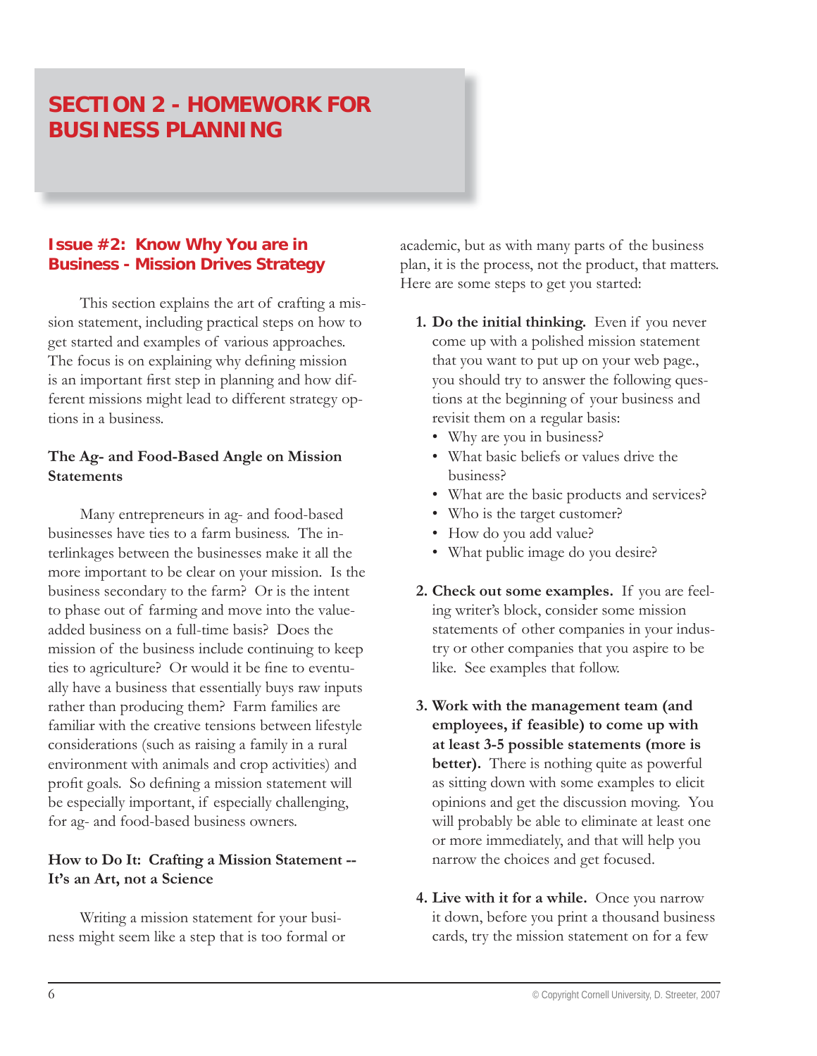# SECTION 2 - HOMEWORK FOR BUSINESS PLANNING

## Issue #2: Know Why You are in Business - Mission Drives Strategy

This section explains the art of crafting a mission statement, including practical steps on how to get started and examples of various approaches. The focus is on explaining why defining mission is an important first step in planning and how different missions might lead to different strategy options in a business.

### The Ag- and Food-Based Angle on Mission Statements

Many entrepreneurs in ag- and food-based businesses have ties to a farm business. The interlinkages between the businesses make it all the more important to be clear on your mission. Is the business secondary to the farm? Or is the intent to phase out of farming and move into the value-added business on a full-time basis? Does the mission of the business include continuing to keep ties to agriculture? Or would it be fine to eventually have a business that essentially buys raw inputs rather than producing them? Farm families are familiar with the creative tensions between lifestyle considerations (such as raising a family in a rural environment with animals and crop activities) and profit goals. So defining a mission statement will be especially important, if especially challenging, for ag- and food-based business owners.

### How to Do It: Crafting a Mission Statement -- It's an Art, not a Science

Writing a mission statement for your business might seem like a step that is too formal or academic, but as with many parts of the business plan, it is the process, not the product, that matters. Here are some steps to get you started:

1. **Do the initial thinking.** Even if you never come up with a polished mission statement that you want to put up on your web page., you should try to answer the following questions at the beginning of your business and revisit them on a regular basis:
   - Why are you in business?
   - What basic beliefs or values drive the business?
   - What are the basic products and services?
   - Who is the target customer?
   - How do you add value?
   - What public image do you desire?

2. **Check out some examples.** If you are feeling writer's block, consider some mission statements of other companies in your industry or other companies that you aspire to be like. See examples that follow.

3. **Work with the management team (and employees, if feasible) to come up with at least 3-5 possible statements (more is better).** There is nothing quite as powerful as sitting down with some examples to elicit opinions and get the discussion moving. You will probably be able to eliminate at least one or more immediately, and that will help you narrow the choices and get focused.

4. **Live with it for a while.** Once you narrow it down, before you print a thousand business cards, try the mission statement on for a few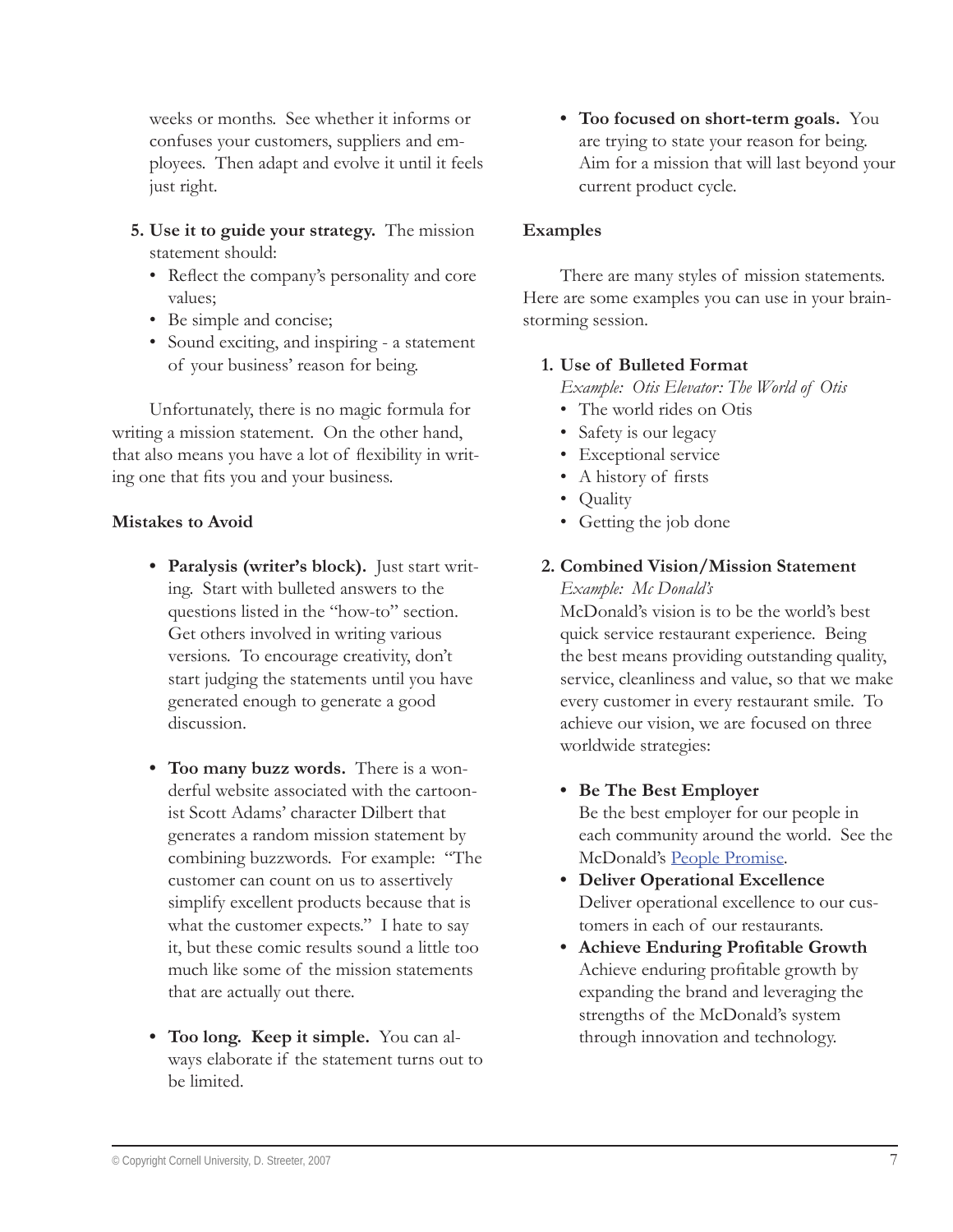weeks or months. See whether it informs or confuses your customers, suppliers and employees. Then adapt and evolve it until it feels just right.

5. **Use it to guide your strategy.** The mission statement should:
   - Reflect the company's personality and core values;
   - Be simple and concise;
   - Sound exciting, and inspiring - a statement of your business' reason for being.

Unfortunately, there is no magic formula for writing a mission statement. On the other hand, that also means you have a lot of flexibility in writing one that fits you and your business.

**Mistakes to Avoid**

- **Paralysis (writer's block).** Just start writing. Start with bulleted answers to the questions listed in the "how-to" section. Get others involved in writing various versions. To encourage creativity, don't start judging the statements until you have generated enough to generate a good discussion.

- **Too many buzz words.** There is a wonderful website associated with the cartoonist Scott Adams' character Dilbert that generates a random mission statement by combining buzzwords. For example: "The customer can count on us to assertively simplify excellent products because that is what the customer expects." I hate to say it, but these comic results sound a little too much like some of the mission statements that are actually out there.

- **Too long. Keep it simple.** You can always elaborate if the statement turns out to be limited.

- **Too focused on short-term goals.** You are trying to state your reason for being. Aim for a mission that will last beyond your current product cycle.

**Examples**

There are many styles of mission statements. Here are some examples you can use in your brainstorming session.

1. **Use of Bulleted Format**
   *Example: Otis Elevator: The World of Otis*
   - The world rides on Otis
   - Safety is our legacy
   - Exceptional service
   - A history of firsts
   - Quality
   - Getting the job done

2. **Combined Vision/Mission Statement**
   *Example: Mc Donald's*
   McDonald's vision is to be the world's best quick service restaurant experience. Being the best means providing outstanding quality, service, cleanliness and value, so that we make every customer in every restaurant smile. To achieve our vision, we are focused on three worldwide strategies:

   - **Be The Best Employer**
     Be the best employer for our people in each community around the world. See the McDonald's People Promise.
   - **Deliver Operational Excellence**
     Deliver operational excellence to our customers in each of our restaurants.
   - **Achieve Enduring Profitable Growth**
     Achieve enduring profitable growth by expanding the brand and leveraging the strengths of the McDonald's system through innovation and technology.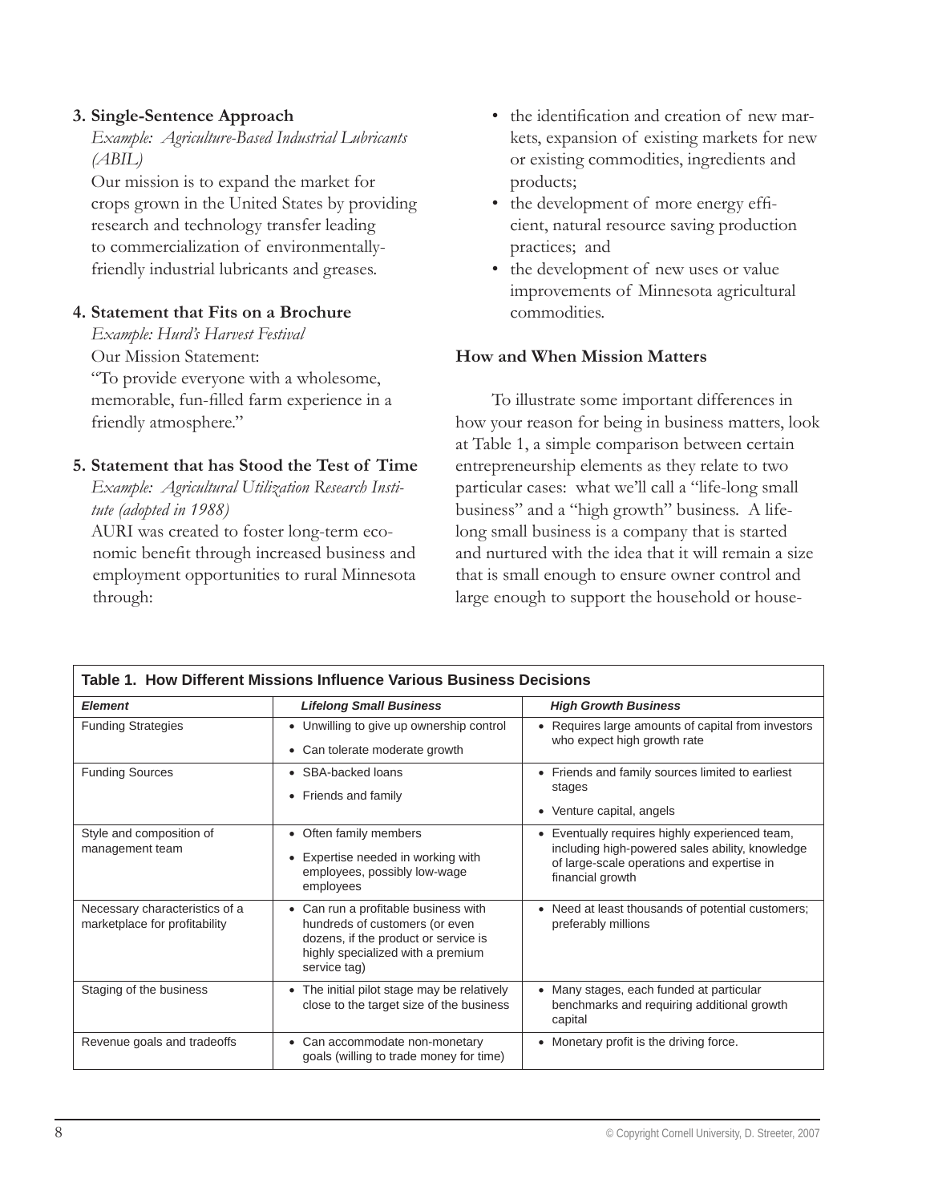**3. Single-Sentence Approach**

*Example: Agriculture-Based Industrial Lubricants (ABIL)*

Our mission is to expand the market for crops grown in the United States by providing research and technology transfer leading to commercialization of environmentally-friendly industrial lubricants and greases.

**4. Statement that Fits on a Brochure**

*Example: Hurd's Harvest Festival*

Our Mission Statement:

"To provide everyone with a wholesome, memorable, fun-filled farm experience in a friendly atmosphere."

**5. Statement that has Stood the Test of Time**

*Example: Agricultural Utilization Research Institute (adopted in 1988)*

AURI was created to foster long-term economic benefit through increased business and employment opportunities to rural Minnesota through:

- the identification and creation of new markets, expansion of existing markets for new or existing commodities, ingredients and products;
- the development of more energy efficient, natural resource saving production practices; and
- the development of new uses or value improvements of Minnesota agricultural commodities.

### How and When Mission Matters

To illustrate some important differences in how your reason for being in business matters, look at Table 1, a simple comparison between certain entrepreneurship elements as they relate to two particular cases: what we'll call a "life-long small business" and a "high growth" business. A life-long small business is a company that is started and nurtured with the idea that it will remain a size that is small enough to ensure owner control and large enough to support the household or house-

**Table 1. How Different Missions Influence Various Business Decisions**

| *Element* | *Lifelong Small Business* | *High Growth Business* |
|---|---|---|
| Funding Strategies | • Unwilling to give up ownership control<br>• Can tolerate moderate growth | • Requires large amounts of capital from investors who expect high growth rate |
| Funding Sources | • SBA-backed loans<br>• Friends and family | • Friends and family sources limited to earliest stages<br>• Venture capital, angels |
| Style and composition of management team | • Often family members<br>• Expertise needed in working with employees, possibly low-wage employees | • Eventually requires highly experienced team, including high-powered sales ability, knowledge of large-scale operations and expertise in financial growth |
| Necessary characteristics of a marketplace for profitability | • Can run a profitable business with hundreds of customers (or even dozens, if the product or service is highly specialized with a premium service tag) | • Need at least thousands of potential customers; preferably millions |
| Staging of the business | • The initial pilot stage may be relatively close to the target size of the business | • Many stages, each funded at particular benchmarks and requiring additional growth capital |
| Revenue goals and tradeoffs | • Can accommodate non-monetary goals (willing to trade money for time) | • Monetary profit is the driving force. |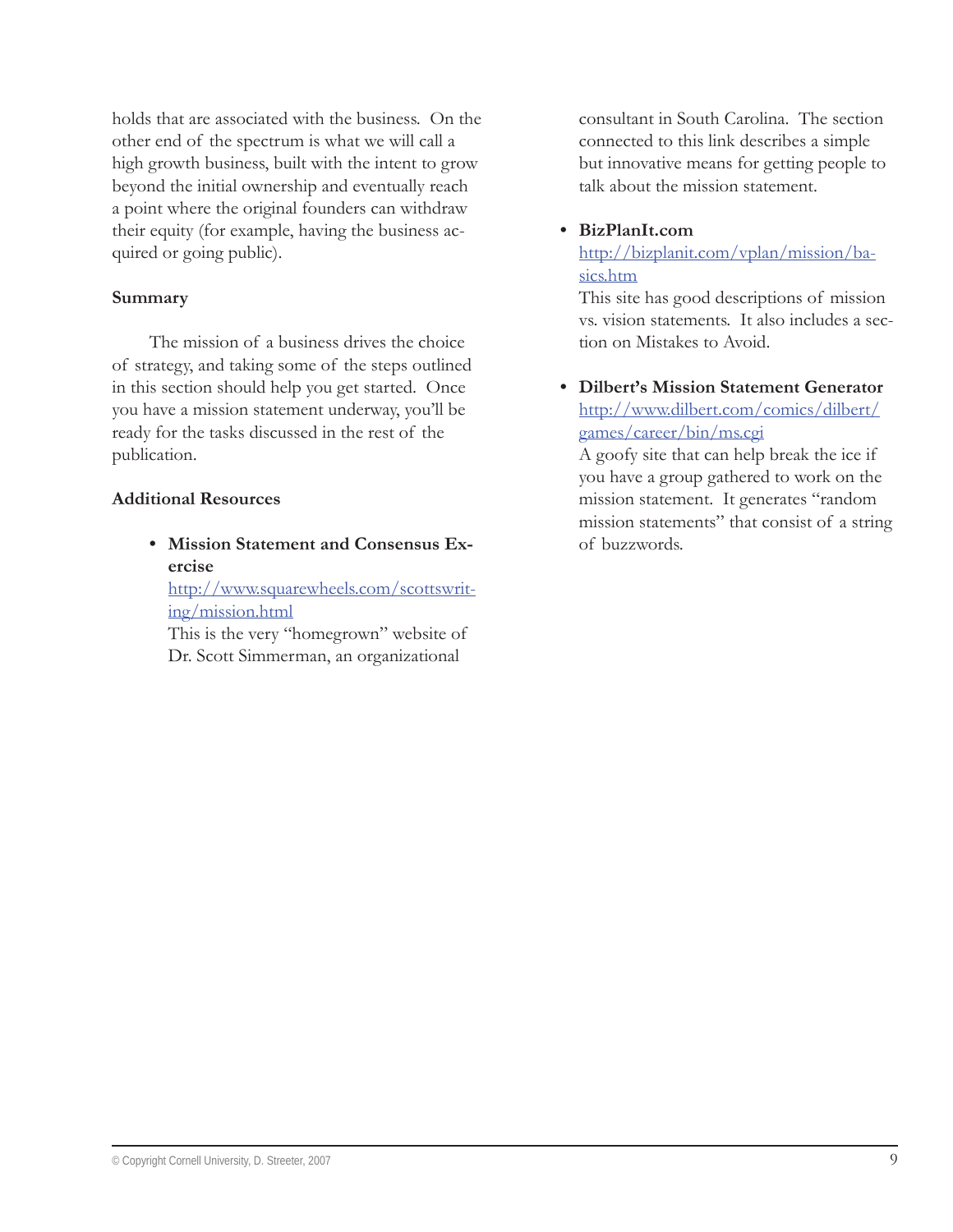holds that are associated with the business. On the other end of the spectrum is what we will call a high growth business, built with the intent to grow beyond the initial ownership and eventually reach a point where the original founders can withdraw their equity (for example, having the business acquired or going public).

**Summary**

The mission of a business drives the choice of strategy, and taking some of the steps outlined in this section should help you get started. Once you have a mission statement underway, you'll be ready for the tasks discussed in the rest of the publication.

**Additional Resources**

- **Mission Statement and Consensus Exercise**
  [http://www.squarewheels.com/scottswriting/mission.html](http://www.squarewheels.com/scottswriting/mission.html)
  This is the very "homegrown" website of Dr. Scott Simmerman, an organizational consultant in South Carolina. The section connected to this link describes a simple but innovative means for getting people to talk about the mission statement.

- **BizPlanIt.com**
  [http://bizplanit.com/vplan/mission/basics.htm](http://bizplanit.com/vplan/mission/basics.htm)
  This site has good descriptions of mission vs. vision statements. It also includes a section on Mistakes to Avoid.

- **Dilbert's Mission Statement Generator**
  [http://www.dilbert.com/comics/dilbert/games/career/bin/ms.cgi](http://www.dilbert.com/comics/dilbert/games/career/bin/ms.cgi)
  A goofy site that can help break the ice if you have a group gathered to work on the mission statement. It generates "random mission statements" that consist of a string of buzzwords.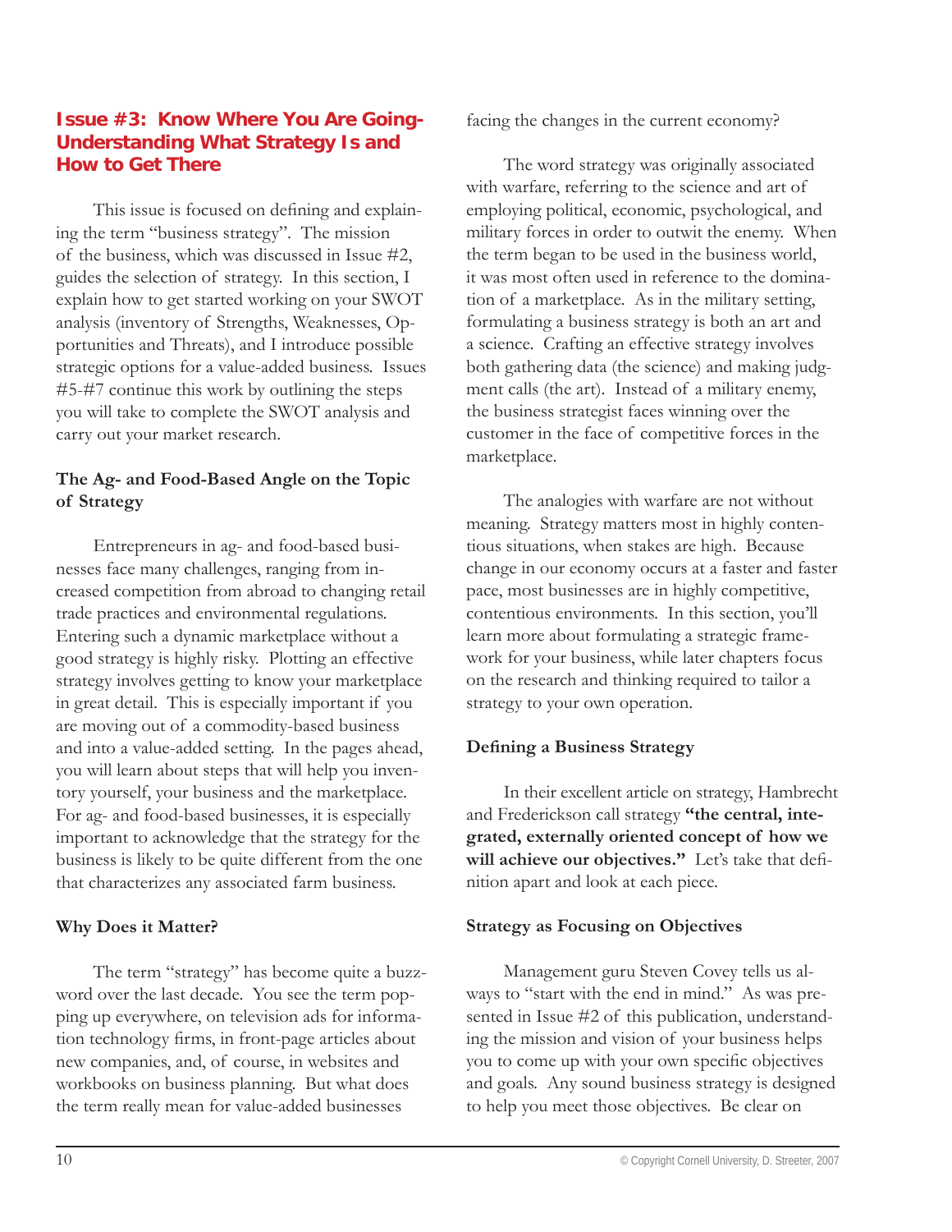## Issue #3: Know Where You Are Going-Understanding What Strategy Is and How to Get There

This issue is focused on defining and explaining the term "business strategy". The mission of the business, which was discussed in Issue #2, guides the selection of strategy. In this section, I explain how to get started working on your SWOT analysis (inventory of Strengths, Weaknesses, Opportunities and Threats), and I introduce possible strategic options for a value-added business. Issues #5-#7 continue this work by outlining the steps you will take to complete the SWOT analysis and carry out your market research.

### The Ag- and Food-Based Angle on the Topic of Strategy

Entrepreneurs in ag- and food-based businesses face many challenges, ranging from increased competition from abroad to changing retail trade practices and environmental regulations. Entering such a dynamic marketplace without a good strategy is highly risky. Plotting an effective strategy involves getting to know your marketplace in great detail. This is especially important if you are moving out of a commodity-based business and into a value-added setting. In the pages ahead, you will learn about steps that will help you inventory yourself, your business and the marketplace. For ag- and food-based businesses, it is especially important to acknowledge that the strategy for the business is likely to be quite different from the one that characterizes any associated farm business.

### Why Does it Matter?

The term "strategy" has become quite a buzzword over the last decade. You see the term popping up everywhere, on television ads for information technology firms, in front-page articles about new companies, and, of course, in websites and workbooks on business planning. But what does the term really mean for value-added businesses facing the changes in the current economy?

The word strategy was originally associated with warfare, referring to the science and art of employing political, economic, psychological, and military forces in order to outwit the enemy. When the term began to be used in the business world, it was most often used in reference to the domination of a marketplace. As in the military setting, formulating a business strategy is both an art and a science. Crafting an effective strategy involves both gathering data (the science) and making judgment calls (the art). Instead of a military enemy, the business strategist faces winning over the customer in the face of competitive forces in the marketplace.

The analogies with warfare are not without meaning. Strategy matters most in highly contentious situations, when stakes are high. Because change in our economy occurs at a faster and faster pace, most businesses are in highly competitive, contentious environments. In this section, you'll learn more about formulating a strategic framework for your business, while later chapters focus on the research and thinking required to tailor a strategy to your own operation.

### Defining a Business Strategy

In their excellent article on strategy, Hambrecht and Frederickson call strategy **"the central, integrated, externally oriented concept of how we will achieve our objectives."** Let's take that definition apart and look at each piece.

### Strategy as Focusing on Objectives

Management guru Steven Covey tells us always to "start with the end in mind." As was presented in Issue #2 of this publication, understanding the mission and vision of your business helps you to come up with your own specific objectives and goals. Any sound business strategy is designed to help you meet those objectives. Be clear on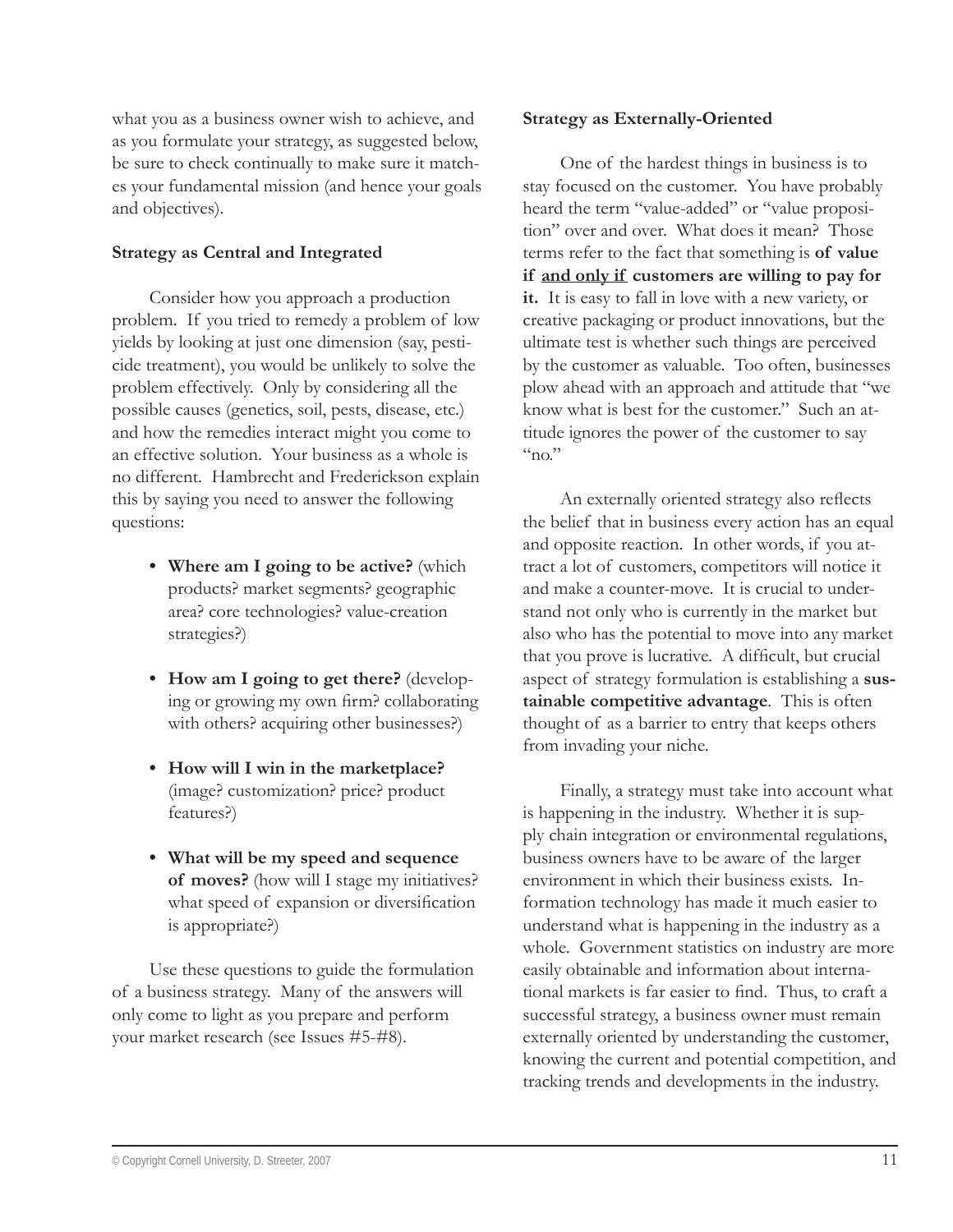what you as a business owner wish to achieve, and as you formulate your strategy, as suggested below, be sure to check continually to make sure it matches your fundamental mission (and hence your goals and objectives).

**Strategy as Central and Integrated**

Consider how you approach a production problem. If you tried to remedy a problem of low yields by looking at just one dimension (say, pesticide treatment), you would be unlikely to solve the problem effectively. Only by considering all the possible causes (genetics, soil, pests, disease, etc.) and how the remedies interact might you come to an effective solution. Your business as a whole is no different. Hambrecht and Frederickson explain this by saying you need to answer the following questions:

- **Where am I going to be active?** (which products? market segments? geographic area? core technologies? value-creation strategies?)
- **How am I going to get there?** (developing or growing my own firm? collaborating with others? acquiring other businesses?)
- **How will I win in the marketplace?** (image? customization? price? product features?)
- **What will be my speed and sequence of moves?** (how will I stage my initiatives? what speed of expansion or diversification is appropriate?)

Use these questions to guide the formulation of a business strategy. Many of the answers will only come to light as you prepare and perform your market research (see Issues #5-#8).

**Strategy as Externally-Oriented**

One of the hardest things in business is to stay focused on the customer. You have probably heard the term "value-added" or "value proposition" over and over. What does it mean? Those terms refer to the fact that something is **of value if <u>and only if</u> customers are willing to pay for it.** It is easy to fall in love with a new variety, or creative packaging or product innovations, but the ultimate test is whether such things are perceived by the customer as valuable. Too often, businesses plow ahead with an approach and attitude that "we know what is best for the customer." Such an attitude ignores the power of the customer to say "no."

An externally oriented strategy also reflects the belief that in business every action has an equal and opposite reaction. In other words, if you attract a lot of customers, competitors will notice it and make a counter-move. It is crucial to understand not only who is currently in the market but also who has the potential to move into any market that you prove is lucrative. A difficult, but crucial aspect of strategy formulation is establishing a **sustainable competitive advantage**. This is often thought of as a barrier to entry that keeps others from invading your niche.

Finally, a strategy must take into account what is happening in the industry. Whether it is supply chain integration or environmental regulations, business owners have to be aware of the larger environment in which their business exists. Information technology has made it much easier to understand what is happening in the industry as a whole. Government statistics on industry are more easily obtainable and information about international markets is far easier to find. Thus, to craft a successful strategy, a business owner must remain externally oriented by understanding the customer, knowing the current and potential competition, and tracking trends and developments in the industry.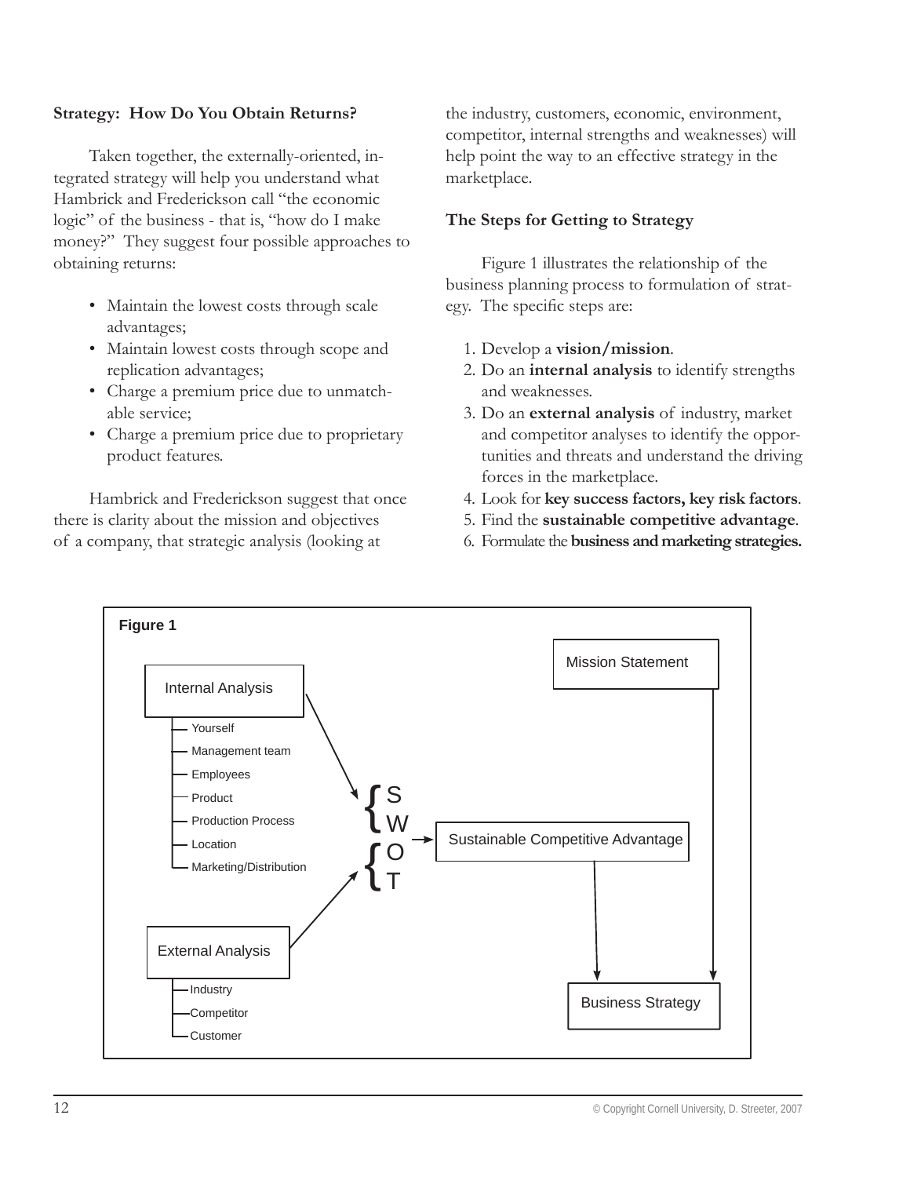### Strategy: How Do You Obtain Returns?

Taken together, the externally-oriented, integrated strategy will help you understand what Hambrick and Frederickson call "the economic logic" of the business - that is, "how do I make money?" They suggest four possible approaches to obtaining returns:

- Maintain the lowest costs through scale advantages;
- Maintain lowest costs through scope and replication advantages;
- Charge a premium price due to unmatchable service;
- Charge a premium price due to proprietary product features.

Hambrick and Frederickson suggest that once there is clarity about the mission and objectives of a company, that strategic analysis (looking at the industry, customers, economic, environment, competitor, internal strengths and weaknesses) will help point the way to an effective strategy in the marketplace.

### The Steps for Getting to Strategy

Figure 1 illustrates the relationship of the business planning process to formulation of strategy. The specific steps are:

1. Develop a **vision/mission**.
2. Do an **internal analysis** to identify strengths and weaknesses.
3. Do an **external analysis** of industry, market and competitor analyses to identify the opportunities and threats and understand the driving forces in the marketplace.
4. Look for **key success factors, key risk factors**.
5. Find the **sustainable competitive advantage**.
6. Formulate the **business and marketing strategies.**

**Figure 1**

Internal Analysis
- Yourself
- Management team
- Employees
- Product
- Production Process
- Location
- Marketing/Distribution

External Analysis
- Industry
- Competitor
- Customer

Internal Analysis → S, W; External Analysis → O, T; SWOT → Sustainable Competitive Advantage → Business Strategy; Mission Statement → Business Strategy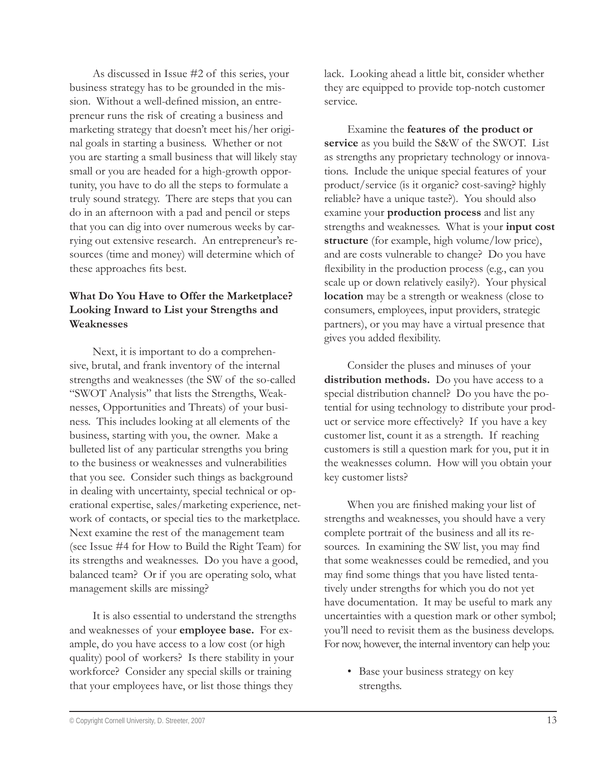As discussed in Issue #2 of this series, your business strategy has to be grounded in the mission. Without a well-defined mission, an entrepreneur runs the risk of creating a business and marketing strategy that doesn't meet his/her original goals in starting a business. Whether or not you are starting a small business that will likely stay small or you are headed for a high-growth opportunity, you have to do all the steps to formulate a truly sound strategy. There are steps that you can do in an afternoon with a pad and pencil or steps that you can dig into over numerous weeks by carrying out extensive research. An entrepreneur's resources (time and money) will determine which of these approaches fits best.

### What Do You Have to Offer the Marketplace? Looking Inward to List your Strengths and Weaknesses

Next, it is important to do a comprehensive, brutal, and frank inventory of the internal strengths and weaknesses (the SW of the so-called "SWOT Analysis" that lists the Strengths, Weaknesses, Opportunities and Threats) of your business. This includes looking at all elements of the business, starting with you, the owner. Make a bulleted list of any particular strengths you bring to the business or weaknesses and vulnerabilities that you see. Consider such things as background in dealing with uncertainty, special technical or operational expertise, sales/marketing experience, network of contacts, or special ties to the marketplace. Next examine the rest of the management team (see Issue #4 for How to Build the Right Team) for its strengths and weaknesses. Do you have a good, balanced team? Or if you are operating solo, what management skills are missing?

It is also essential to understand the strengths and weaknesses of your **employee base.** For example, do you have access to a low cost (or high quality) pool of workers? Is there stability in your workforce? Consider any special skills or training that your employees have, or list those things they lack. Looking ahead a little bit, consider whether they are equipped to provide top-notch customer service.

Examine the **features of the product or service** as you build the S&W of the SWOT. List as strengths any proprietary technology or innovations. Include the unique special features of your product/service (is it organic? cost-saving? highly reliable? have a unique taste?). You should also examine your **production process** and list any strengths and weaknesses. What is your **input cost structure** (for example, high volume/low price), and are costs vulnerable to change? Do you have flexibility in the production process (e.g., can you scale up or down relatively easily?). Your physical **location** may be a strength or weakness (close to consumers, employees, input providers, strategic partners), or you may have a virtual presence that gives you added flexibility.

Consider the pluses and minuses of your **distribution methods.** Do you have access to a special distribution channel? Do you have the potential for using technology to distribute your product or service more effectively? If you have a key customer list, count it as a strength. If reaching customers is still a question mark for you, put it in the weaknesses column. How will you obtain your key customer lists?

When you are finished making your list of strengths and weaknesses, you should have a very complete portrait of the business and all its resources. In examining the SW list, you may find that some weaknesses could be remedied, and you may find some things that you have listed tentatively under strengths for which you do not yet have documentation. It may be useful to mark any uncertainties with a question mark or other symbol; you'll need to revisit them as the business develops. For now, however, the internal inventory can help you:

- Base your business strategy on key strengths.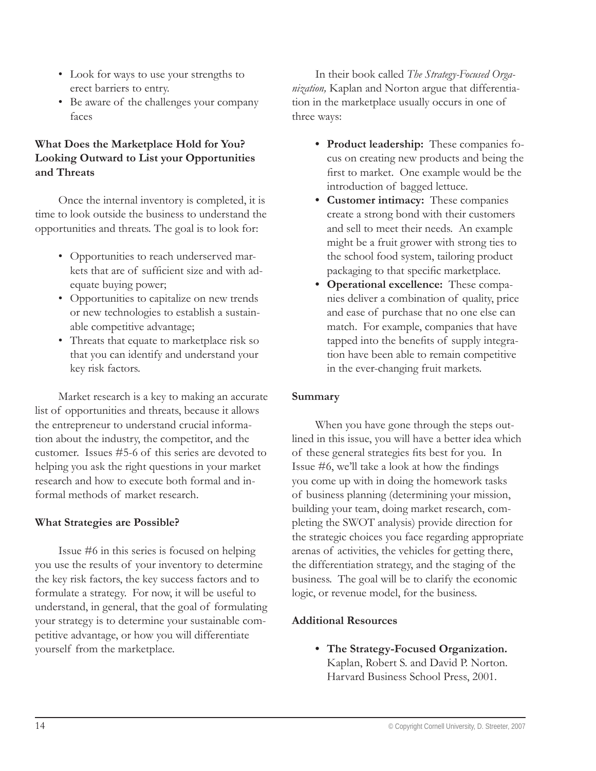- Look for ways to use your strengths to erect barriers to entry.
- Be aware of the challenges your company faces

**What Does the Marketplace Hold for You? Looking Outward to List your Opportunities and Threats**

Once the internal inventory is completed, it is time to look outside the business to understand the opportunities and threats. The goal is to look for:

- Opportunities to reach underserved markets that are of sufficient size and with adequate buying power;
- Opportunities to capitalize on new trends or new technologies to establish a sustainable competitive advantage;
- Threats that equate to marketplace risk so that you can identify and understand your key risk factors.

Market research is a key to making an accurate list of opportunities and threats, because it allows the entrepreneur to understand crucial information about the industry, the competitor, and the customer. Issues #5-6 of this series are devoted to helping you ask the right questions in your market research and how to execute both formal and informal methods of market research.

**What Strategies are Possible?**

Issue #6 in this series is focused on helping you use the results of your inventory to determine the key risk factors, the key success factors and to formulate a strategy. For now, it will be useful to understand, in general, that the goal of formulating your strategy is to determine your sustainable competitive advantage, or how you will differentiate yourself from the marketplace.

In their book called *The Strategy-Focused Organization,* Kaplan and Norton argue that differentiation in the marketplace usually occurs in one of three ways:

- **Product leadership:** These companies focus on creating new products and being the first to market. One example would be the introduction of bagged lettuce.
- **Customer intimacy:** These companies create a strong bond with their customers and sell to meet their needs. An example might be a fruit grower with strong ties to the school food system, tailoring product packaging to that specific marketplace.
- **Operational excellence:** These companies deliver a combination of quality, price and ease of purchase that no one else can match. For example, companies that have tapped into the benefits of supply integration have been able to remain competitive in the ever-changing fruit markets.

**Summary**

When you have gone through the steps outlined in this issue, you will have a better idea which of these general strategies fits best for you. In Issue #6, we'll take a look at how the findings you come up with in doing the homework tasks of business planning (determining your mission, building your team, doing market research, completing the SWOT analysis) provide direction for the strategic choices you face regarding appropriate arenas of activities, the vehicles for getting there, the differentiation strategy, and the staging of the business. The goal will be to clarify the economic logic, or revenue model, for the business.

**Additional Resources**

- **The Strategy-Focused Organization.** Kaplan, Robert S. and David P. Norton. Harvard Business School Press, 2001.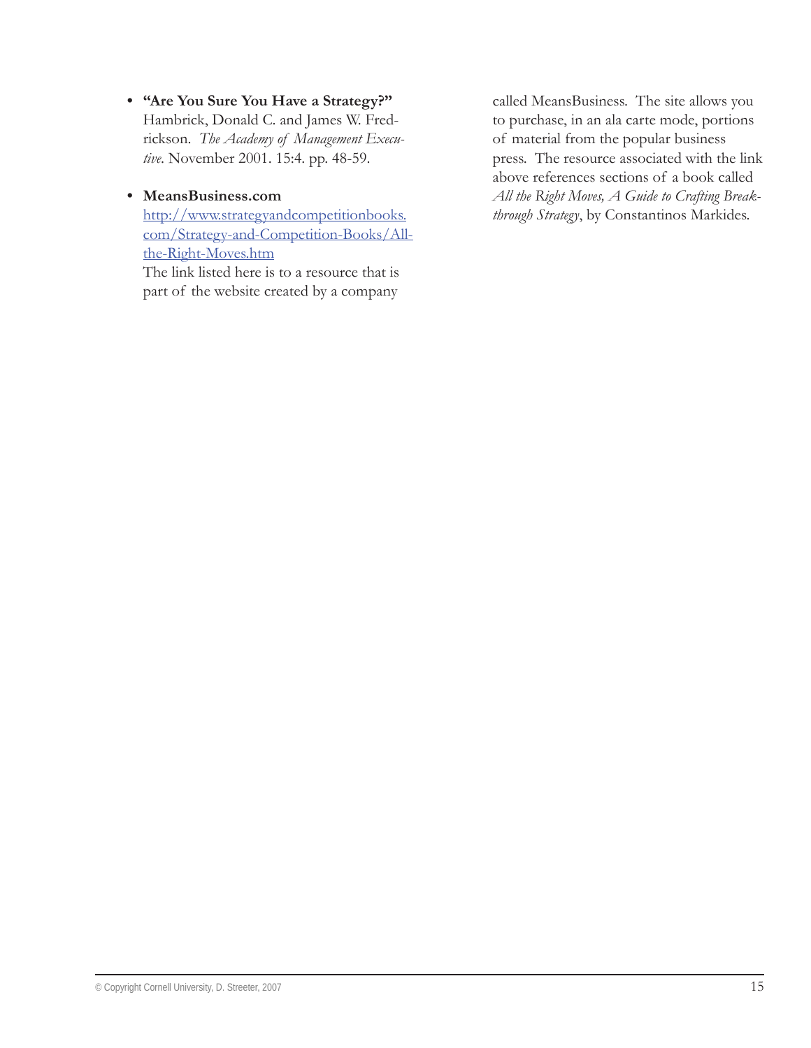- **"Are You Sure You Have a Strategy?"** Hambrick, Donald C. and James W. Fredrickson. *The Academy of Management Executive*. November 2001. 15:4. pp. 48-59.

- **MeansBusiness.com** [http://www.strategyandcompetitionbooks.com/Strategy-and-Competition-Books/All-the-Right-Moves.htm](http://www.strategyandcompetitionbooks.com/Strategy-and-Competition-Books/All-the-Right-Moves.htm)
  The link listed here is to a resource that is part of the website created by a company called MeansBusiness. The site allows you to purchase, in an ala carte mode, portions of material from the popular business press. The resource associated with the link above references sections of a book called *All the Right Moves, A Guide to Crafting Breakthrough Strategy*, by Constantinos Markides.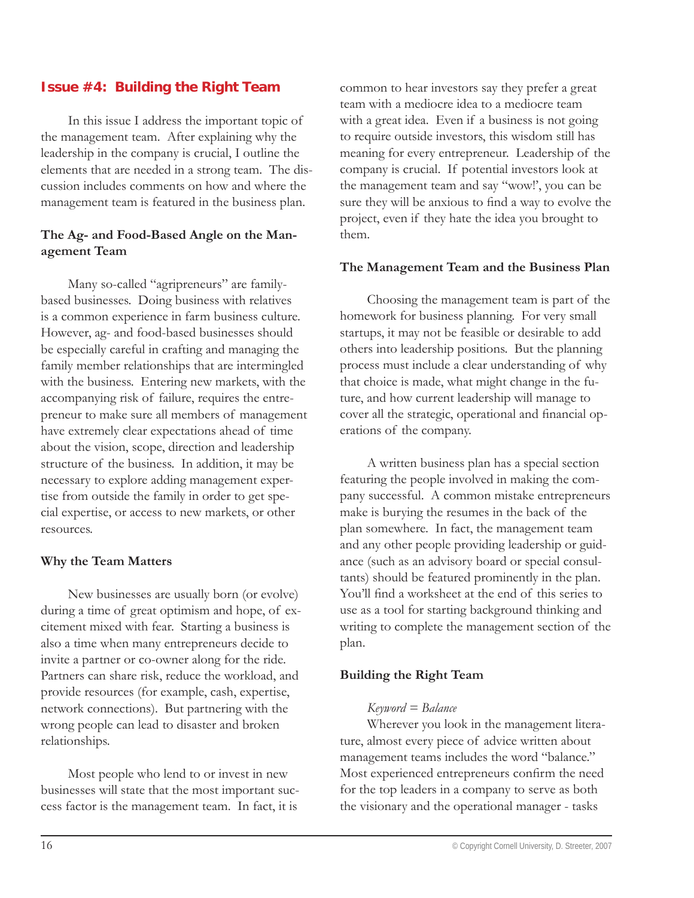## Issue #4: Building the Right Team

In this issue I address the important topic of the management team. After explaining why the leadership in the company is crucial, I outline the elements that are needed in a strong team. The discussion includes comments on how and where the management team is featured in the business plan.

### The Ag- and Food-Based Angle on the Management Team

Many so-called "agripreneurs" are family-based businesses. Doing business with relatives is a common experience in farm business culture. However, ag- and food-based businesses should be especially careful in crafting and managing the family member relationships that are intermingled with the business. Entering new markets, with the accompanying risk of failure, requires the entrepreneur to make sure all members of management have extremely clear expectations ahead of time about the vision, scope, direction and leadership structure of the business. In addition, it may be necessary to explore adding management expertise from outside the family in order to get special expertise, or access to new markets, or other resources.

### Why the Team Matters

New businesses are usually born (or evolve) during a time of great optimism and hope, of excitement mixed with fear. Starting a business is also a time when many entrepreneurs decide to invite a partner or co-owner along for the ride. Partners can share risk, reduce the workload, and provide resources (for example, cash, expertise, network connections). But partnering with the wrong people can lead to disaster and broken relationships.

Most people who lend to or invest in new businesses will state that the most important success factor is the management team. In fact, it is common to hear investors say they prefer a great team with a mediocre idea to a mediocre team with a great idea. Even if a business is not going to require outside investors, this wisdom still has meaning for every entrepreneur. Leadership of the company is crucial. If potential investors look at the management team and say "wow!', you can be sure they will be anxious to find a way to evolve the project, even if they hate the idea you brought to them.

### The Management Team and the Business Plan

Choosing the management team is part of the homework for business planning. For very small startups, it may not be feasible or desirable to add others into leadership positions. But the planning process must include a clear understanding of why that choice is made, what might change in the future, and how current leadership will manage to cover all the strategic, operational and financial operations of the company.

A written business plan has a special section featuring the people involved in making the company successful. A common mistake entrepreneurs make is burying the resumes in the back of the plan somewhere. In fact, the management team and any other people providing leadership or guidance (such as an advisory board or special consultants) should be featured prominently in the plan. You'll find a worksheet at the end of this series to use as a tool for starting background thinking and writing to complete the management section of the plan.

### Building the Right Team

*Keyword = Balance*

Wherever you look in the management literature, almost every piece of advice written about management teams includes the word "balance." Most experienced entrepreneurs confirm the need for the top leaders in a company to serve as both the visionary and the operational manager - tasks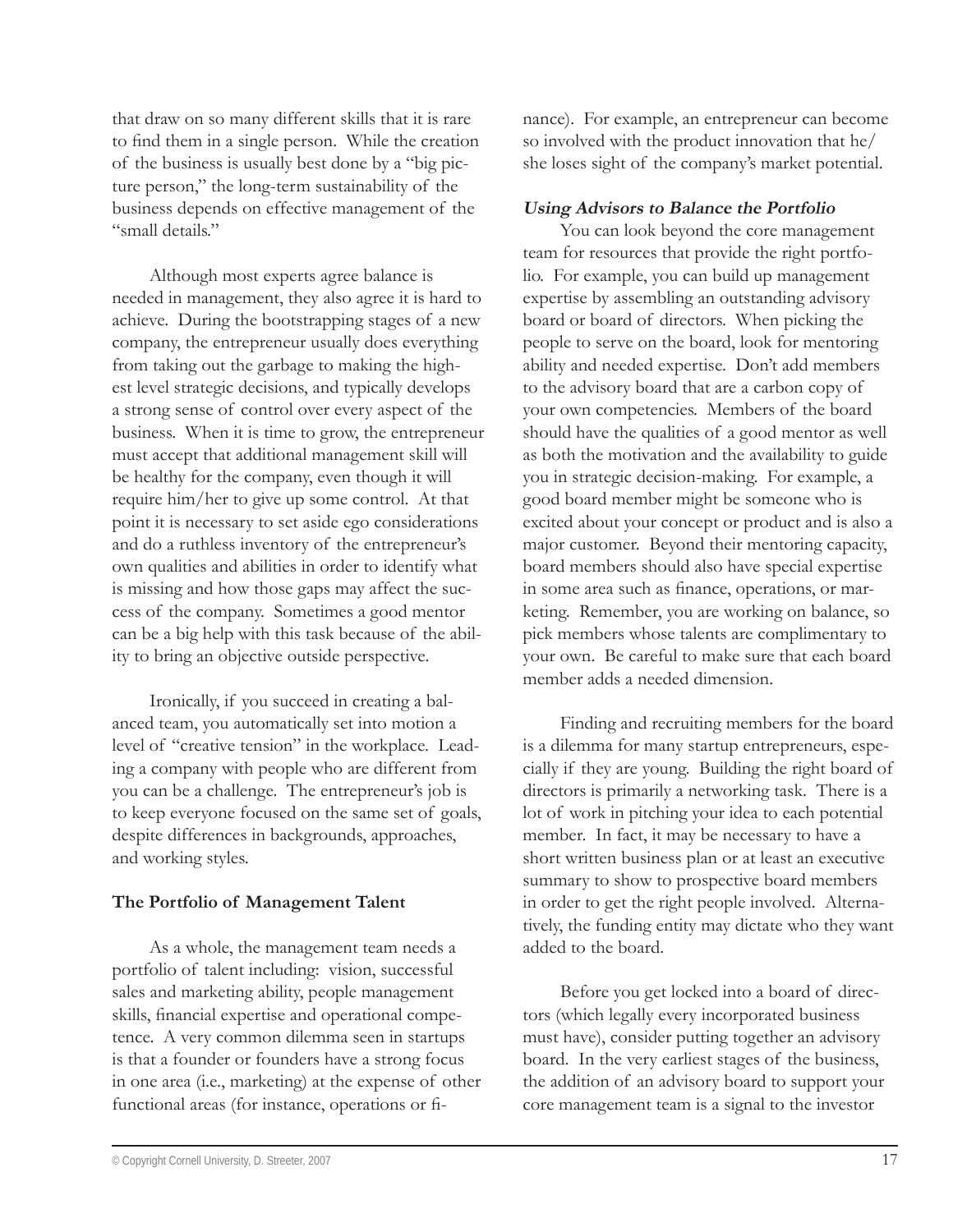that draw on so many different skills that it is rare to find them in a single person. While the creation of the business is usually best done by a "big picture person," the long-term sustainability of the business depends on effective management of the "small details."

Although most experts agree balance is needed in management, they also agree it is hard to achieve. During the bootstrapping stages of a new company, the entrepreneur usually does everything from taking out the garbage to making the highest level strategic decisions, and typically develops a strong sense of control over every aspect of the business. When it is time to grow, the entrepreneur must accept that additional management skill will be healthy for the company, even though it will require him/her to give up some control. At that point it is necessary to set aside ego considerations and do a ruthless inventory of the entrepreneur's own qualities and abilities in order to identify what is missing and how those gaps may affect the success of the company. Sometimes a good mentor can be a big help with this task because of the ability to bring an objective outside perspective.

Ironically, if you succeed in creating a balanced team, you automatically set into motion a level of "creative tension" in the workplace. Leading a company with people who are different from you can be a challenge. The entrepreneur's job is to keep everyone focused on the same set of goals, despite differences in backgrounds, approaches, and working styles.

### The Portfolio of Management Talent

As a whole, the management team needs a portfolio of talent including: vision, successful sales and marketing ability, people management skills, financial expertise and operational competence. A very common dilemma seen in startups is that a founder or founders have a strong focus in one area (i.e., marketing) at the expense of other functional areas (for instance, operations or finance). For example, an entrepreneur can become so involved with the product innovation that he/she loses sight of the company's market potential.

#### *Using Advisors to Balance the Portfolio*

You can look beyond the core management team for resources that provide the right portfolio. For example, you can build up management expertise by assembling an outstanding advisory board or board of directors. When picking the people to serve on the board, look for mentoring ability and needed expertise. Don't add members to the advisory board that are a carbon copy of your own competencies. Members of the board should have the qualities of a good mentor as well as both the motivation and the availability to guide you in strategic decision-making. For example, a good board member might be someone who is excited about your concept or product and is also a major customer. Beyond their mentoring capacity, board members should also have special expertise in some area such as finance, operations, or marketing. Remember, you are working on balance, so pick members whose talents are complimentary to your own. Be careful to make sure that each board member adds a needed dimension.

Finding and recruiting members for the board is a dilemma for many startup entrepreneurs, especially if they are young. Building the right board of directors is primarily a networking task. There is a lot of work in pitching your idea to each potential member. In fact, it may be necessary to have a short written business plan or at least an executive summary to show to prospective board members in order to get the right people involved. Alternatively, the funding entity may dictate who they want added to the board.

Before you get locked into a board of directors (which legally every incorporated business must have), consider putting together an advisory board. In the very earliest stages of the business, the addition of an advisory board to support your core management team is a signal to the investor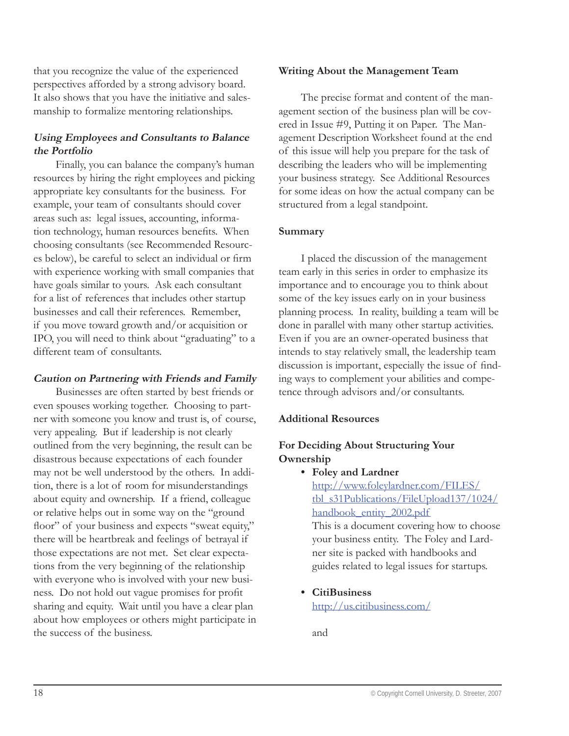that you recognize the value of the experienced perspectives afforded by a strong advisory board. It also shows that you have the initiative and salesmanship to formalize mentoring relationships.

### *Using Employees and Consultants to Balance the Portfolio*

Finally, you can balance the company's human resources by hiring the right employees and picking appropriate key consultants for the business. For example, your team of consultants should cover areas such as: legal issues, accounting, information technology, human resources benefits. When choosing consultants (see Recommended Resources below), be careful to select an individual or firm with experience working with small companies that have goals similar to yours. Ask each consultant for a list of references that includes other startup businesses and call their references. Remember, if you move toward growth and/or acquisition or IPO, you will need to think about "graduating" to a different team of consultants.

### *Caution on Partnering with Friends and Family*

Businesses are often started by best friends or even spouses working together. Choosing to partner with someone you know and trust is, of course, very appealing. But if leadership is not clearly outlined from the very beginning, the result can be disastrous because expectations of each founder may not be well understood by the others. In addition, there is a lot of room for misunderstandings about equity and ownership. If a friend, colleague or relative helps out in some way on the "ground floor" of your business and expects "sweat equity," there will be heartbreak and feelings of betrayal if those expectations are not met. Set clear expectations from the very beginning of the relationship with everyone who is involved with your new business. Do not hold out vague promises for profit sharing and equity. Wait until you have a clear plan about how employees or others might participate in the success of the business.

### Writing About the Management Team

The precise format and content of the management section of the business plan will be covered in Issue #9, Putting it on Paper. The Management Description Worksheet found at the end of this issue will help you prepare for the task of describing the leaders who will be implementing your business strategy. See Additional Resources for some ideas on how the actual company can be structured from a legal standpoint.

### Summary

I placed the discussion of the management team early in this series in order to emphasize its importance and to encourage you to think about some of the key issues early on in your business planning process. In reality, building a team will be done in parallel with many other startup activities. Even if you are an owner-operated business that intends to stay relatively small, the leadership team discussion is important, especially the issue of finding ways to complement your abilities and competence through advisors and/or consultants.

### Additional Resources

### For Deciding About Structuring Your Ownership

- **Foley and Lardner**
  http://www.foleylardner.com/FILES/tbl_s31Publications/FileUpload137/1024/handbook_entity_2002.pdf
  This is a document covering how to choose your business entity. The Foley and Lardner site is packed with handbooks and guides related to legal issues for startups.

- **CitiBusiness**
  http://us.citibusiness.com/

  and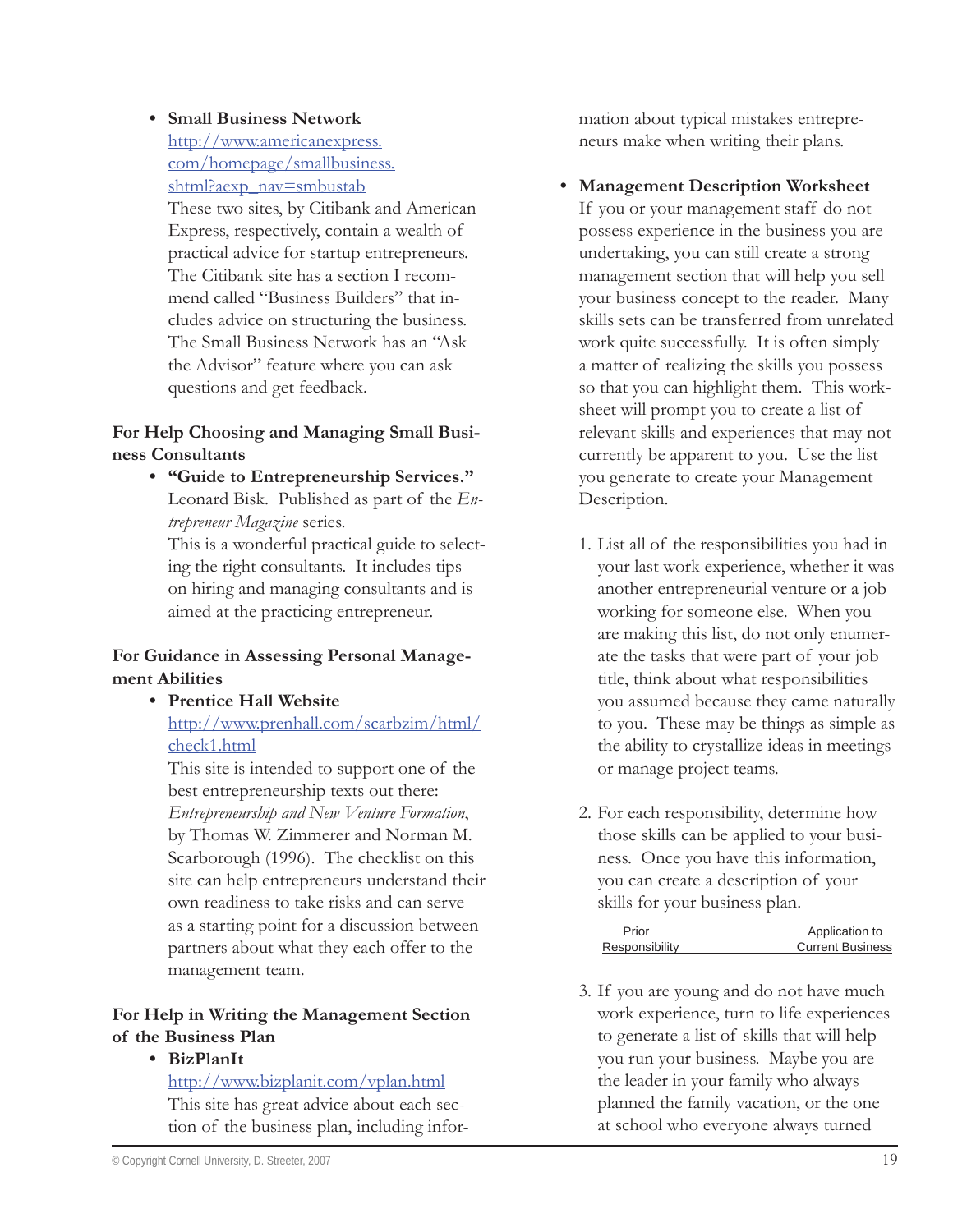- **Small Business Network**
  http://www.americanexpress.com/homepage/smallbusiness.shtml?aexp_nav=smbustab
  These two sites, by Citibank and American Express, respectively, contain a wealth of practical advice for startup entrepreneurs. The Citibank site has a section I recommend called "Business Builders" that includes advice on structuring the business. The Small Business Network has an "Ask the Advisor" feature where you can ask questions and get feedback.

**For Help Choosing and Managing Small Business Consultants**

- **"Guide to Entrepreneurship Services."** Leonard Bisk. Published as part of the *Entrepreneur Magazine* series.
  This is a wonderful practical guide to selecting the right consultants. It includes tips on hiring and managing consultants and is aimed at the practicing entrepreneur.

**For Guidance in Assessing Personal Management Abilities**

- **Prentice Hall Website**
  http://www.prenhall.com/scarbzim/html/check1.html
  This site is intended to support one of the best entrepreneurship texts out there: *Entrepreneurship and New Venture Formation*, by Thomas W. Zimmerer and Norman M. Scarborough (1996). The checklist on this site can help entrepreneurs understand their own readiness to take risks and can serve as a starting point for a discussion between partners about what they each offer to the management team.

**For Help in Writing the Management Section of the Business Plan**

- **BizPlanIt**
  http://www.bizplanit.com/vplan.html
  This site has great advice about each section of the business plan, including information about typical mistakes entrepreneurs make when writing their plans.

- **Management Description Worksheet**
  If you or your management staff do not possess experience in the business you are undertaking, you can still create a strong management section that will help you sell your business concept to the reader. Many skills sets can be transferred from unrelated work quite successfully. It is often simply a matter of realizing the skills you possess so that you can highlight them. This worksheet will prompt you to create a list of relevant skills and experiences that may not currently be apparent to you. Use the list you generate to create your Management Description.

1. List all of the responsibilities you had in your last work experience, whether it was another entrepreneurial venture or a job working for someone else. When you are making this list, do not only enumerate the tasks that were part of your job title, think about what responsibilities you assumed because they came naturally to you. These may be things as simple as the ability to crystallize ideas in meetings or manage project teams.

2. For each responsibility, determine how those skills can be applied to your business. Once you have this information, you can create a description of your skills for your business plan.

| Prior Responsibility | Application to Current Business |
|---|---|

3. If you are young and do not have much work experience, turn to life experiences to generate a list of skills that will help you run your business. Maybe you are the leader in your family who always planned the family vacation, or the one at school who everyone always turned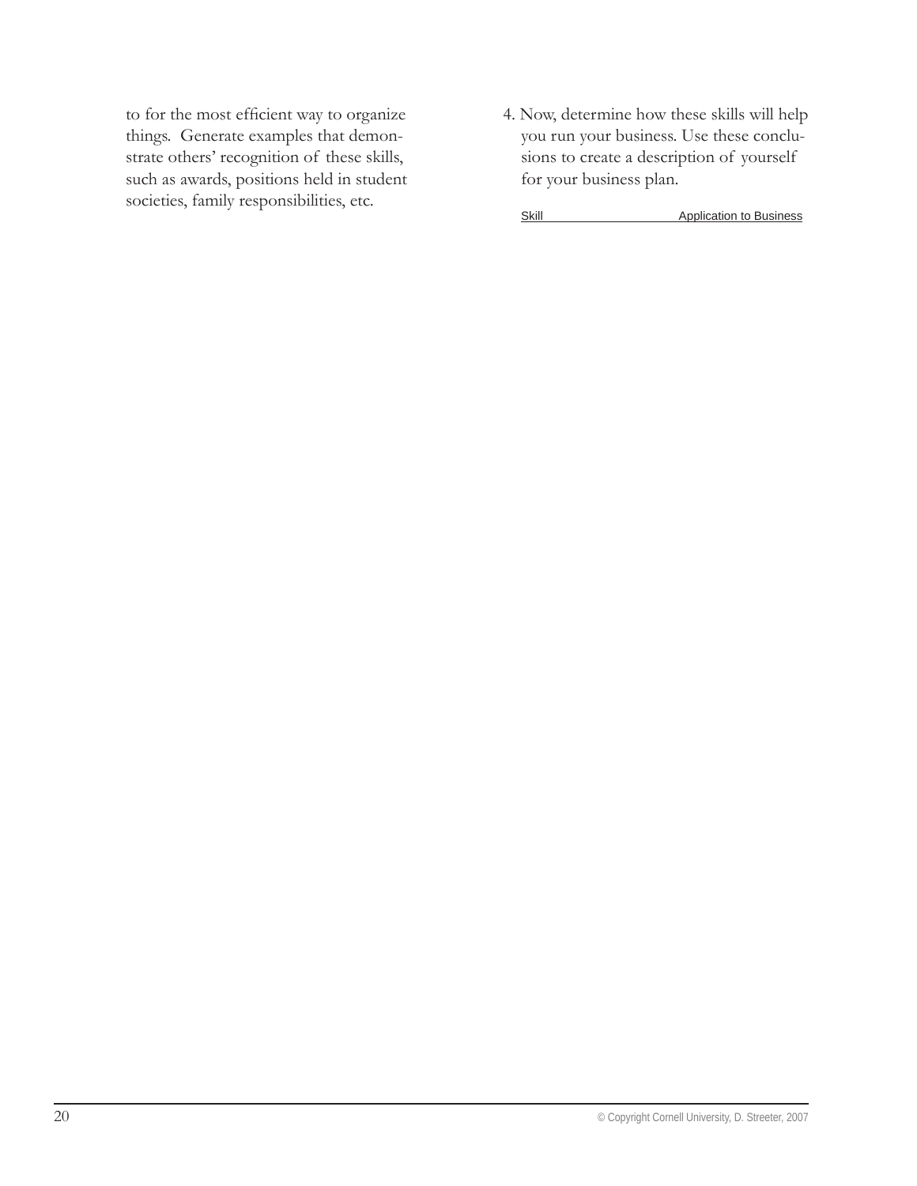to for the most efficient way to organize things. Generate examples that demonstrate others' recognition of these skills, such as awards, positions held in student societies, family responsibilities, etc.

4. Now, determine how these skills will help you run your business. Use these conclusions to create a description of yourself for your business plan.

| Skill | Application to Business |
|---|---|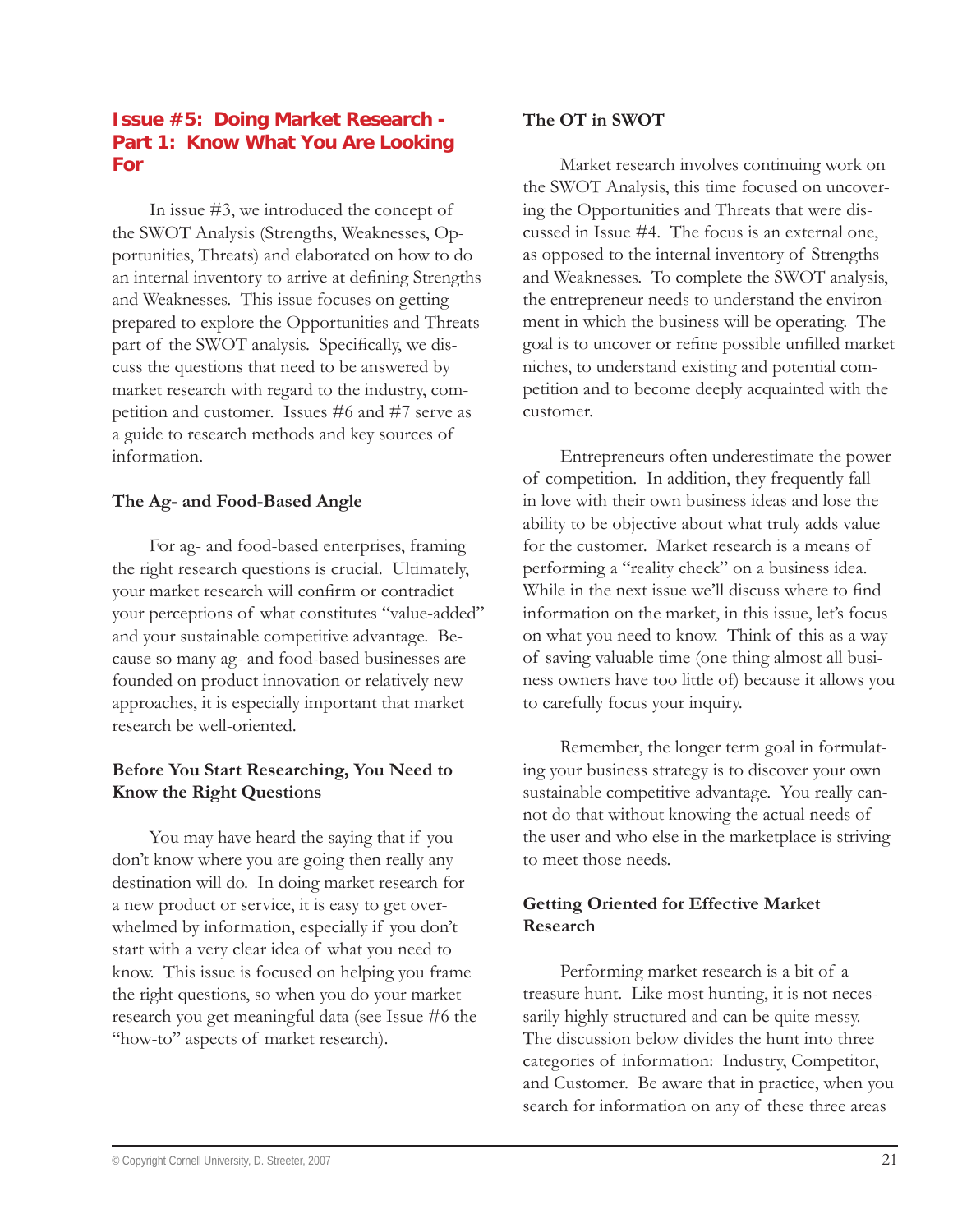## Issue #5: Doing Market Research - Part 1: Know What You Are Looking For

In issue #3, we introduced the concept of the SWOT Analysis (Strengths, Weaknesses, Opportunities, Threats) and elaborated on how to do an internal inventory to arrive at defining Strengths and Weaknesses. This issue focuses on getting prepared to explore the Opportunities and Threats part of the SWOT analysis. Specifically, we discuss the questions that need to be answered by market research with regard to the industry, competition and customer. Issues #6 and #7 serve as a guide to research methods and key sources of information.

### The Ag- and Food-Based Angle

For ag- and food-based enterprises, framing the right research questions is crucial. Ultimately, your market research will confirm or contradict your perceptions of what constitutes "value-added" and your sustainable competitive advantage. Because so many ag- and food-based businesses are founded on product innovation or relatively new approaches, it is especially important that market research be well-oriented.

### Before You Start Researching, You Need to Know the Right Questions

You may have heard the saying that if you don't know where you are going then really any destination will do. In doing market research for a new product or service, it is easy to get overwhelmed by information, especially if you don't start with a very clear idea of what you need to know. This issue is focused on helping you frame the right questions, so when you do your market research you get meaningful data (see Issue #6 the "how-to" aspects of market research).

### The OT in SWOT

Market research involves continuing work on the SWOT Analysis, this time focused on uncovering the Opportunities and Threats that were discussed in Issue #4. The focus is an external one, as opposed to the internal inventory of Strengths and Weaknesses. To complete the SWOT analysis, the entrepreneur needs to understand the environment in which the business will be operating. The goal is to uncover or refine possible unfilled market niches, to understand existing and potential competition and to become deeply acquainted with the customer.

Entrepreneurs often underestimate the power of competition. In addition, they frequently fall in love with their own business ideas and lose the ability to be objective about what truly adds value for the customer. Market research is a means of performing a "reality check" on a business idea. While in the next issue we'll discuss where to find information on the market, in this issue, let's focus on what you need to know. Think of this as a way of saving valuable time (one thing almost all business owners have too little of) because it allows you to carefully focus your inquiry.

Remember, the longer term goal in formulating your business strategy is to discover your own sustainable competitive advantage. You really cannot do that without knowing the actual needs of the user and who else in the marketplace is striving to meet those needs.

### Getting Oriented for Effective Market Research

Performing market research is a bit of a treasure hunt. Like most hunting, it is not necessarily highly structured and can be quite messy. The discussion below divides the hunt into three categories of information: Industry, Competitor, and Customer. Be aware that in practice, when you search for information on any of these three areas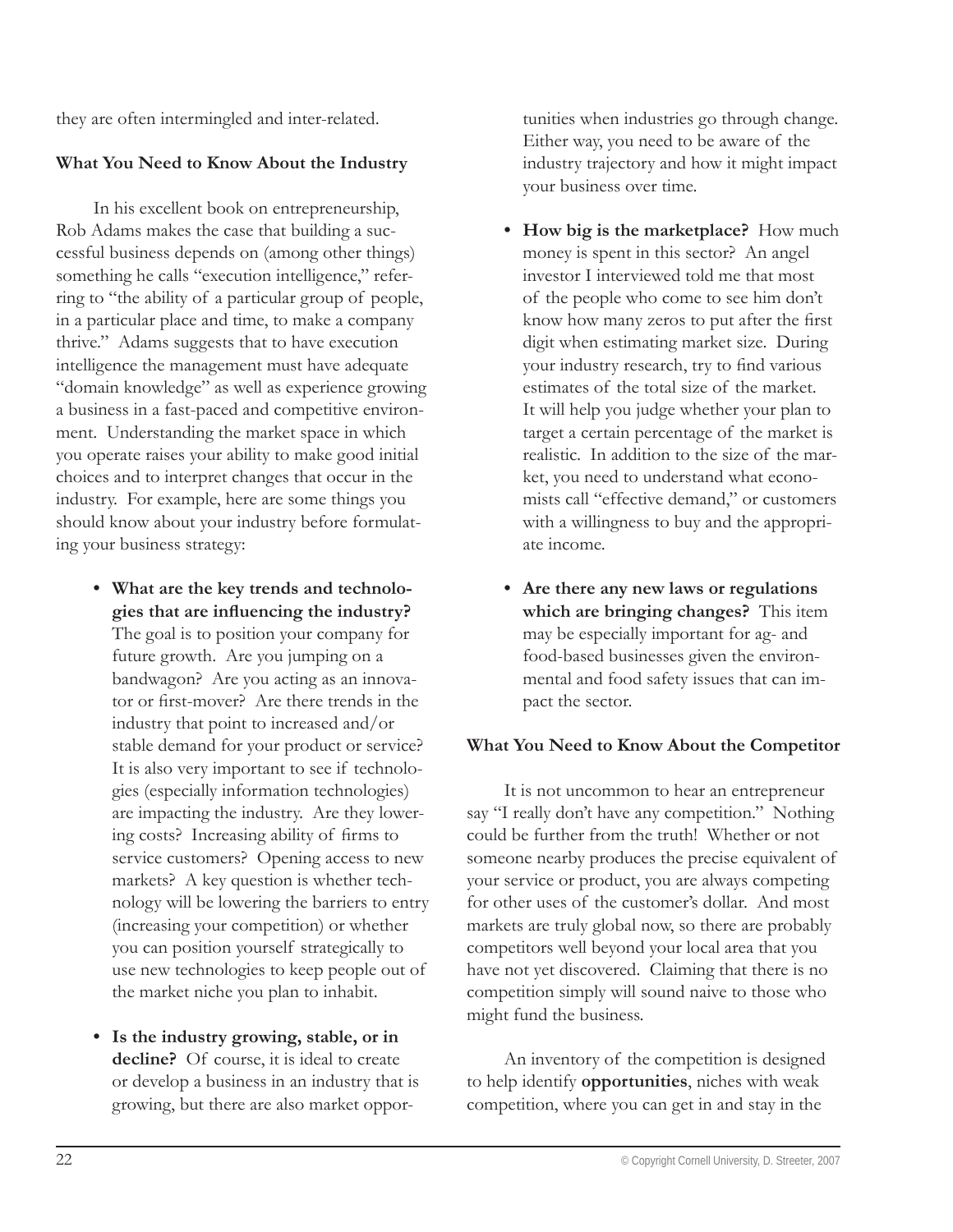they are often intermingled and inter-related.

**What You Need to Know About the Industry**

In his excellent book on entrepreneurship, Rob Adams makes the case that building a successful business depends on (among other things) something he calls "execution intelligence," referring to "the ability of a particular group of people, in a particular place and time, to make a company thrive." Adams suggests that to have execution intelligence the management must have adequate "domain knowledge" as well as experience growing a business in a fast-paced and competitive environment. Understanding the market space in which you operate raises your ability to make good initial choices and to interpret changes that occur in the industry. For example, here are some things you should know about your industry before formulating your business strategy:

- **What are the key trends and technologies that are influencing the industry?** The goal is to position your company for future growth. Are you jumping on a bandwagon? Are you acting as an innovator or first-mover? Are there trends in the industry that point to increased and/or stable demand for your product or service? It is also very important to see if technologies (especially information technologies) are impacting the industry. Are they lowering costs? Increasing ability of firms to service customers? Opening access to new markets? A key question is whether technology will be lowering the barriers to entry (increasing your competition) or whether you can position yourself strategically to use new technologies to keep people out of the market niche you plan to inhabit.

- **Is the industry growing, stable, or in decline?** Of course, it is ideal to create or develop a business in an industry that is growing, but there are also market opportunities when industries go through change. Either way, you need to be aware of the industry trajectory and how it might impact your business over time.

- **How big is the marketplace?** How much money is spent in this sector? An angel investor I interviewed told me that most of the people who come to see him don't know how many zeros to put after the first digit when estimating market size. During your industry research, try to find various estimates of the total size of the market. It will help you judge whether your plan to target a certain percentage of the market is realistic. In addition to the size of the market, you need to understand what economists call "effective demand," or customers with a willingness to buy and the appropriate income.

- **Are there any new laws or regulations which are bringing changes?** This item may be especially important for ag- and food-based businesses given the environmental and food safety issues that can impact the sector.

**What You Need to Know About the Competitor**

It is not uncommon to hear an entrepreneur say "I really don't have any competition." Nothing could be further from the truth! Whether or not someone nearby produces the precise equivalent of your service or product, you are always competing for other uses of the customer's dollar. And most markets are truly global now, so there are probably competitors well beyond your local area that you have not yet discovered. Claiming that there is no competition simply will sound naive to those who might fund the business.

An inventory of the competition is designed to help identify **opportunities**, niches with weak competition, where you can get in and stay in the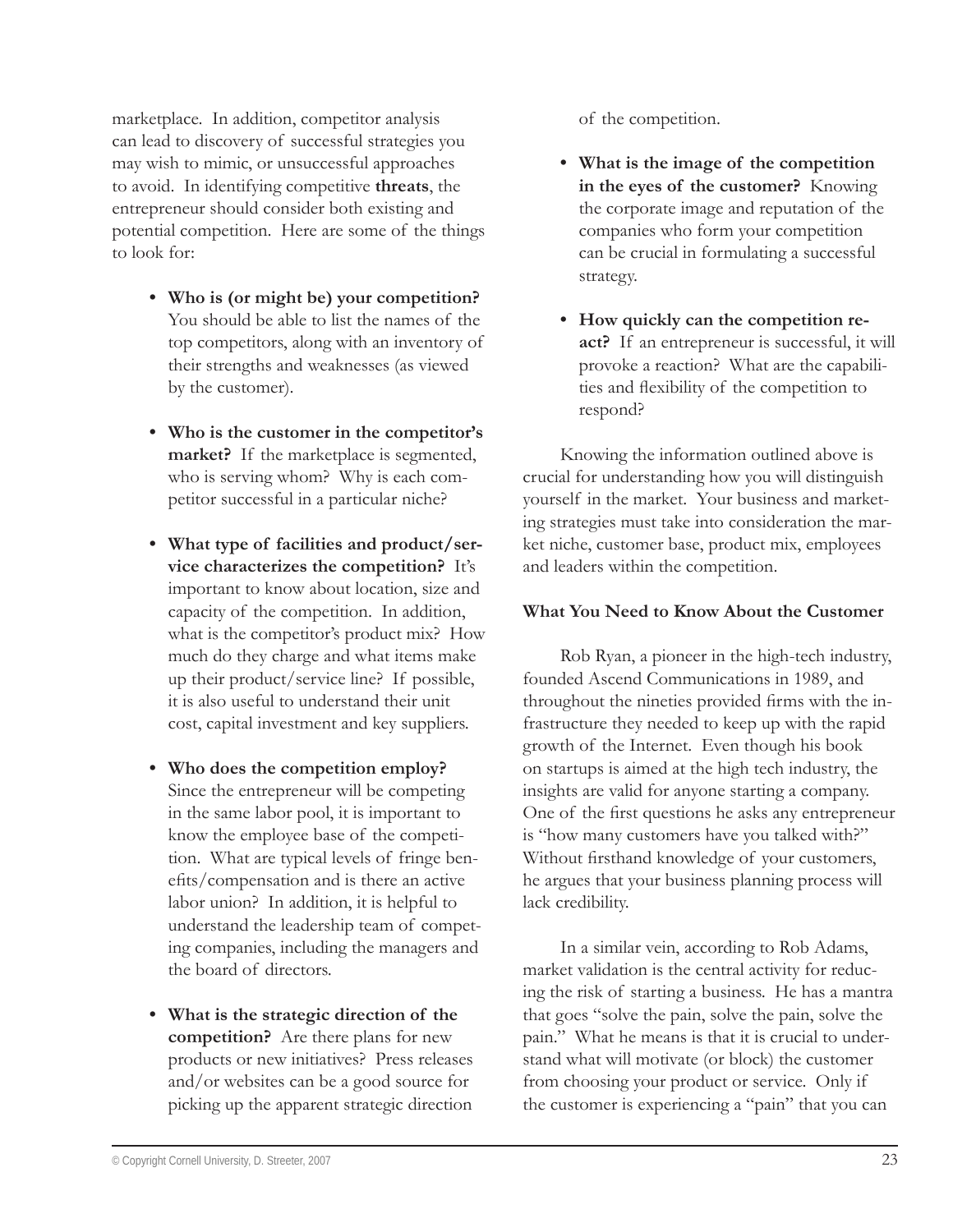marketplace. In addition, competitor analysis can lead to discovery of successful strategies you may wish to mimic, or unsuccessful approaches to avoid. In identifying competitive **threats**, the entrepreneur should consider both existing and potential competition. Here are some of the things to look for:

- **Who is (or might be) your competition?** You should be able to list the names of the top competitors, along with an inventory of their strengths and weaknesses (as viewed by the customer).

- **Who is the customer in the competitor's market?** If the marketplace is segmented, who is serving whom? Why is each competitor successful in a particular niche?

- **What type of facilities and product/service characterizes the competition?** It's important to know about location, size and capacity of the competition. In addition, what is the competitor's product mix? How much do they charge and what items make up their product/service line? If possible, it is also useful to understand their unit cost, capital investment and key suppliers.

- **Who does the competition employ?** Since the entrepreneur will be competing in the same labor pool, it is important to know the employee base of the competition. What are typical levels of fringe benefits/compensation and is there an active labor union? In addition, it is helpful to understand the leadership team of competing companies, including the managers and the board of directors.

- **What is the strategic direction of the competition?** Are there plans for new products or new initiatives? Press releases and/or websites can be a good source for picking up the apparent strategic direction of the competition.

- **What is the image of the competition in the eyes of the customer?** Knowing the corporate image and reputation of the companies who form your competition can be crucial in formulating a successful strategy.

- **How quickly can the competition react?** If an entrepreneur is successful, it will provoke a reaction? What are the capabilities and flexibility of the competition to respond?

Knowing the information outlined above is crucial for understanding how you will distinguish yourself in the market. Your business and marketing strategies must take into consideration the market niche, customer base, product mix, employees and leaders within the competition.

### What You Need to Know About the Customer

Rob Ryan, a pioneer in the high-tech industry, founded Ascend Communications in 1989, and throughout the nineties provided firms with the infrastructure they needed to keep up with the rapid growth of the Internet. Even though his book on startups is aimed at the high tech industry, the insights are valid for anyone starting a company. One of the first questions he asks any entrepreneur is "how many customers have you talked with?" Without firsthand knowledge of your customers, he argues that your business planning process will lack credibility.

In a similar vein, according to Rob Adams, market validation is the central activity for reducing the risk of starting a business. He has a mantra that goes "solve the pain, solve the pain, solve the pain." What he means is that it is crucial to understand what will motivate (or block) the customer from choosing your product or service. Only if the customer is experiencing a "pain" that you can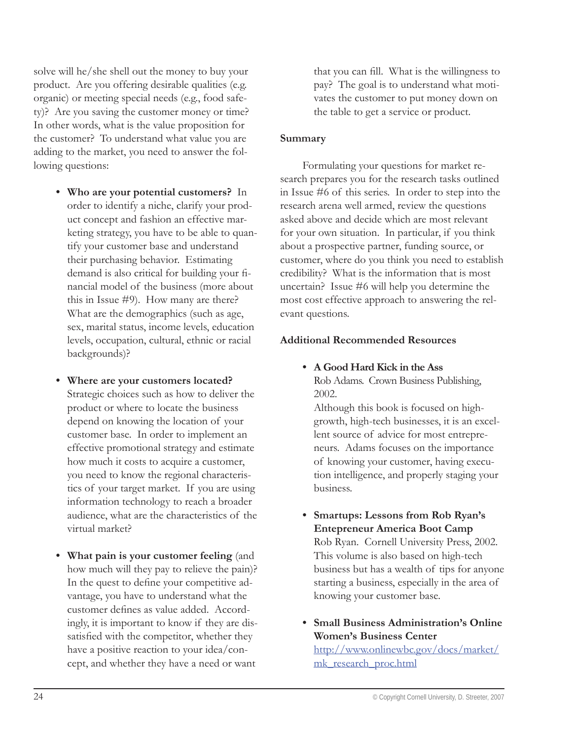solve will he/she shell out the money to buy your product. Are you offering desirable qualities (e.g. organic) or meeting special needs (e.g., food safety)? Are you saving the customer money or time? In other words, what is the value proposition for the customer? To understand what value you are adding to the market, you need to answer the following questions:

- **Who are your potential customers?** In order to identify a niche, clarify your product concept and fashion an effective marketing strategy, you have to be able to quantify your customer base and understand their purchasing behavior. Estimating demand is also critical for building your financial model of the business (more about this in Issue #9). How many are there? What are the demographics (such as age, sex, marital status, income levels, education levels, occupation, cultural, ethnic or racial backgrounds)?

- **Where are your customers located?** Strategic choices such as how to deliver the product or where to locate the business depend on knowing the location of your customer base. In order to implement an effective promotional strategy and estimate how much it costs to acquire a customer, you need to know the regional characteristics of your target market. If you are using information technology to reach a broader audience, what are the characteristics of the virtual market?

- **What pain is your customer feeling** (and how much will they pay to relieve the pain)? In the quest to define your competitive advantage, you have to understand what the customer defines as value added. Accordingly, it is important to know if they are dissatisfied with the competitor, whether they have a positive reaction to your idea/concept, and whether they have a need or want that you can fill. What is the willingness to pay? The goal is to understand what motivates the customer to put money down on the table to get a service or product.

**Summary**

Formulating your questions for market research prepares you for the research tasks outlined in Issue #6 of this series. In order to step into the research arena well armed, review the questions asked above and decide which are most relevant for your own situation. In particular, if you think about a prospective partner, funding source, or customer, where do you think you need to establish credibility? What is the information that is most uncertain? Issue #6 will help you determine the most cost effective approach to answering the relevant questions.

**Additional Recommended Resources**

- **A Good Hard Kick in the Ass**
  Rob Adams. Crown Business Publishing, 2002.
  Although this book is focused on high-growth, high-tech businesses, it is an excellent source of advice for most entrepreneurs. Adams focuses on the importance of knowing your customer, having execution intelligence, and properly staging your business.

- **Smartups: Lessons from Rob Ryan's Entepreneur America Boot Camp**
  Rob Ryan. Cornell University Press, 2002.
  This volume is also based on high-tech business but has a wealth of tips for anyone starting a business, especially in the area of knowing your customer base.

- **Small Business Administration's Online Women's Business Center**
  http://www.onlinewbc.gov/docs/market/mk_research_proc.html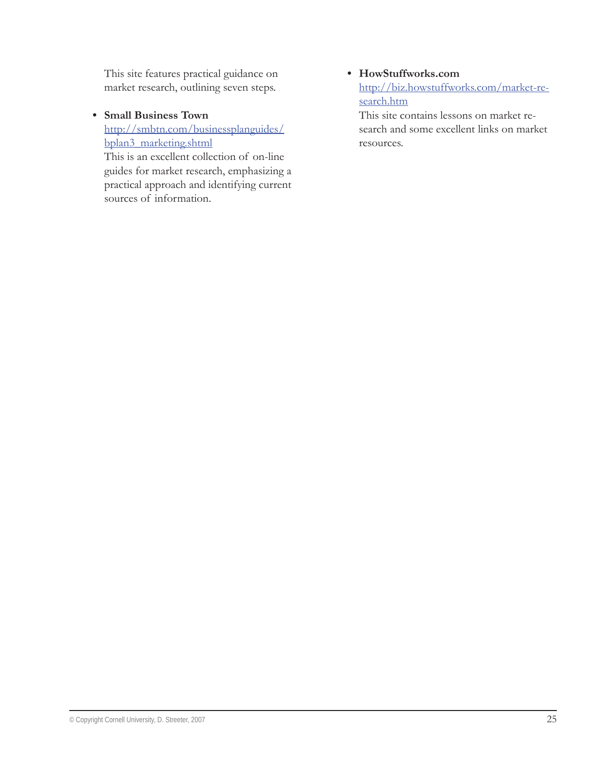This site features practical guidance on market research, outlining seven steps.

- **Small Business Town**
  http://smbtn.com/businessplanguides/bplan3_marketing.shtml
  This is an excellent collection of on-line guides for market research, emphasizing a practical approach and identifying current sources of information.

- **HowStuffworks.com**
  http://biz.howstuffworks.com/market-research.htm
  This site contains lessons on market research and some excellent links on market resources.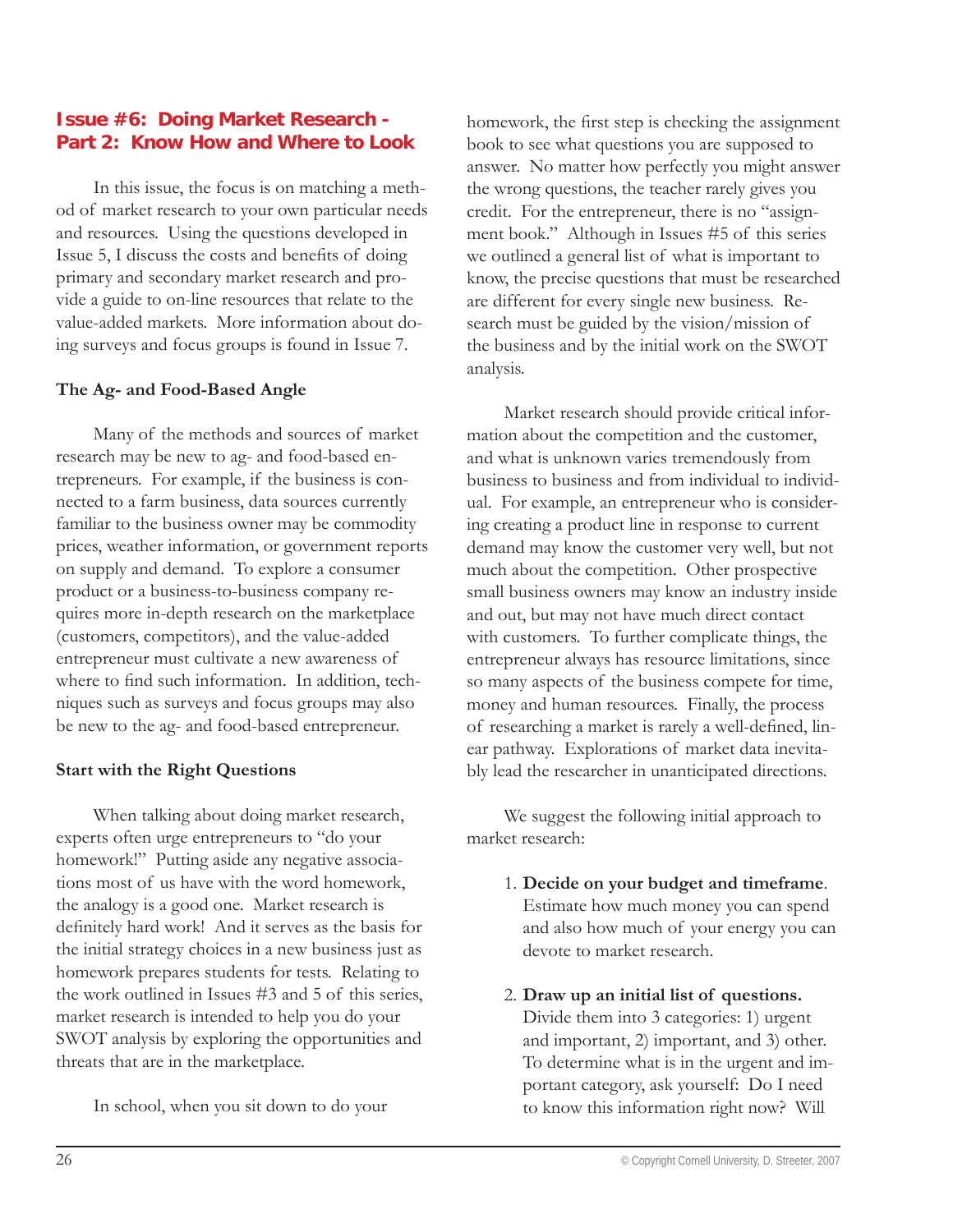## Issue #6: Doing Market Research - Part 2: Know How and Where to Look

In this issue, the focus is on matching a method of market research to your own particular needs and resources. Using the questions developed in Issue 5, I discuss the costs and benefits of doing primary and secondary market research and provide a guide to on-line resources that relate to the value-added markets. More information about doing surveys and focus groups is found in Issue 7.

### The Ag- and Food-Based Angle

Many of the methods and sources of market research may be new to ag- and food-based entrepreneurs. For example, if the business is connected to a farm business, data sources currently familiar to the business owner may be commodity prices, weather information, or government reports on supply and demand. To explore a consumer product or a business-to-business company requires more in-depth research on the marketplace (customers, competitors), and the value-added entrepreneur must cultivate a new awareness of where to find such information. In addition, techniques such as surveys and focus groups may also be new to the ag- and food-based entrepreneur.

### Start with the Right Questions

When talking about doing market research, experts often urge entrepreneurs to "do your homework!" Putting aside any negative associations most of us have with the word homework, the analogy is a good one. Market research is definitely hard work! And it serves as the basis for the initial strategy choices in a new business just as homework prepares students for tests. Relating to the work outlined in Issues #3 and 5 of this series, market research is intended to help you do your SWOT analysis by exploring the opportunities and threats that are in the marketplace.

In school, when you sit down to do your homework, the first step is checking the assignment book to see what questions you are supposed to answer. No matter how perfectly you might answer the wrong questions, the teacher rarely gives you credit. For the entrepreneur, there is no "assignment book." Although in Issues #5 of this series we outlined a general list of what is important to know, the precise questions that must be researched are different for every single new business. Research must be guided by the vision/mission of the business and by the initial work on the SWOT analysis.

Market research should provide critical information about the competition and the customer, and what is unknown varies tremendously from business to business and from individual to individual. For example, an entrepreneur who is considering creating a product line in response to current demand may know the customer very well, but not much about the competition. Other prospective small business owners may know an industry inside and out, but may not have much direct contact with customers. To further complicate things, the entrepreneur always has resource limitations, since so many aspects of the business compete for time, money and human resources. Finally, the process of researching a market is rarely a well-defined, linear pathway. Explorations of market data inevitably lead the researcher in unanticipated directions.

We suggest the following initial approach to market research:

1. **Decide on your budget and timeframe**. Estimate how much money you can spend and also how much of your energy you can devote to market research.

2. **Draw up an initial list of questions.** Divide them into 3 categories: 1) urgent and important, 2) important, and 3) other. To determine what is in the urgent and important category, ask yourself: Do I need to know this information right now? Will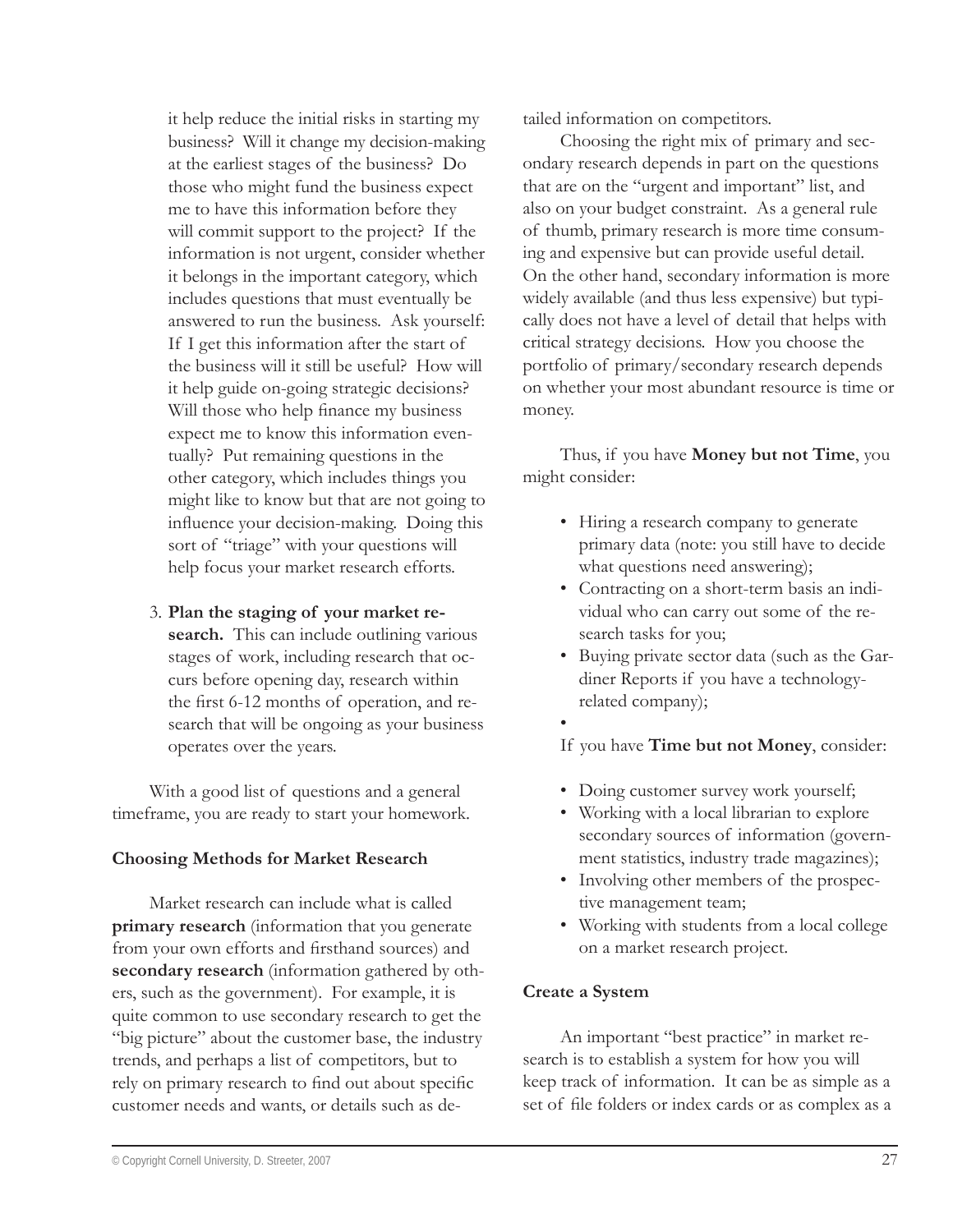it help reduce the initial risks in starting my business? Will it change my decision-making at the earliest stages of the business? Do those who might fund the business expect me to have this information before they will commit support to the project? If the information is not urgent, consider whether it belongs in the important category, which includes questions that must eventually be answered to run the business. Ask yourself: If I get this information after the start of the business will it still be useful? How will it help guide on-going strategic decisions? Will those who help finance my business expect me to know this information eventually? Put remaining questions in the other category, which includes things you might like to know but that are not going to influence your decision-making. Doing this sort of "triage" with your questions will help focus your market research efforts.

3. **Plan the staging of your market research.** This can include outlining various stages of work, including research that occurs before opening day, research within the first 6-12 months of operation, and research that will be ongoing as your business operates over the years.

With a good list of questions and a general timeframe, you are ready to start your homework.

**Choosing Methods for Market Research**

Market research can include what is called **primary research** (information that you generate from your own efforts and firsthand sources) and **secondary research** (information gathered by others, such as the government). For example, it is quite common to use secondary research to get the "big picture" about the customer base, the industry trends, and perhaps a list of competitors, but to rely on primary research to find out about specific customer needs and wants, or details such as detailed information on competitors.

Choosing the right mix of primary and secondary research depends in part on the questions that are on the "urgent and important" list, and also on your budget constraint. As a general rule of thumb, primary research is more time consuming and expensive but can provide useful detail. On the other hand, secondary information is more widely available (and thus less expensive) but typically does not have a level of detail that helps with critical strategy decisions. How you choose the portfolio of primary/secondary research depends on whether your most abundant resource is time or money.

Thus, if you have **Money but not Time**, you might consider:

- Hiring a research company to generate primary data (note: you still have to decide what questions need answering);
- Contracting on a short-term basis an individual who can carry out some of the research tasks for you;
- Buying private sector data (such as the Gardiner Reports if you have a technology-related company);
- 

If you have **Time but not Money**, consider:

- Doing customer survey work yourself;
- Working with a local librarian to explore secondary sources of information (government statistics, industry trade magazines);
- Involving other members of the prospective management team;
- Working with students from a local college on a market research project.

**Create a System**

An important "best practice" in market research is to establish a system for how you will keep track of information. It can be as simple as a set of file folders or index cards or as complex as a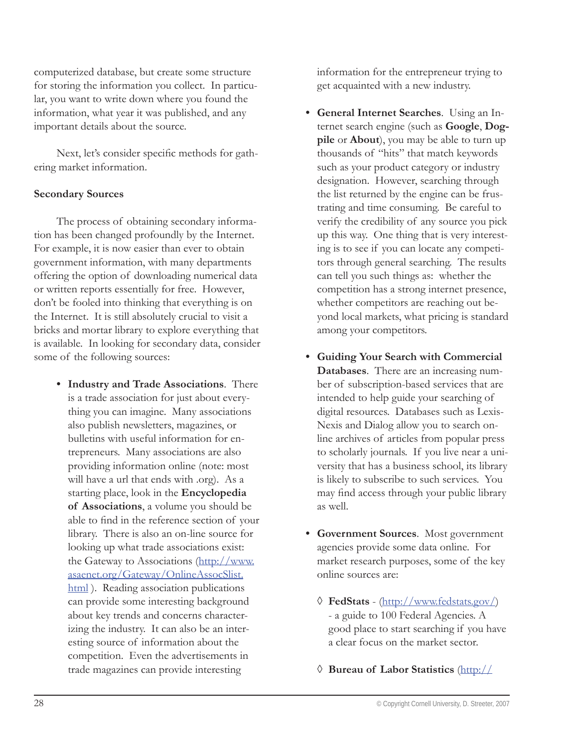computerized database, but create some structure for storing the information you collect. In particular, you want to write down where you found the information, what year it was published, and any important details about the source.

Next, let's consider specific methods for gathering market information.

**Secondary Sources**

The process of obtaining secondary information has been changed profoundly by the Internet. For example, it is now easier than ever to obtain government information, with many departments offering the option of downloading numerical data or written reports essentially for free. However, don't be fooled into thinking that everything is on the Internet. It is still absolutely crucial to visit a bricks and mortar library to explore everything that is available. In looking for secondary data, consider some of the following sources:

- **Industry and Trade Associations**. There is a trade association for just about everything you can imagine. Many associations also publish newsletters, magazines, or bulletins with useful information for entrepreneurs. Many associations are also providing information online (note: most will have a url that ends with .org). As a starting place, look in the **Encyclopedia of Associations**, a volume you should be able to find in the reference section of your library. There is also an on-line source for looking up what trade associations exist: the Gateway to Associations (http://www.asaenet.org/Gateway/OnlineAssocSlist.html ). Reading association publications can provide some interesting background about key trends and concerns characterizing the industry. It can also be an interesting source of information about the competition. Even the advertisements in trade magazines can provide interesting information for the entrepreneur trying to get acquainted with a new industry.

- **General Internet Searches**. Using an Internet search engine (such as **Google**, **Dogpile** or **About**), you may be able to turn up thousands of "hits" that match keywords such as your product category or industry designation. However, searching through the list returned by the engine can be frustrating and time consuming. Be careful to verify the credibility of any source you pick up this way. One thing that is very interesting is to see if you can locate any competitors through general searching. The results can tell you such things as: whether the competition has a strong internet presence, whether competitors are reaching out beyond local markets, what pricing is standard among your competitors.

- **Guiding Your Search with Commercial Databases**. There are an increasing number of subscription-based services that are intended to help guide your searching of digital resources. Databases such as Lexis-Nexis and Dialog allow you to search online archives of articles from popular press to scholarly journals. If you live near a university that has a business school, its library is likely to subscribe to such services. You may find access through your public library as well.

- **Government Sources**. Most government agencies provide some data online. For market research purposes, some of the key online sources are:

  - ◊ **FedStats** - (http://www.fedstats.gov/) - a guide to 100 Federal Agencies. A good place to start searching if you have a clear focus on the market sector.

  - ◊ **Bureau of Labor Statistics** (http://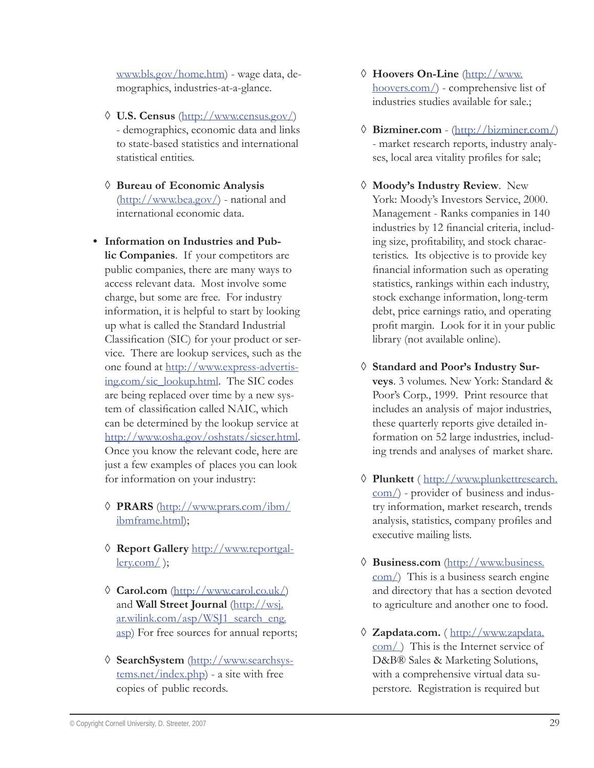www.bls.gov/home.htm) - wage data, demographics, industries-at-a-glance.

◊ **U.S. Census** (http://www.census.gov/) - demographics, economic data and links to state-based statistics and international statistical entities.

◊ **Bureau of Economic Analysis** (http://www.bea.gov/) - national and international economic data.

- **Information on Industries and Public Companies**. If your competitors are public companies, there are many ways to access relevant data. Most involve some charge, but some are free. For industry information, it is helpful to start by looking up what is called the Standard Industrial Classification (SIC) for your product or service. There are lookup services, such as the one found at http://www.express-advertising.com/sic_lookup.html. The SIC codes are being replaced over time by a new system of classification called NAIC, which can be determined by the lookup service at http://www.osha.gov/oshstats/sicser.html. Once you know the relevant code, here are just a few examples of places you can look for information on your industry:

◊ **PRARS** (http://www.prars.com/ibm/ibmframe.html);

◊ **Report Gallery** http://www.reportgallery.com/ );

◊ **Carol.com** (http://www.carol.co.uk/) and **Wall Street Journal** (http://wsj.ar.wilink.com/asp/WSJ1_search_eng.asp) For free sources for annual reports;

◊ **SearchSystem** (http://www.searchsystems.net/index.php) - a site with free copies of public records.

◊ **Hoovers On-Line** (http://www.hoovers.com/) - comprehensive list of industries studies available for sale.;

◊ **Bizminer.com** - (http://bizminer.com/) - market research reports, industry analyses, local area vitality profiles for sale;

◊ **Moody's Industry Review**. New York: Moody's Investors Service, 2000. Management - Ranks companies in 140 industries by 12 financial criteria, including size, profitability, and stock characteristics. Its objective is to provide key financial information such as operating statistics, rankings within each industry, stock exchange information, long-term debt, price earnings ratio, and operating profit margin. Look for it in your public library (not available online).

◊ **Standard and Poor's Industry Surveys**. 3 volumes. New York: Standard & Poor's Corp., 1999. Print resource that includes an analysis of major industries, these quarterly reports give detailed information on 52 large industries, including trends and analyses of market share.

◊ **Plunkett** ( http://www.plunkettresearch.com/) - provider of business and industry information, market research, trends analysis, statistics, company profiles and executive mailing lists.

◊ **Business.com** (http://www.business.com/) This is a business search engine and directory that has a section devoted to agriculture and another one to food.

◊ **Zapdata.com.** ( http://www.zapdata.com/ ) This is the Internet service of D&B® Sales & Marketing Solutions, with a comprehensive virtual data superstore. Registration is required but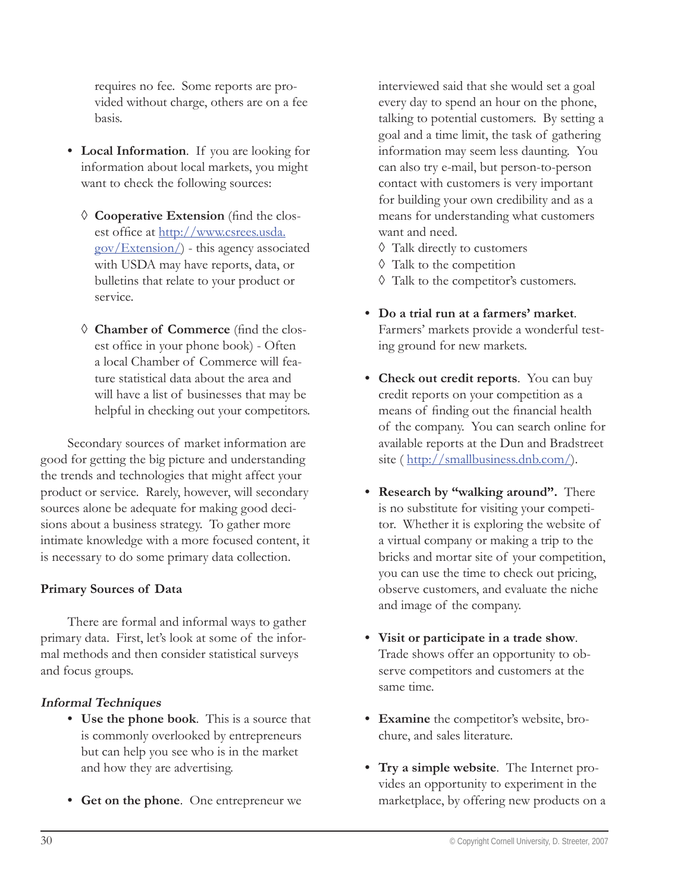requires no fee. Some reports are provided without charge, others are on a fee basis.

- **Local Information**. If you are looking for information about local markets, you might want to check the following sources:

  ◊ **Cooperative Extension** (find the closest office at http://www.csrees.usda.gov/Extension/) - this agency associated with USDA may have reports, data, or bulletins that relate to your product or service.

  ◊ **Chamber of Commerce** (find the closest office in your phone book) - Often a local Chamber of Commerce will feature statistical data about the area and will have a list of businesses that may be helpful in checking out your competitors.

Secondary sources of market information are good for getting the big picture and understanding the trends and technologies that might affect your product or service. Rarely, however, will secondary sources alone be adequate for making good decisions about a business strategy. To gather more intimate knowledge with a more focused content, it is necessary to do some primary data collection.

**Primary Sources of Data**

There are formal and informal ways to gather primary data. First, let's look at some of the informal methods and then consider statistical surveys and focus groups.

***Informal Techniques***

- **Use the phone book**. This is a source that is commonly overlooked by entrepreneurs but can help you see who is in the market and how they are advertising.

- **Get on the phone**. One entrepreneur we interviewed said that she would set a goal every day to spend an hour on the phone, talking to potential customers. By setting a goal and a time limit, the task of gathering information may seem less daunting. You can also try e-mail, but person-to-person contact with customers is very important for building your own credibility and as a means for understanding what customers want and need.
  ◊ Talk directly to customers
  ◊ Talk to the competition
  ◊ Talk to the competitor's customers.

- **Do a trial run at a farmers' market**. Farmers' markets provide a wonderful testing ground for new markets.

- **Check out credit reports**. You can buy credit reports on your competition as a means of finding out the financial health of the company. You can search online for available reports at the Dun and Bradstreet site ( http://smallbusiness.dnb.com/).

- **Research by "walking around".** There is no substitute for visiting your competitor. Whether it is exploring the website of a virtual company or making a trip to the bricks and mortar site of your competition, you can use the time to check out pricing, observe customers, and evaluate the niche and image of the company.

- **Visit or participate in a trade show**. Trade shows offer an opportunity to observe competitors and customers at the same time.

- **Examine** the competitor's website, brochure, and sales literature.

- **Try a simple website**. The Internet provides an opportunity to experiment in the marketplace, by offering new products on a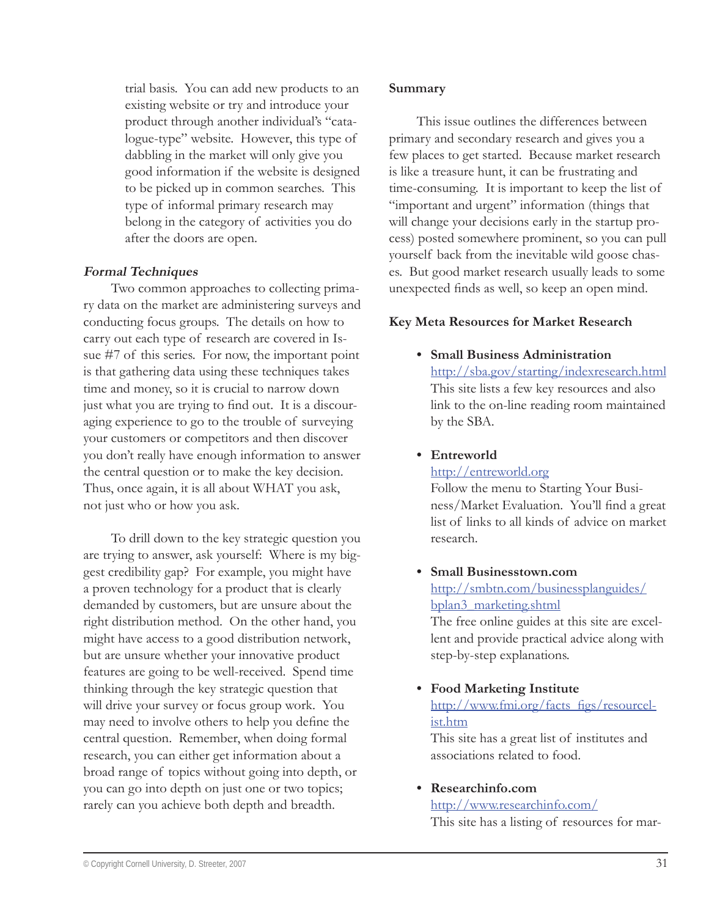trial basis. You can add new products to an existing website or try and introduce your product through another individual's "catalogue-type" website. However, this type of dabbling in the market will only give you good information if the website is designed to be picked up in common searches. This type of informal primary research may belong in the category of activities you do after the doors are open.

***Formal Techniques***

Two common approaches to collecting primary data on the market are administering surveys and conducting focus groups. The details on how to carry out each type of research are covered in Issue #7 of this series. For now, the important point is that gathering data using these techniques takes time and money, so it is crucial to narrow down just what you are trying to find out. It is a discouraging experience to go to the trouble of surveying your customers or competitors and then discover you don't really have enough information to answer the central question or to make the key decision. Thus, once again, it is all about WHAT you ask, not just who or how you ask.

To drill down to the key strategic question you are trying to answer, ask yourself: Where is my biggest credibility gap? For example, you might have a proven technology for a product that is clearly demanded by customers, but are unsure about the right distribution method. On the other hand, you might have access to a good distribution network, but are unsure whether your innovative product features are going to be well-received. Spend time thinking through the key strategic question that will drive your survey or focus group work. You may need to involve others to help you define the central question. Remember, when doing formal research, you can either get information about a broad range of topics without going into depth, or you can go into depth on just one or two topics; rarely can you achieve both depth and breadth.

**Summary**

This issue outlines the differences between primary and secondary research and gives you a few places to get started. Because market research is like a treasure hunt, it can be frustrating and time-consuming. It is important to keep the list of "important and urgent" information (things that will change your decisions early in the startup process) posted somewhere prominent, so you can pull yourself back from the inevitable wild goose chases. But good market research usually leads to some unexpected finds as well, so keep an open mind.

**Key Meta Resources for Market Research**

- **Small Business Administration**
  http://sba.gov/starting/indexresearch.html
  This site lists a few key resources and also link to the on-line reading room maintained by the SBA.

- **Entreworld**
  http://entreworld.org
  Follow the menu to Starting Your Business/Market Evaluation. You'll find a great list of links to all kinds of advice on market research.

- **Small Businesstown.com**
  http://smbtn.com/businessplanguides/bplan3_marketing.shtml
  The free online guides at this site are excellent and provide practical advice along with step-by-step explanations.

- **Food Marketing Institute**
  http://www.fmi.org/facts_figs/resourcelist.htm
  This site has a great list of institutes and associations related to food.

- **Researchinfo.com**
  http://www.researchinfo.com/
  This site has a listing of resources for mar-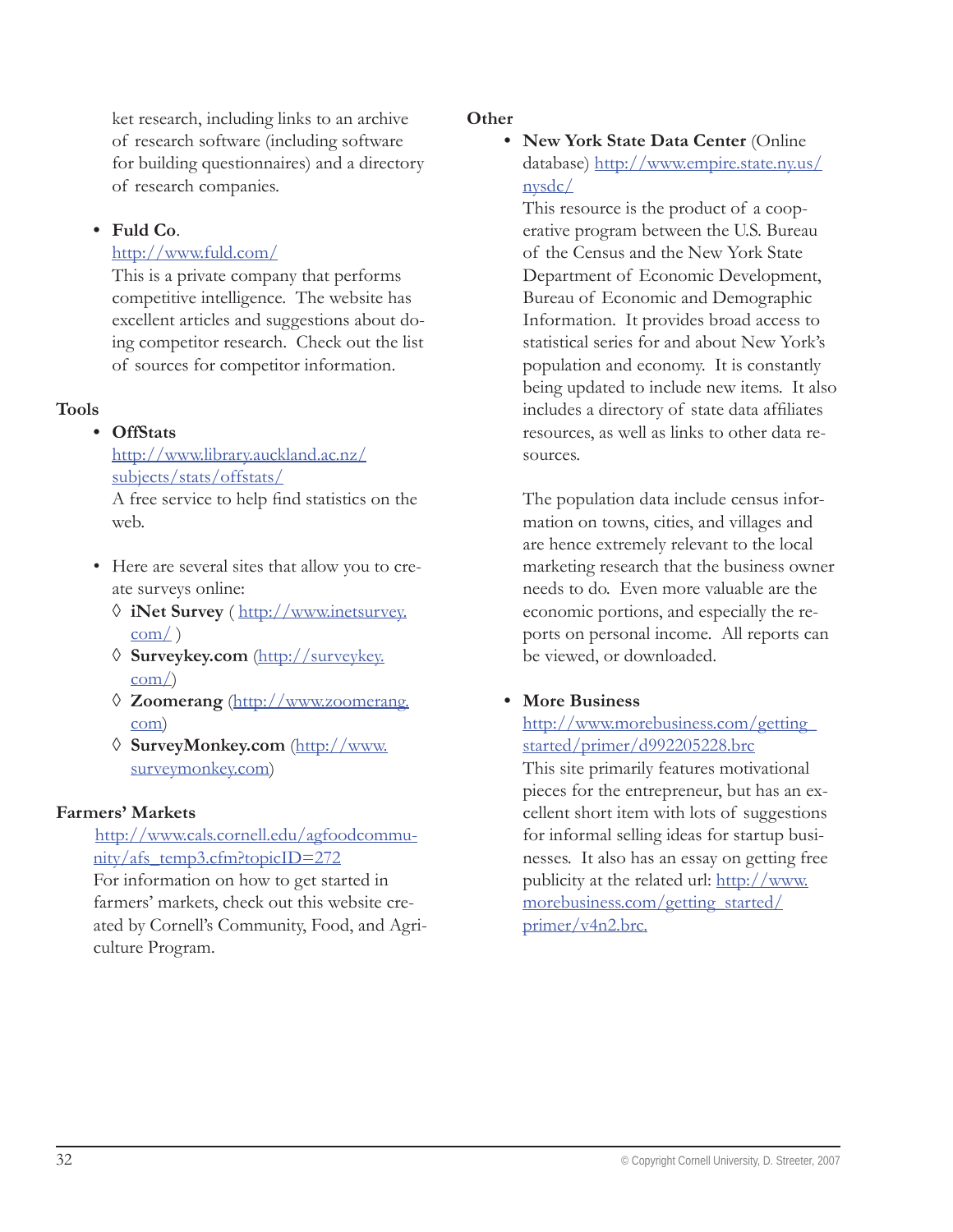ket research, including links to an archive of research software (including software for building questionnaires) and a directory of research companies.

- **Fuld Co**.
  http://www.fuld.com/
  This is a private company that performs competitive intelligence. The website has excellent articles and suggestions about doing competitor research. Check out the list of sources for competitor information.

### Tools

- **OffStats**
  http://www.library.auckland.ac.nz/subjects/stats/offstats/
  A free service to help find statistics on the web.

- Here are several sites that allow you to create surveys online:
  - ◊ **iNet Survey** ( http://www.inetsurvey.com/ )
  - ◊ **Surveykey.com** (http://surveykey.com/)
  - ◊ **Zoomerang** (http://www.zoomerang.com)
  - ◊ **SurveyMonkey.com** (http://www.surveymonkey.com)

### Farmers' Markets

http://www.cals.cornell.edu/agfoodcommunity/afs_temp3.cfm?topicID=272
For information on how to get started in farmers' markets, check out this website created by Cornell's Community, Food, and Agriculture Program.

### Other

- **New York State Data Center** (Online database) http://www.empire.state.ny.us/nysdc/
  This resource is the product of a cooperative program between the U.S. Bureau of the Census and the New York State Department of Economic Development, Bureau of Economic and Demographic Information. It provides broad access to statistical series for and about New York's population and economy. It is constantly being updated to include new items. It also includes a directory of state data affiliates resources, as well as links to other data resources.

  The population data include census information on towns, cities, and villages and are hence extremely relevant to the local marketing research that the business owner needs to do. Even more valuable are the economic portions, and especially the reports on personal income. All reports can be viewed, or downloaded.

- **More Business**
  http://www.morebusiness.com/getting_started/primer/d992205228.brc
  This site primarily features motivational pieces for the entrepreneur, but has an excellent short item with lots of suggestions for informal selling ideas for startup businesses. It also has an essay on getting free publicity at the related url: http://www.morebusiness.com/getting_started/primer/v4n2.brc.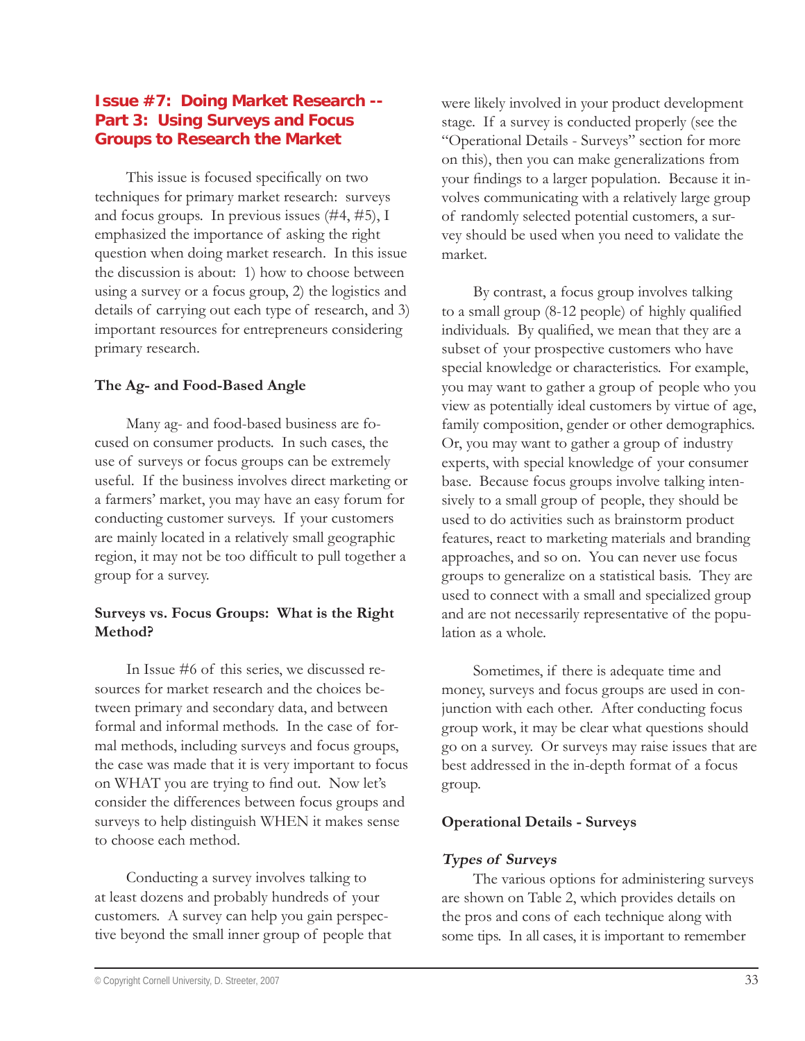## Issue #7: Doing Market Research -- Part 3: Using Surveys and Focus Groups to Research the Market

This issue is focused specifically on two techniques for primary market research: surveys and focus groups. In previous issues (#4, #5), I emphasized the importance of asking the right question when doing market research. In this issue the discussion is about: 1) how to choose between using a survey or a focus group, 2) the logistics and details of carrying out each type of research, and 3) important resources for entrepreneurs considering primary research.

**The Ag- and Food-Based Angle**

Many ag- and food-based business are focused on consumer products. In such cases, the use of surveys or focus groups can be extremely useful. If the business involves direct marketing or a farmers' market, you may have an easy forum for conducting customer surveys. If your customers are mainly located in a relatively small geographic region, it may not be too difficult to pull together a group for a survey.

**Surveys vs. Focus Groups: What is the Right Method?**

In Issue #6 of this series, we discussed resources for market research and the choices between primary and secondary data, and between formal and informal methods. In the case of formal methods, including surveys and focus groups, the case was made that it is very important to focus on WHAT you are trying to find out. Now let's consider the differences between focus groups and surveys to help distinguish WHEN it makes sense to choose each method.

Conducting a survey involves talking to at least dozens and probably hundreds of your customers. A survey can help you gain perspective beyond the small inner group of people that were likely involved in your product development stage. If a survey is conducted properly (see the "Operational Details - Surveys" section for more on this), then you can make generalizations from your findings to a larger population. Because it involves communicating with a relatively large group of randomly selected potential customers, a survey should be used when you need to validate the market.

By contrast, a focus group involves talking to a small group (8-12 people) of highly qualified individuals. By qualified, we mean that they are a subset of your prospective customers who have special knowledge or characteristics. For example, you may want to gather a group of people who you view as potentially ideal customers by virtue of age, family composition, gender or other demographics. Or, you may want to gather a group of industry experts, with special knowledge of your consumer base. Because focus groups involve talking intensively to a small group of people, they should be used to do activities such as brainstorm product features, react to marketing materials and branding approaches, and so on. You can never use focus groups to generalize on a statistical basis. They are used to connect with a small and specialized group and are not necessarily representative of the population as a whole.

Sometimes, if there is adequate time and money, surveys and focus groups are used in conjunction with each other. After conducting focus group work, it may be clear what questions should go on a survey. Or surveys may raise issues that are best addressed in the in-depth format of a focus group.

**Operational Details - Surveys**

***Types of Surveys***

The various options for administering surveys are shown on Table 2, which provides details on the pros and cons of each technique along with some tips. In all cases, it is important to remember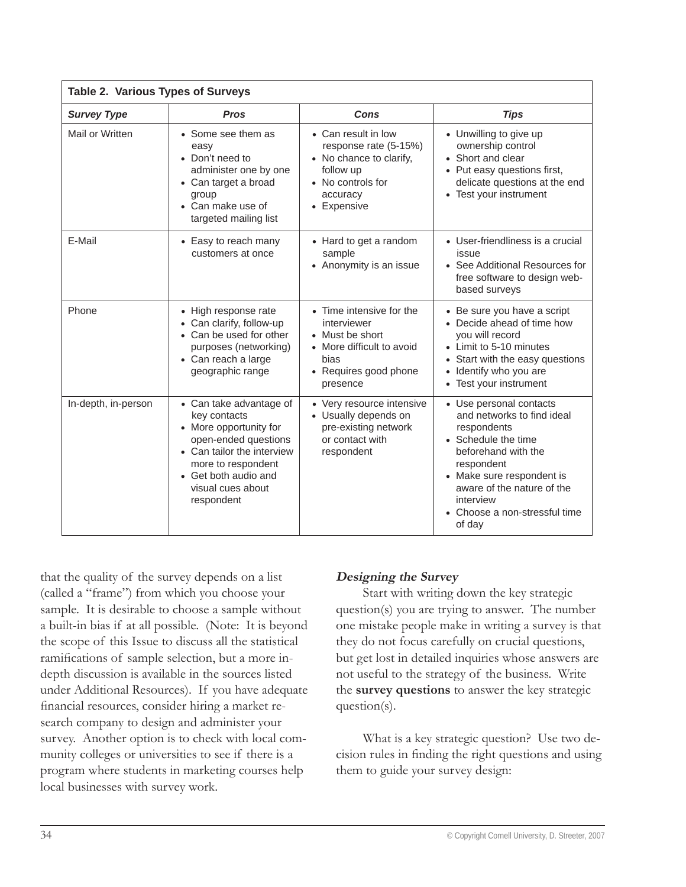| **Table 2. Various Types of Surveys** | | | |
|---|---|---|---|
| ***Survey Type*** | ***Pros*** | ***Cons*** | ***Tips*** |
| Mail or Written | • Some see them as easy<br>• Don't need to administer one by one<br>• Can target a broad group<br>• Can make use of targeted mailing list | • Can result in low response rate (5-15%)<br>• No chance to clarify, follow up<br>• No controls for accuracy<br>• Expensive | • Unwilling to give up ownership control<br>• Short and clear<br>• Put easy questions first, delicate questions at the end<br>• Test your instrument |
| E-Mail | • Easy to reach many customers at once | • Hard to get a random sample<br>• Anonymity is an issue | • User-friendliness is a crucial issue<br>• See Additional Resources for free software to design web-based surveys |
| Phone | • High response rate<br>• Can clarify, follow-up<br>• Can be used for other purposes (networking)<br>• Can reach a large geographic range | • Time intensive for the interviewer<br>• Must be short<br>• More difficult to avoid bias<br>• Requires good phone presence | • Be sure you have a script<br>• Decide ahead of time how you will record<br>• Limit to 5-10 minutes<br>• Start with the easy questions<br>• Identify who you are<br>• Test your instrument |
| In-depth, in-person | • Can take advantage of key contacts<br>• More opportunity for open-ended questions<br>• Can tailor the interview more to respondent<br>• Get both audio and visual cues about respondent | • Very resource intensive<br>• Usually depends on pre-existing network or contact with respondent | • Use personal contacts and networks to find ideal respondents<br>• Schedule the time beforehand with the respondent<br>• Make sure respondent is aware of the nature of the interview<br>• Choose a non-stressful time of day |

that the quality of the survey depends on a list (called a "frame") from which you choose your sample. It is desirable to choose a sample without a built-in bias if at all possible. (Note: It is beyond the scope of this Issue to discuss all the statistical ramifications of sample selection, but a more in-depth discussion is available in the sources listed under Additional Resources). If you have adequate financial resources, consider hiring a market research company to design and administer your survey. Another option is to check with local community colleges or universities to see if there is a program where students in marketing courses help local businesses with survey work.

### *Designing the Survey*

Start with writing down the key strategic question(s) you are trying to answer. The number one mistake people make in writing a survey is that they do not focus carefully on crucial questions, but get lost in detailed inquiries whose answers are not useful to the strategy of the business. Write the **survey questions** to answer the key strategic question(s).

What is a key strategic question? Use two decision rules in finding the right questions and using them to guide your survey design: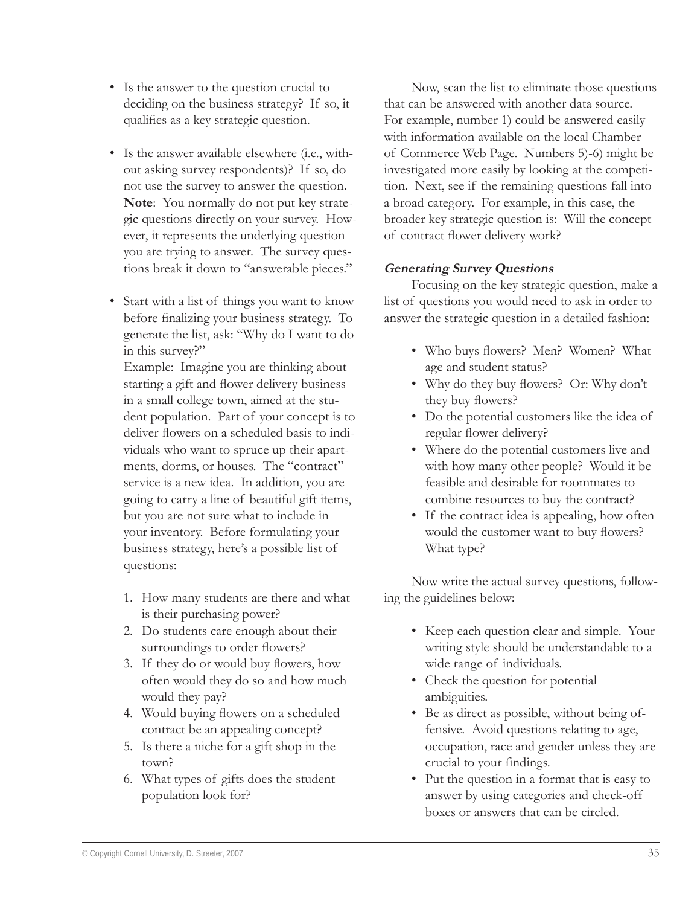- Is the answer to the question crucial to deciding on the business strategy? If so, it qualifies as a key strategic question.
- Is the answer available elsewhere (i.e., without asking survey respondents)? If so, do not use the survey to answer the question. **Note**: You normally do not put key strategic questions directly on your survey. However, it represents the underlying question you are trying to answer. The survey questions break it down to "answerable pieces."
- Start with a list of things you want to know before finalizing your business strategy. To generate the list, ask: "Why do I want to do in this survey?"

  Example: Imagine you are thinking about starting a gift and flower delivery business in a small college town, aimed at the student population. Part of your concept is to deliver flowers on a scheduled basis to individuals who want to spruce up their apartments, dorms, or houses. The "contract" service is a new idea. In addition, you are going to carry a line of beautiful gift items, but you are not sure what to include in your inventory. Before formulating your business strategy, here's a possible list of questions:

  1. How many students are there and what is their purchasing power?
  2. Do students care enough about their surroundings to order flowers?
  3. If they do or would buy flowers, how often would they do so and how much would they pay?
  4. Would buying flowers on a scheduled contract be an appealing concept?
  5. Is there a niche for a gift shop in the town?
  6. What types of gifts does the student population look for?

Now, scan the list to eliminate those questions that can be answered with another data source. For example, number 1) could be answered easily with information available on the local Chamber of Commerce Web Page. Numbers 5)-6) might be investigated more easily by looking at the competition. Next, see if the remaining questions fall into a broad category. For example, in this case, the broader key strategic question is: Will the concept of contract flower delivery work?

***Generating Survey Questions***

Focusing on the key strategic question, make a list of questions you would need to ask in order to answer the strategic question in a detailed fashion:

- Who buys flowers? Men? Women? What age and student status?
- Why do they buy flowers? Or: Why don't they buy flowers?
- Do the potential customers like the idea of regular flower delivery?
- Where do the potential customers live and with how many other people? Would it be feasible and desirable for roommates to combine resources to buy the contract?
- If the contract idea is appealing, how often would the customer want to buy flowers? What type?

Now write the actual survey questions, following the guidelines below:

- Keep each question clear and simple. Your writing style should be understandable to a wide range of individuals.
- Check the question for potential ambiguities.
- Be as direct as possible, without being offensive. Avoid questions relating to age, occupation, race and gender unless they are crucial to your findings.
- Put the question in a format that is easy to answer by using categories and check-off boxes or answers that can be circled.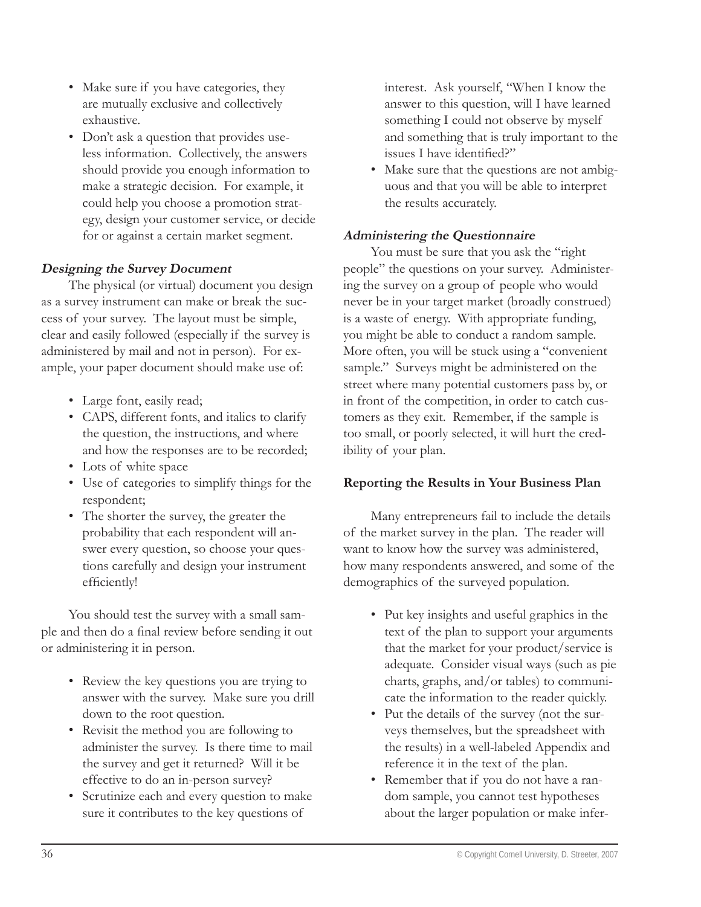- Make sure if you have categories, they are mutually exclusive and collectively exhaustive.
- Don't ask a question that provides useless information. Collectively, the answers should provide you enough information to make a strategic decision. For example, it could help you choose a promotion strategy, design your customer service, or decide for or against a certain market segment.

#### *Designing the Survey Document*

The physical (or virtual) document you design as a survey instrument can make or break the success of your survey. The layout must be simple, clear and easily followed (especially if the survey is administered by mail and not in person). For example, your paper document should make use of:

- Large font, easily read;
- CAPS, different fonts, and italics to clarify the question, the instructions, and where and how the responses are to be recorded;
- Lots of white space
- Use of categories to simplify things for the respondent;
- The shorter the survey, the greater the probability that each respondent will answer every question, so choose your questions carefully and design your instrument efficiently!

You should test the survey with a small sample and then do a final review before sending it out or administering it in person.

- Review the key questions you are trying to answer with the survey. Make sure you drill down to the root question.
- Revisit the method you are following to administer the survey. Is there time to mail the survey and get it returned? Will it be effective to do an in-person survey?
- Scrutinize each and every question to make sure it contributes to the key questions of interest. Ask yourself, "When I know the answer to this question, will I have learned something I could not observe by myself and something that is truly important to the issues I have identified?"
- Make sure that the questions are not ambiguous and that you will be able to interpret the results accurately.

#### *Administering the Questionnaire*

You must be sure that you ask the "right people" the questions on your survey. Administering the survey on a group of people who would never be in your target market (broadly construed) is a waste of energy. With appropriate funding, you might be able to conduct a random sample. More often, you will be stuck using a "convenient sample." Surveys might be administered on the street where many potential customers pass by, or in front of the competition, in order to catch customers as they exit. Remember, if the sample is too small, or poorly selected, it will hurt the credibility of your plan.

### Reporting the Results in Your Business Plan

Many entrepreneurs fail to include the details of the market survey in the plan. The reader will want to know how the survey was administered, how many respondents answered, and some of the demographics of the surveyed population.

- Put key insights and useful graphics in the text of the plan to support your arguments that the market for your product/service is adequate. Consider visual ways (such as pie charts, graphs, and/or tables) to communicate the information to the reader quickly.
- Put the details of the survey (not the surveys themselves, but the spreadsheet with the results) in a well-labeled Appendix and reference it in the text of the plan.
- Remember that if you do not have a random sample, you cannot test hypotheses about the larger population or make infer-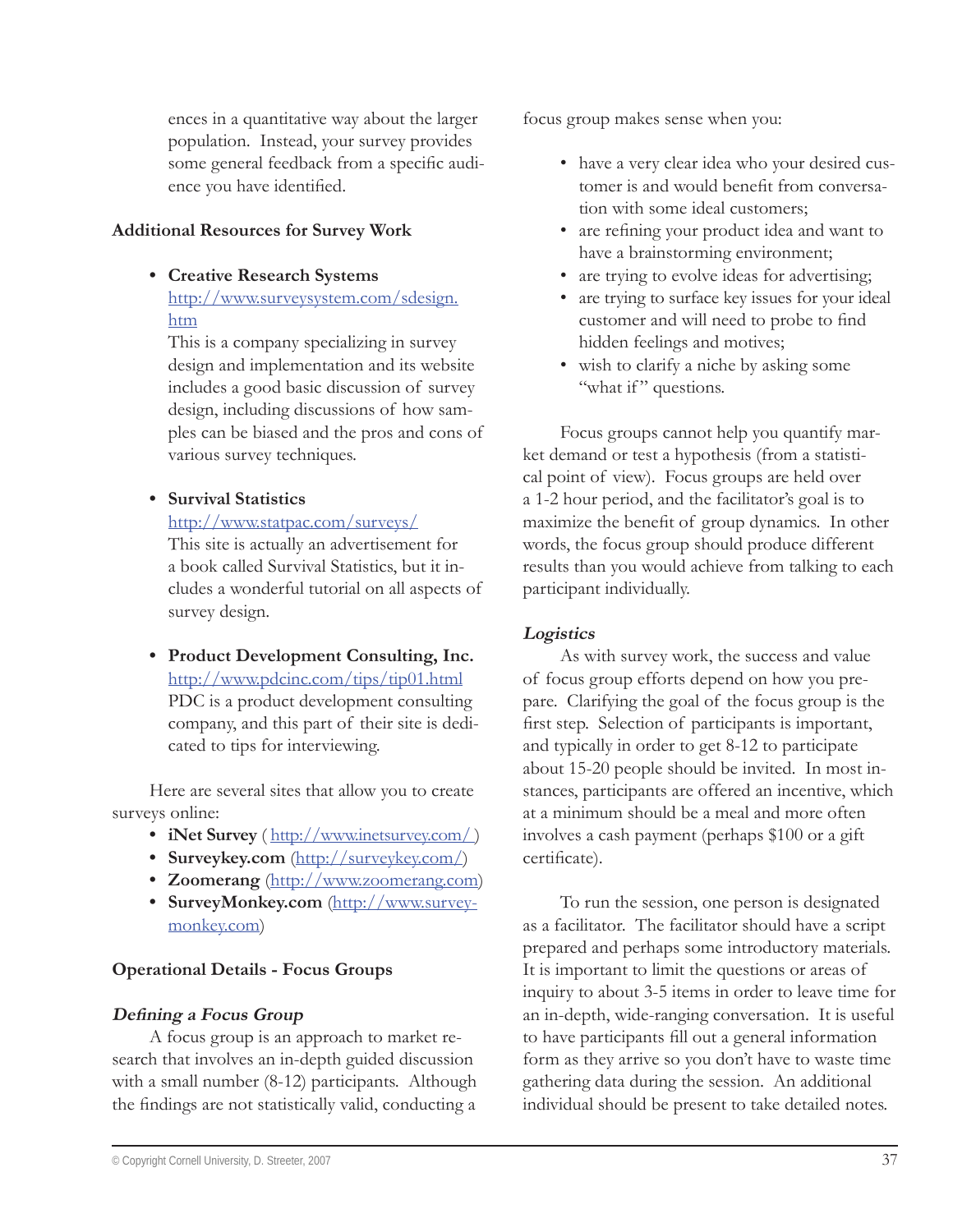ences in a quantitative way about the larger population. Instead, your survey provides some general feedback from a specific audience you have identified.

**Additional Resources for Survey Work**

- **Creative Research Systems**
  http://www.surveysystem.com/sdesign.htm
  This is a company specializing in survey design and implementation and its website includes a good basic discussion of survey design, including discussions of how samples can be biased and the pros and cons of various survey techniques.

- **Survival Statistics**
  http://www.statpac.com/surveys/
  This site is actually an advertisement for a book called Survival Statistics, but it includes a wonderful tutorial on all aspects of survey design.

- **Product Development Consulting, Inc.**
  http://www.pdcinc.com/tips/tip01.html
  PDC is a product development consulting company, and this part of their site is dedicated to tips for interviewing.

Here are several sites that allow you to create surveys online:

- **iNet Survey** ( http://www.inetsurvey.com/ )
- **Surveykey.com** (http://surveykey.com/)
- **Zoomerang** (http://www.zoomerang.com)
- **SurveyMonkey.com** (http://www.surveymonkey.com)

**Operational Details - Focus Groups**

***Defining a Focus Group***

A focus group is an approach to market research that involves an in-depth guided discussion with a small number (8-12) participants. Although the findings are not statistically valid, conducting a focus group makes sense when you:

- have a very clear idea who your desired customer is and would benefit from conversation with some ideal customers;
- are refining your product idea and want to have a brainstorming environment;
- are trying to evolve ideas for advertising;
- are trying to surface key issues for your ideal customer and will need to probe to find hidden feelings and motives;
- wish to clarify a niche by asking some "what if" questions.

Focus groups cannot help you quantify market demand or test a hypothesis (from a statistical point of view). Focus groups are held over a 1-2 hour period, and the facilitator's goal is to maximize the benefit of group dynamics. In other words, the focus group should produce different results than you would achieve from talking to each participant individually.

***Logistics***

As with survey work, the success and value of focus group efforts depend on how you prepare. Clarifying the goal of the focus group is the first step. Selection of participants is important, and typically in order to get 8-12 to participate about 15-20 people should be invited. In most instances, participants are offered an incentive, which at a minimum should be a meal and more often involves a cash payment (perhaps $100 or a gift certificate).

To run the session, one person is designated as a facilitator. The facilitator should have a script prepared and perhaps some introductory materials. It is important to limit the questions or areas of inquiry to about 3-5 items in order to leave time for an in-depth, wide-ranging conversation. It is useful to have participants fill out a general information form as they arrive so you don't have to waste time gathering data during the session. An additional individual should be present to take detailed notes.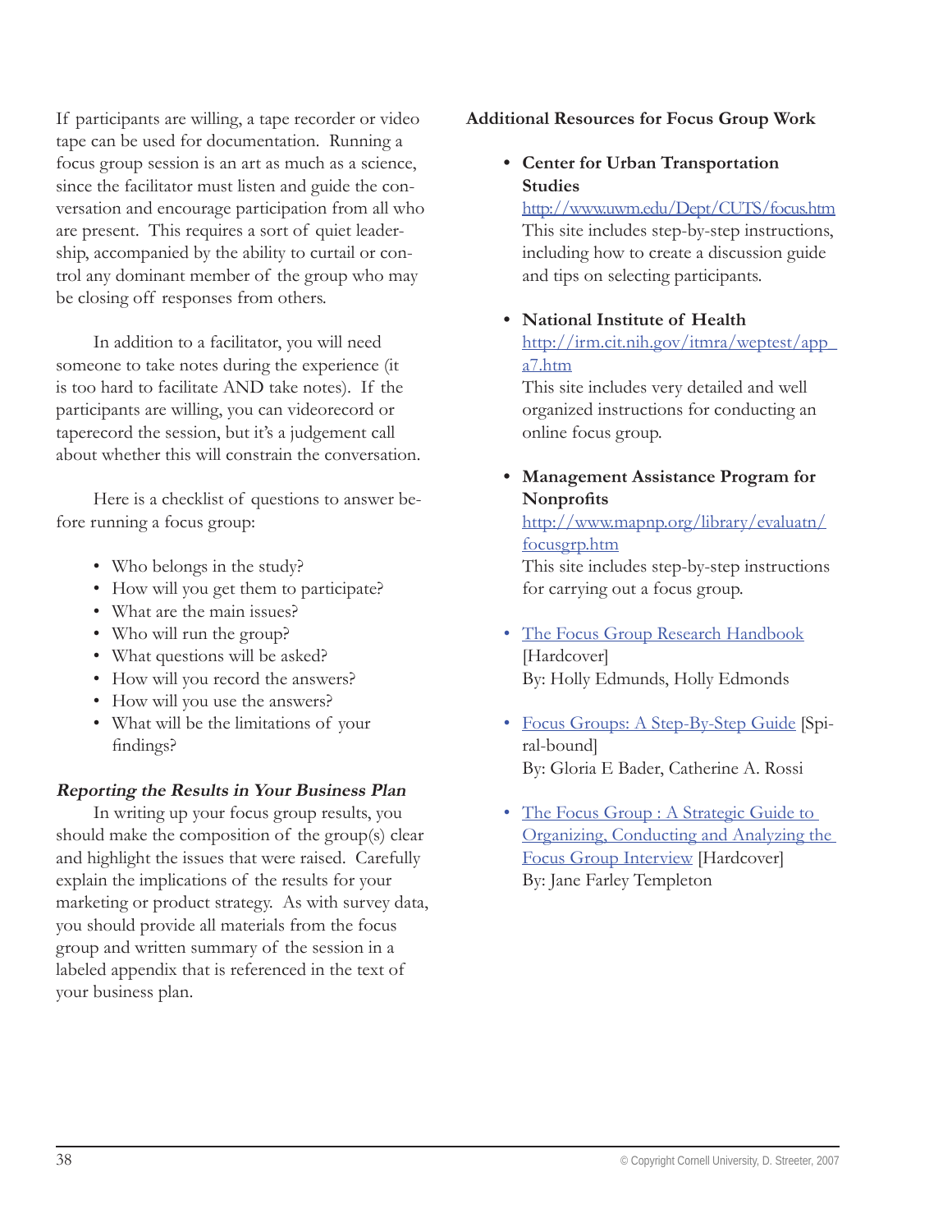If participants are willing, a tape recorder or video tape can be used for documentation. Running a focus group session is an art as much as a science, since the facilitator must listen and guide the conversation and encourage participation from all who are present. This requires a sort of quiet leadership, accompanied by the ability to curtail or control any dominant member of the group who may be closing off responses from others.

In addition to a facilitator, you will need someone to take notes during the experience (it is too hard to facilitate AND take notes). If the participants are willing, you can videorecord or taperecord the session, but it's a judgement call about whether this will constrain the conversation.

Here is a checklist of questions to answer before running a focus group:

- Who belongs in the study?
- How will you get them to participate?
- What are the main issues?
- Who will run the group?
- What questions will be asked?
- How will you record the answers?
- How will you use the answers?
- What will be the limitations of your findings?

### *Reporting the Results in Your Business Plan*

In writing up your focus group results, you should make the composition of the group(s) clear and highlight the issues that were raised. Carefully explain the implications of the results for your marketing or product strategy. As with survey data, you should provide all materials from the focus group and written summary of the session in a labeled appendix that is referenced in the text of your business plan.

### Additional Resources for Focus Group Work

- **Center for Urban Transportation Studies**
  http://www.uwm.edu/Dept/CUTS/focus.htm
  This site includes step-by-step instructions, including how to create a discussion guide and tips on selecting participants.

- **National Institute of Health**
  http://irm.cit.nih.gov/itmra/weptest/app_a7.htm
  This site includes very detailed and well organized instructions for conducting an online focus group.

- **Management Assistance Program for Nonprofits**
  http://www.mapnp.org/library/evaluatn/focusgrp.htm
  This site includes step-by-step instructions for carrying out a focus group.

- The Focus Group Research Handbook [Hardcover]
  By: Holly Edmunds, Holly Edmonds

- Focus Groups: A Step-By-Step Guide [Spiral-bound]
  By: Gloria E Bader, Catherine A. Rossi

- The Focus Group : A Strategic Guide to Organizing, Conducting and Analyzing the Focus Group Interview [Hardcover]
  By: Jane Farley Templeton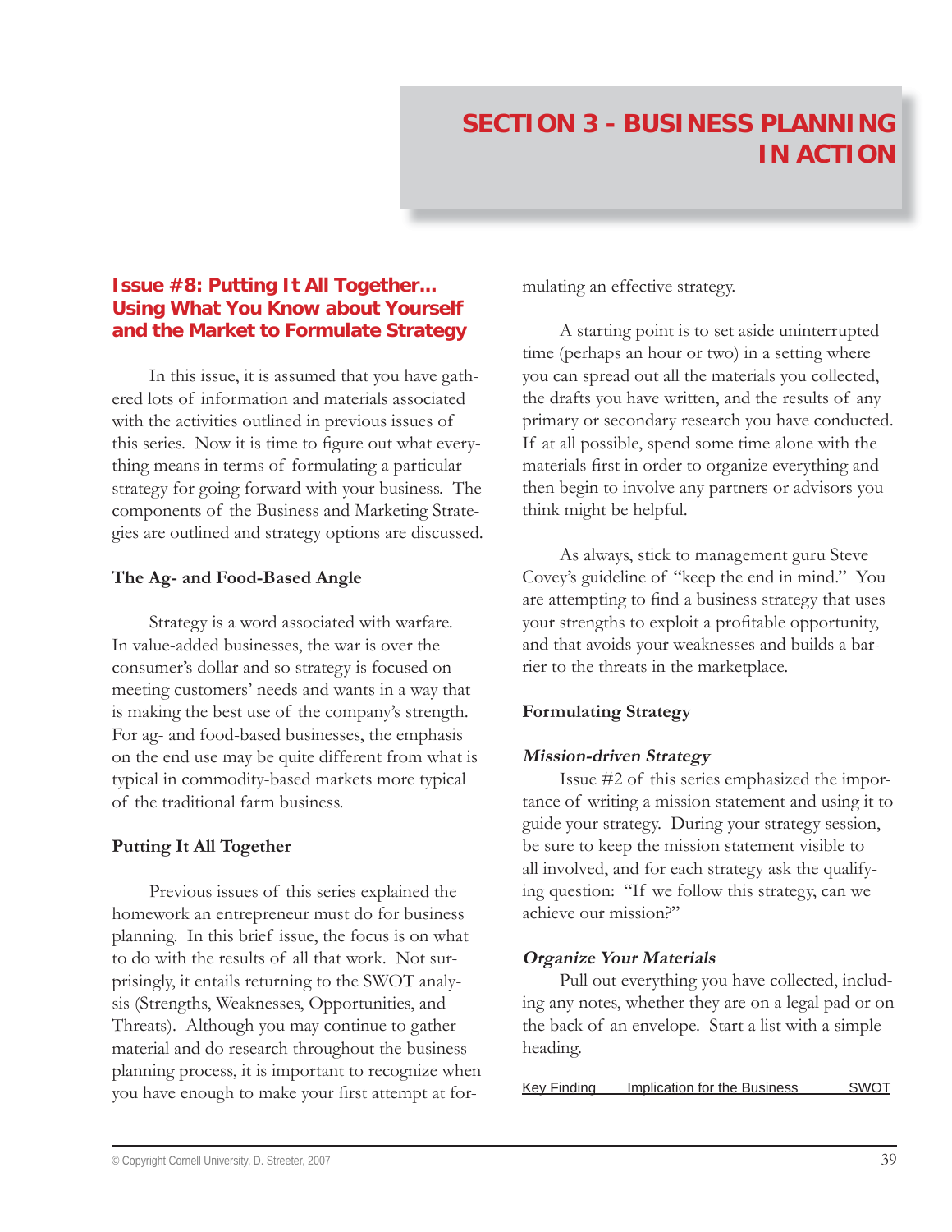# SECTION 3 - BUSINESS PLANNING IN ACTION

## Issue #8: Putting It All Together... Using What You Know about Yourself and the Market to Formulate Strategy

In this issue, it is assumed that you have gathered lots of information and materials associated with the activities outlined in previous issues of this series. Now it is time to figure out what everything means in terms of formulating a particular strategy for going forward with your business. The components of the Business and Marketing Strategies are outlined and strategy options are discussed.

### The Ag- and Food-Based Angle

Strategy is a word associated with warfare. In value-added businesses, the war is over the consumer's dollar and so strategy is focused on meeting customers' needs and wants in a way that is making the best use of the company's strength. For ag- and food-based businesses, the emphasis on the end use may be quite different from what is typical in commodity-based markets more typical of the traditional farm business.

### Putting It All Together

Previous issues of this series explained the homework an entrepreneur must do for business planning. In this brief issue, the focus is on what to do with the results of all that work. Not surprisingly, it entails returning to the SWOT analysis (Strengths, Weaknesses, Opportunities, and Threats). Although you may continue to gather material and do research throughout the business planning process, it is important to recognize when you have enough to make your first attempt at formulating an effective strategy.

A starting point is to set aside uninterrupted time (perhaps an hour or two) in a setting where you can spread out all the materials you collected, the drafts you have written, and the results of any primary or secondary research you have conducted. If at all possible, spend some time alone with the materials first in order to organize everything and then begin to involve any partners or advisors you think might be helpful.

As always, stick to management guru Steve Covey's guideline of "keep the end in mind." You are attempting to find a business strategy that uses your strengths to exploit a profitable opportunity, and that avoids your weaknesses and builds a barrier to the threats in the marketplace.

### Formulating Strategy

#### *Mission-driven Strategy*

Issue #2 of this series emphasized the importance of writing a mission statement and using it to guide your strategy. During your strategy session, be sure to keep the mission statement visible to all involved, and for each strategy ask the qualifying question: "If we follow this strategy, can we achieve our mission?"

#### *Organize Your Materials*

Pull out everything you have collected, including any notes, whether they are on a legal pad or on the back of an envelope. Start a list with a simple heading.

| Key Finding | Implication for the Business | SWOT |
|---|---|---|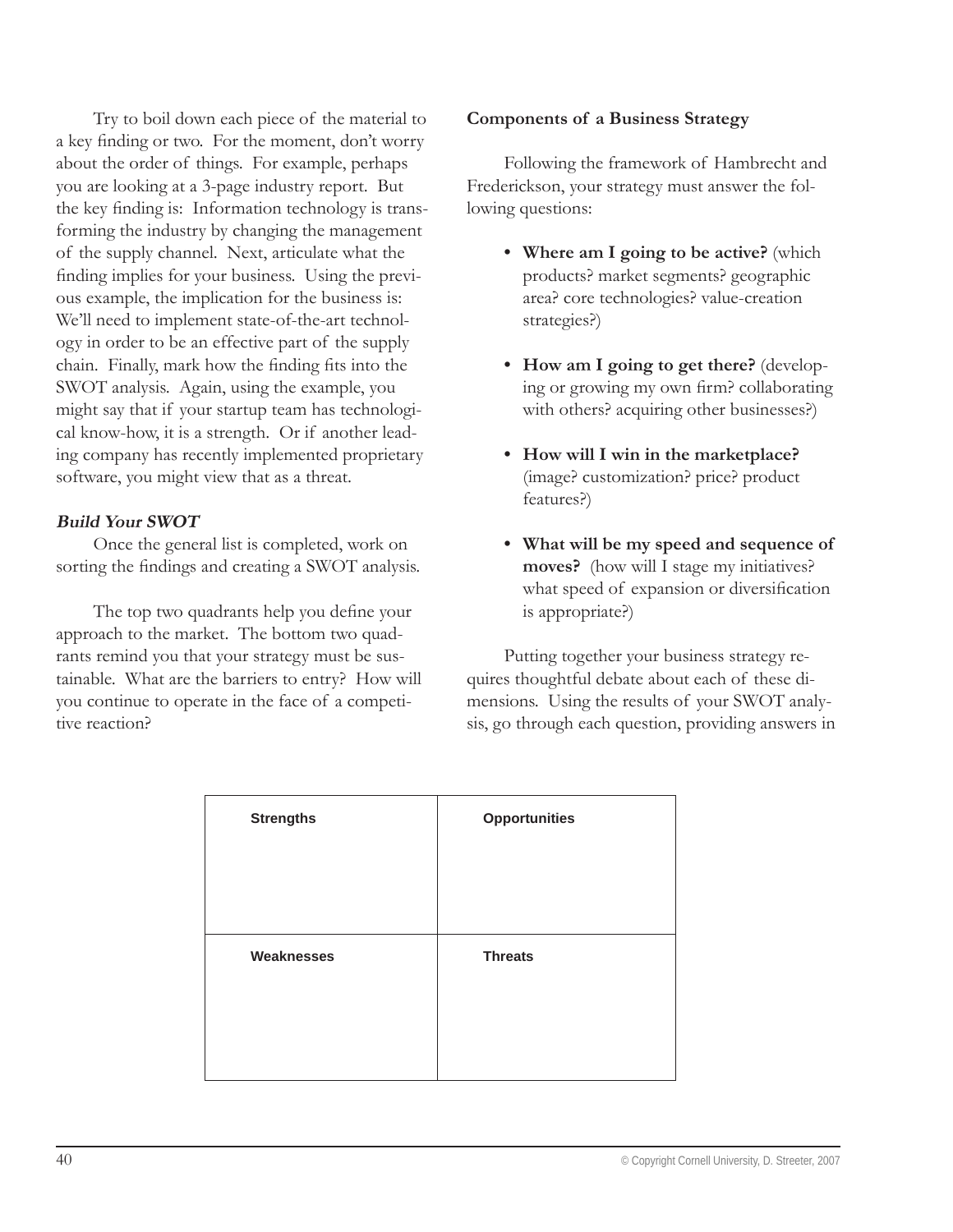Try to boil down each piece of the material to a key finding or two. For the moment, don't worry about the order of things. For example, perhaps you are looking at a 3-page industry report. But the key finding is: Information technology is transforming the industry by changing the management of the supply channel. Next, articulate what the finding implies for your business. Using the previous example, the implication for the business is: We'll need to implement state-of-the-art technology in order to be an effective part of the supply chain. Finally, mark how the finding fits into the SWOT analysis. Again, using the example, you might say that if your startup team has technological know-how, it is a strength. Or if another leading company has recently implemented proprietary software, you might view that as a threat.

### *Build Your SWOT*

Once the general list is completed, work on sorting the findings and creating a SWOT analysis.

The top two quadrants help you define your approach to the market. The bottom two quadrants remind you that your strategy must be sustainable. What are the barriers to entry? How will you continue to operate in the face of a competitive reaction?

### Components of a Business Strategy

Following the framework of Hambrecht and Frederickson, your strategy must answer the following questions:

- **Where am I going to be active?** (which products? market segments? geographic area? core technologies? value-creation strategies?)
- **How am I going to get there?** (developing or growing my own firm? collaborating with others? acquiring other businesses?)
- **How will I win in the marketplace?** (image? customization? price? product features?)
- **What will be my speed and sequence of moves?** (how will I stage my initiatives? what speed of expansion or diversification is appropriate?)

Putting together your business strategy requires thoughtful debate about each of these dimensions. Using the results of your SWOT analysis, go through each question, providing answers in

| Strengths | Opportunities |
|---|---|
| **Weaknesses** | **Threats** |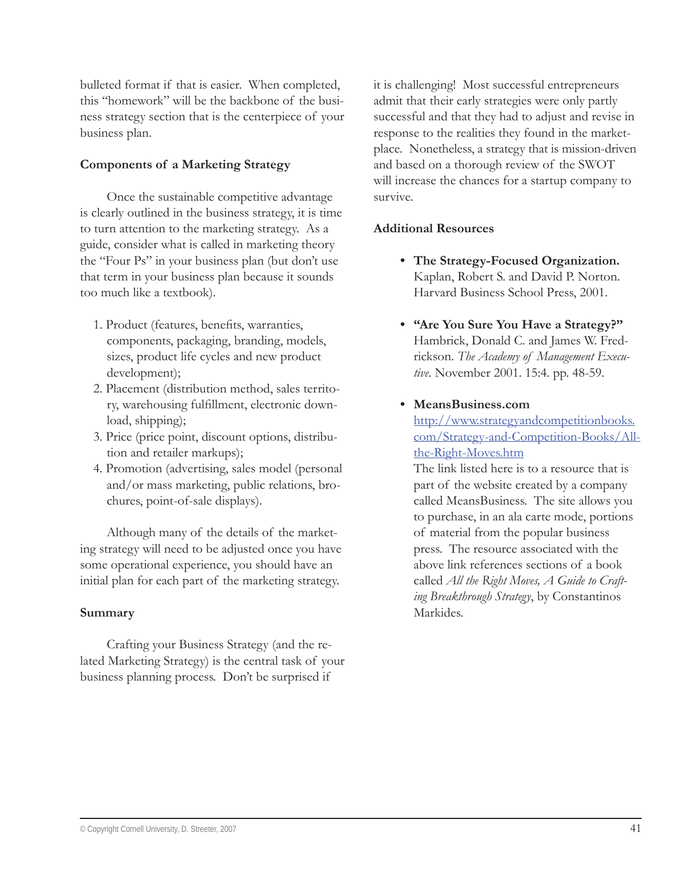bulleted format if that is easier. When completed, this "homework" will be the backbone of the business strategy section that is the centerpiece of your business plan.

**Components of a Marketing Strategy**

Once the sustainable competitive advantage is clearly outlined in the business strategy, it is time to turn attention to the marketing strategy. As a guide, consider what is called in marketing theory the "Four Ps" in your business plan (but don't use that term in your business plan because it sounds too much like a textbook).

1. Product (features, benefits, warranties, components, packaging, branding, models, sizes, product life cycles and new product development);
2. Placement (distribution method, sales territory, warehousing fulfillment, electronic download, shipping);
3. Price (price point, discount options, distribution and retailer markups);
4. Promotion (advertising, sales model (personal and/or mass marketing, public relations, brochures, point-of-sale displays).

Although many of the details of the marketing strategy will need to be adjusted once you have some operational experience, you should have an initial plan for each part of the marketing strategy.

**Summary**

Crafting your Business Strategy (and the related Marketing Strategy) is the central task of your business planning process. Don't be surprised if it is challenging! Most successful entrepreneurs admit that their early strategies were only partly successful and that they had to adjust and revise in response to the realities they found in the marketplace. Nonetheless, a strategy that is mission-driven and based on a thorough review of the SWOT will increase the chances for a startup company to survive.

**Additional Resources**

- **The Strategy-Focused Organization.** Kaplan, Robert S. and David P. Norton. Harvard Business School Press, 2001.

- **"Are You Sure You Have a Strategy?"** Hambrick, Donald C. and James W. Fredrickson. *The Academy of Management Executive*. November 2001. 15:4. pp. 48-59.

- **MeansBusiness.com**
  http://www.strategyandcompetitionbooks.com/Strategy-and-Competition-Books/All-the-Right-Moves.htm
  The link listed here is to a resource that is part of the website created by a company called MeansBusiness. The site allows you to purchase, in an ala carte mode, portions of material from the popular business press. The resource associated with the above link references sections of a book called *All the Right Moves, A Guide to Crafting Breakthrough Strategy*, by Constantinos Markides.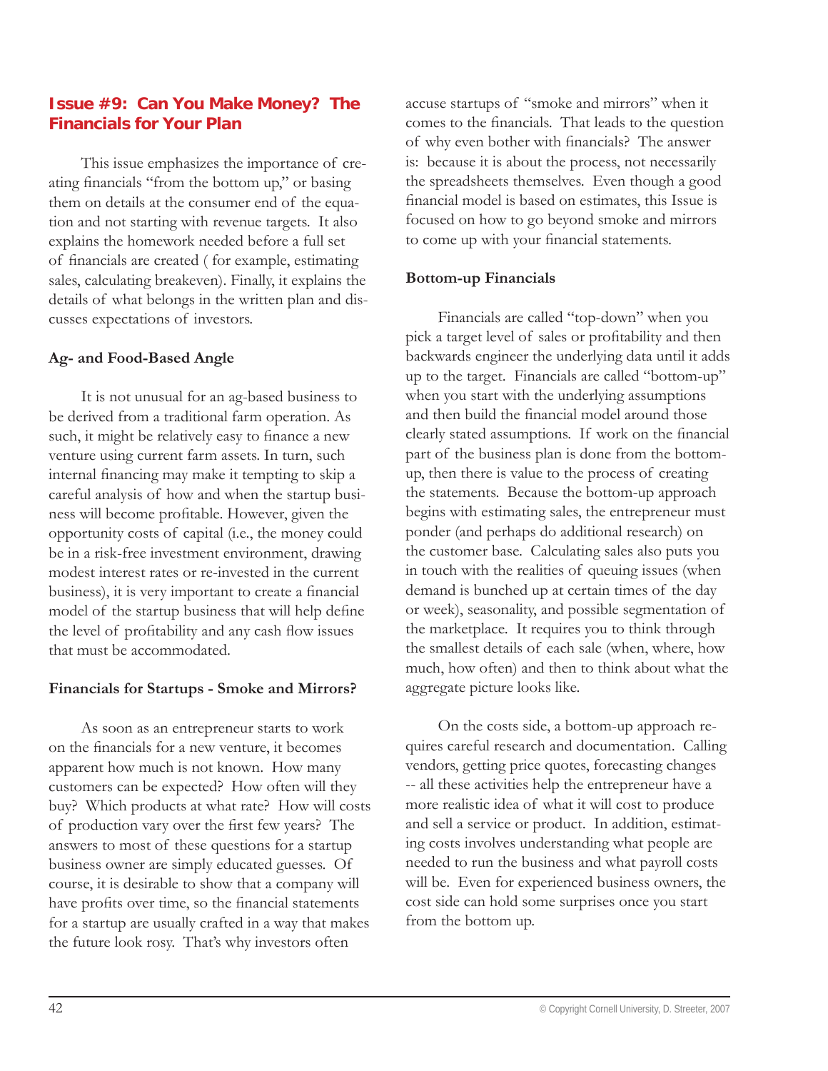## Issue #9: Can You Make Money? The Financials for Your Plan

This issue emphasizes the importance of creating financials "from the bottom up," or basing them on details at the consumer end of the equation and not starting with revenue targets. It also explains the homework needed before a full set of financials are created ( for example, estimating sales, calculating breakeven). Finally, it explains the details of what belongs in the written plan and discusses expectations of investors.

### Ag- and Food-Based Angle

It is not unusual for an ag-based business to be derived from a traditional farm operation. As such, it might be relatively easy to finance a new venture using current farm assets. In turn, such internal financing may make it tempting to skip a careful analysis of how and when the startup business will become profitable. However, given the opportunity costs of capital (i.e., the money could be in a risk-free investment environment, drawing modest interest rates or re-invested in the current business), it is very important to create a financial model of the startup business that will help define the level of profitability and any cash flow issues that must be accommodated.

### Financials for Startups - Smoke and Mirrors?

As soon as an entrepreneur starts to work on the financials for a new venture, it becomes apparent how much is not known. How many customers can be expected? How often will they buy? Which products at what rate? How will costs of production vary over the first few years? The answers to most of these questions for a startup business owner are simply educated guesses. Of course, it is desirable to show that a company will have profits over time, so the financial statements for a startup are usually crafted in a way that makes the future look rosy. That's why investors often accuse startups of "smoke and mirrors" when it comes to the financials. That leads to the question of why even bother with financials? The answer is: because it is about the process, not necessarily the spreadsheets themselves. Even though a good financial model is based on estimates, this Issue is focused on how to go beyond smoke and mirrors to come up with your financial statements.

### Bottom-up Financials

Financials are called "top-down" when you pick a target level of sales or profitability and then backwards engineer the underlying data until it adds up to the target. Financials are called "bottom-up" when you start with the underlying assumptions and then build the financial model around those clearly stated assumptions. If work on the financial part of the business plan is done from the bottom-up, then there is value to the process of creating the statements. Because the bottom-up approach begins with estimating sales, the entrepreneur must ponder (and perhaps do additional research) on the customer base. Calculating sales also puts you in touch with the realities of queuing issues (when demand is bunched up at certain times of the day or week), seasonality, and possible segmentation of the marketplace. It requires you to think through the smallest details of each sale (when, where, how much, how often) and then to think about what the aggregate picture looks like.

On the costs side, a bottom-up approach requires careful research and documentation. Calling vendors, getting price quotes, forecasting changes -- all these activities help the entrepreneur have a more realistic idea of what it will cost to produce and sell a service or product. In addition, estimating costs involves understanding what people are needed to run the business and what payroll costs will be. Even for experienced business owners, the cost side can hold some surprises once you start from the bottom up.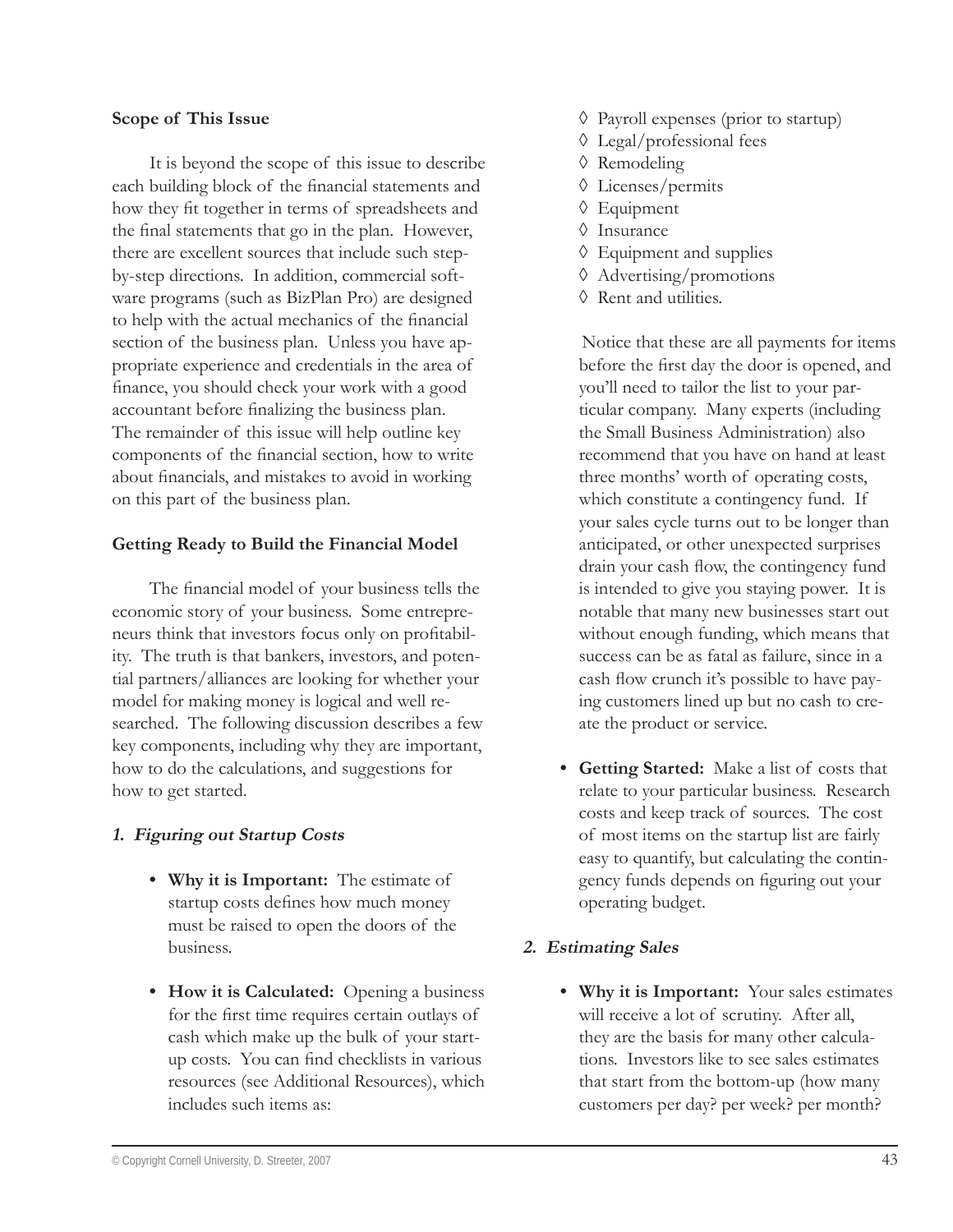**Scope of This Issue**

It is beyond the scope of this issue to describe each building block of the financial statements and how they fit together in terms of spreadsheets and the final statements that go in the plan. However, there are excellent sources that include such step-by-step directions. In addition, commercial software programs (such as BizPlan Pro) are designed to help with the actual mechanics of the financial section of the business plan. Unless you have appropriate experience and credentials in the area of finance, you should check your work with a good accountant before finalizing the business plan. The remainder of this issue will help outline key components of the financial section, how to write about financials, and mistakes to avoid in working on this part of the business plan.

**Getting Ready to Build the Financial Model**

The financial model of your business tells the economic story of your business. Some entrepreneurs think that investors focus only on profitability. The truth is that bankers, investors, and potential partners/alliances are looking for whether your model for making money is logical and well researched. The following discussion describes a few key components, including why they are important, how to do the calculations, and suggestions for how to get started.

***1. Figuring out Startup Costs***

- **Why it is Important:** The estimate of startup costs defines how much money must be raised to open the doors of the business.

- **How it is Calculated:** Opening a business for the first time requires certain outlays of cash which make up the bulk of your startup costs. You can find checklists in various resources (see Additional Resources), which includes such items as:

  ◊ Payroll expenses (prior to startup)
  ◊ Legal/professional fees
  ◊ Remodeling
  ◊ Licenses/permits
  ◊ Equipment
  ◊ Insurance
  ◊ Equipment and supplies
  ◊ Advertising/promotions
  ◊ Rent and utilities.

  Notice that these are all payments for items before the first day the door is opened, and you'll need to tailor the list to your particular company. Many experts (including the Small Business Administration) also recommend that you have on hand at least three months' worth of operating costs, which constitute a contingency fund. If your sales cycle turns out to be longer than anticipated, or other unexpected surprises drain your cash flow, the contingency fund is intended to give you staying power. It is notable that many new businesses start out without enough funding, which means that success can be as fatal as failure, since in a cash flow crunch it's possible to have paying customers lined up but no cash to create the product or service.

- **Getting Started:** Make a list of costs that relate to your particular business. Research costs and keep track of sources. The cost of most items on the startup list are fairly easy to quantify, but calculating the contingency funds depends on figuring out your operating budget.

***2. Estimating Sales***

- **Why it is Important:** Your sales estimates will receive a lot of scrutiny. After all, they are the basis for many other calculations. Investors like to see sales estimates that start from the bottom-up (how many customers per day? per week? per month?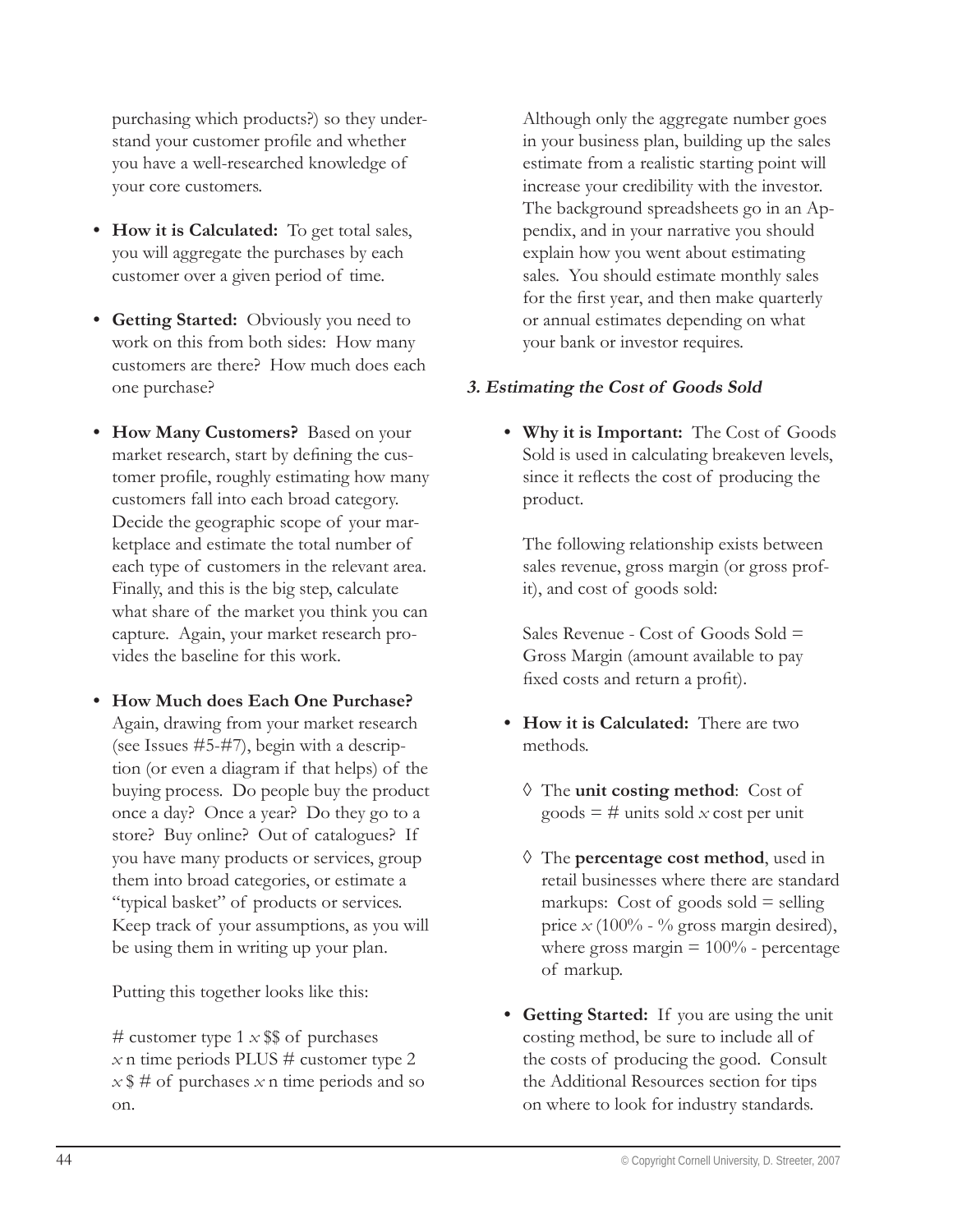purchasing which products?) so they understand your customer profile and whether you have a well-researched knowledge of your core customers.

- **How it is Calculated:** To get total sales, you will aggregate the purchases by each customer over a given period of time.

- **Getting Started:** Obviously you need to work on this from both sides: How many customers are there? How much does each one purchase?

- **How Many Customers?** Based on your market research, start by defining the customer profile, roughly estimating how many customers fall into each broad category. Decide the geographic scope of your marketplace and estimate the total number of each type of customers in the relevant area. Finally, and this is the big step, calculate what share of the market you think you can capture. Again, your market research provides the baseline for this work.

- **How Much does Each One Purchase?** Again, drawing from your market research (see Issues #5-#7), begin with a description (or even a diagram if that helps) of the buying process. Do people buy the product once a day? Once a year? Do they go to a store? Buy online? Out of catalogues? If you have many products or services, group them into broad categories, or estimate a "typical basket" of products or services. Keep track of your assumptions, as you will be using them in writing up your plan.

  Putting this together looks like this:

  # customer type 1 *x* $$ of purchases *x* n time periods PLUS # customer type 2 *x* $ # of purchases *x* n time periods and so on.

  Although only the aggregate number goes in your business plan, building up the sales estimate from a realistic starting point will increase your credibility with the investor. The background spreadsheets go in an Appendix, and in your narrative you should explain how you went about estimating sales. You should estimate monthly sales for the first year, and then make quarterly or annual estimates depending on what your bank or investor requires.

### *3. Estimating the Cost of Goods Sold*

- **Why it is Important:** The Cost of Goods Sold is used in calculating breakeven levels, since it reflects the cost of producing the product.

  The following relationship exists between sales revenue, gross margin (or gross profit), and cost of goods sold:

  Sales Revenue - Cost of Goods Sold = Gross Margin (amount available to pay fixed costs and return a profit).

- **How it is Calculated:** There are two methods.

  - ◊ The **unit costing method**: Cost of goods = # units sold *x* cost per unit

  - ◊ The **percentage cost method**, used in retail businesses where there are standard markups: Cost of goods sold = selling price *x* (100% - % gross margin desired), where gross margin = 100% - percentage of markup.

- **Getting Started:** If you are using the unit costing method, be sure to include all of the costs of producing the good. Consult the Additional Resources section for tips on where to look for industry standards.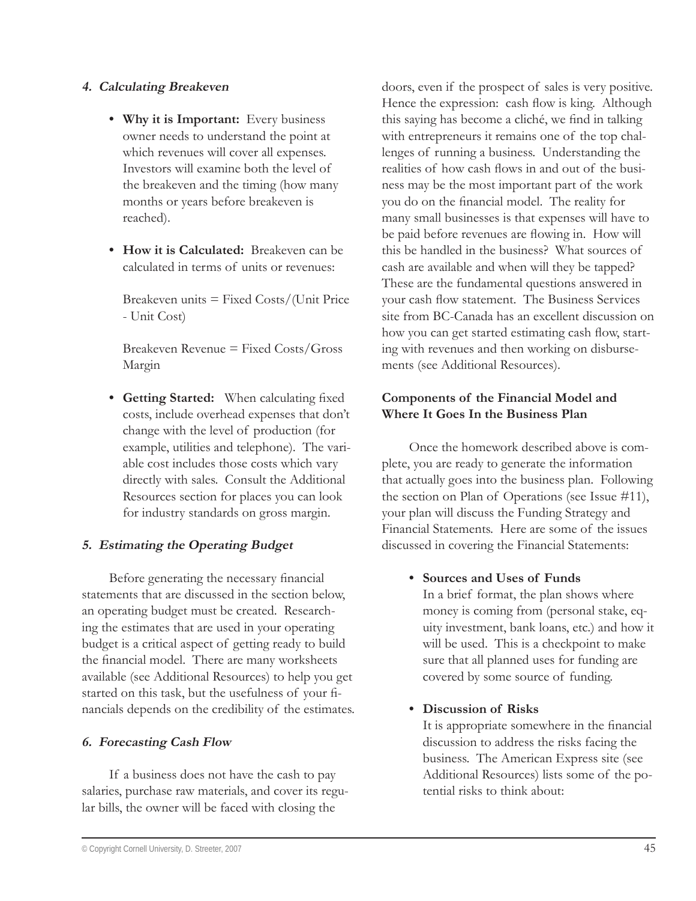#### *4. Calculating Breakeven*

- **Why it is Important:** Every business owner needs to understand the point at which revenues will cover all expenses. Investors will examine both the level of the breakeven and the timing (how many months or years before breakeven is reached).

- **How it is Calculated:** Breakeven can be calculated in terms of units or revenues:

  Breakeven units = Fixed Costs/(Unit Price - Unit Cost)

  Breakeven Revenue = Fixed Costs/Gross Margin

- **Getting Started:** When calculating fixed costs, include overhead expenses that don't change with the level of production (for example, utilities and telephone). The variable cost includes those costs which vary directly with sales. Consult the Additional Resources section for places you can look for industry standards on gross margin.

#### *5. Estimating the Operating Budget*

Before generating the necessary financial statements that are discussed in the section below, an operating budget must be created. Researching the estimates that are used in your operating budget is a critical aspect of getting ready to build the financial model. There are many worksheets available (see Additional Resources) to help you get started on this task, but the usefulness of your financials depends on the credibility of the estimates.

#### *6. Forecasting Cash Flow*

If a business does not have the cash to pay salaries, purchase raw materials, and cover its regular bills, the owner will be faced with closing the doors, even if the prospect of sales is very positive. Hence the expression: cash flow is king. Although this saying has become a cliché, we find in talking with entrepreneurs it remains one of the top challenges of running a business. Understanding the realities of how cash flows in and out of the business may be the most important part of the work you do on the financial model. The reality for many small businesses is that expenses will have to be paid before revenues are flowing in. How will this be handled in the business? What sources of cash are available and when will they be tapped? These are the fundamental questions answered in your cash flow statement. The Business Services site from BC-Canada has an excellent discussion on how you can get started estimating cash flow, starting with revenues and then working on disbursements (see Additional Resources).

### Components of the Financial Model and Where It Goes In the Business Plan

Once the homework described above is complete, you are ready to generate the information that actually goes into the business plan. Following the section on Plan of Operations (see Issue #11), your plan will discuss the Funding Strategy and Financial Statements. Here are some of the issues discussed in covering the Financial Statements:

- **Sources and Uses of Funds**
  In a brief format, the plan shows where money is coming from (personal stake, equity investment, bank loans, etc.) and how it will be used. This is a checkpoint to make sure that all planned uses for funding are covered by some source of funding.

- **Discussion of Risks**
  It is appropriate somewhere in the financial discussion to address the risks facing the business. The American Express site (see Additional Resources) lists some of the potential risks to think about: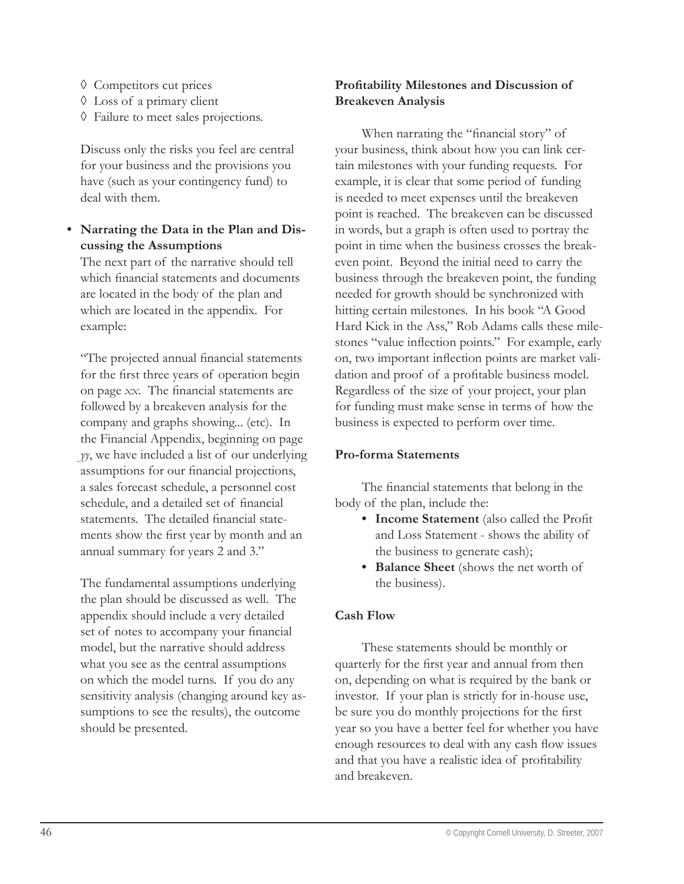- ◊ Competitors cut prices
- ◊ Loss of a primary client
- ◊ Failure to meet sales projections.

Discuss only the risks you feel are central for your business and the provisions you have (such as your contingency fund) to deal with them.

- **Narrating the Data in the Plan and Discussing the Assumptions**
  The next part of the narrative should tell which financial statements and documents are located in the body of the plan and which are located in the appendix. For example:

  "The projected annual financial statements for the first three years of operation begin on page *xx*. The financial statements are followed by a breakeven analysis for the company and graphs showing... (etc). In the Financial Appendix, beginning on page *yy*, we have included a list of our underlying assumptions for our financial projections, a sales forecast schedule, a personnel cost schedule, and a detailed set of financial statements. The detailed financial statements show the first year by month and an annual summary for years 2 and 3."

  The fundamental assumptions underlying the plan should be discussed as well. The appendix should include a very detailed set of notes to accompany your financial model, but the narrative should address what you see as the central assumptions on which the model turns. If you do any sensitivity analysis (changing around key assumptions to see the results), the outcome should be presented.

**Profitability Milestones and Discussion of Breakeven Analysis**

When narrating the "financial story" of your business, think about how you can link certain milestones with your funding requests. For example, it is clear that some period of funding is needed to meet expenses until the breakeven point is reached. The breakeven can be discussed in words, but a graph is often used to portray the point in time when the business crosses the breakeven point. Beyond the initial need to carry the business through the breakeven point, the funding needed for growth should be synchronized with hitting certain milestones. In his book "A Good Hard Kick in the Ass," Rob Adams calls these milestones "value inflection points." For example, early on, two important inflection points are market validation and proof of a profitable business model. Regardless of the size of your project, your plan for funding must make sense in terms of how the business is expected to perform over time.

**Pro-forma Statements**

The financial statements that belong in the body of the plan, include the:

- **Income Statement** (also called the Profit and Loss Statement - shows the ability of the business to generate cash);
- **Balance Sheet** (shows the net worth of the business).

**Cash Flow**

These statements should be monthly or quarterly for the first year and annual from then on, depending on what is required by the bank or investor. If your plan is strictly for in-house use, be sure you do monthly projections for the first year so you have a better feel for whether you have enough resources to deal with any cash flow issues and that you have a realistic idea of profitability and breakeven.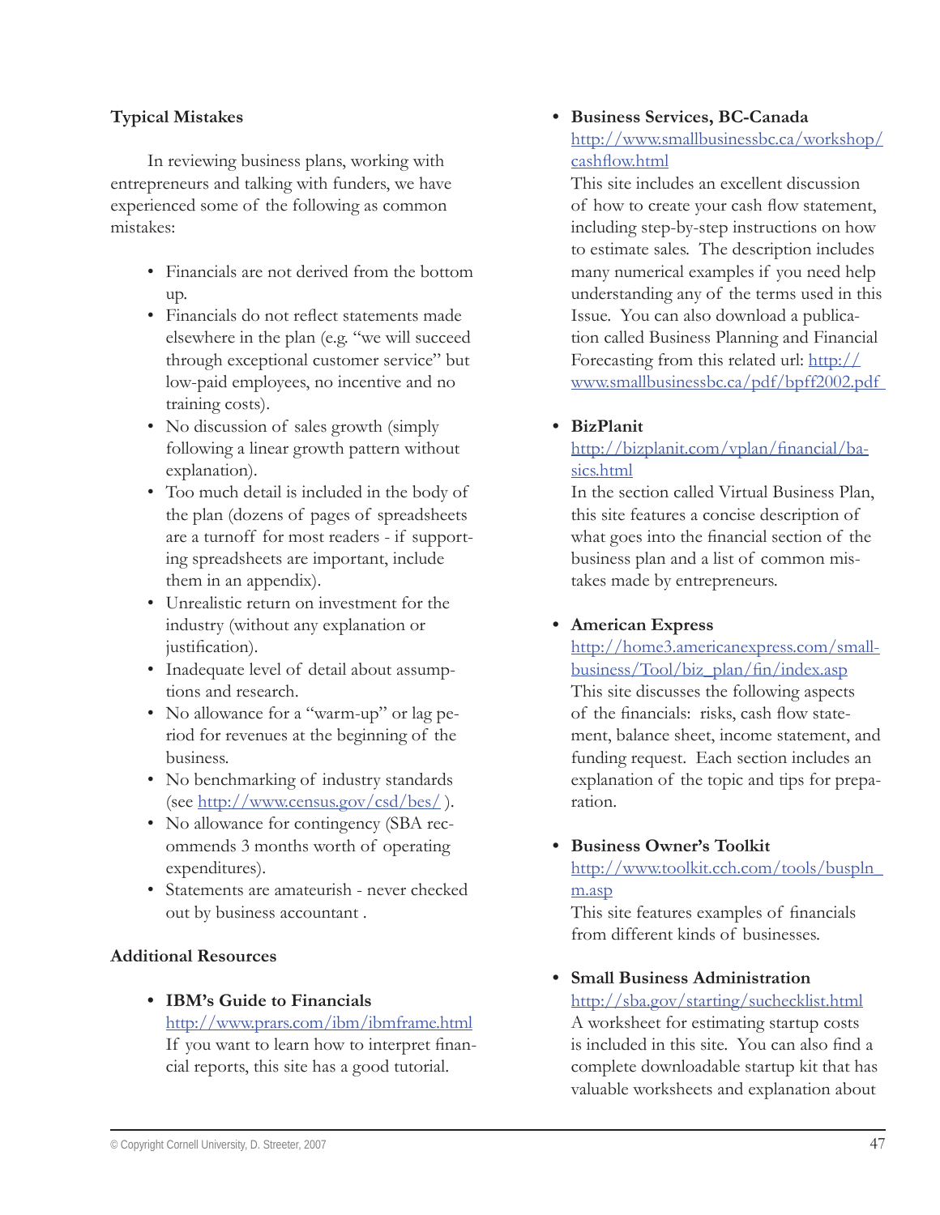### Typical Mistakes

In reviewing business plans, working with entrepreneurs and talking with funders, we have experienced some of the following as common mistakes:

- Financials are not derived from the bottom up.
- Financials do not reflect statements made elsewhere in the plan (e.g. "we will succeed through exceptional customer service" but low-paid employees, no incentive and no training costs).
- No discussion of sales growth (simply following a linear growth pattern without explanation).
- Too much detail is included in the body of the plan (dozens of pages of spreadsheets are a turnoff for most readers - if supporting spreadsheets are important, include them in an appendix).
- Unrealistic return on investment for the industry (without any explanation or justification).
- Inadequate level of detail about assumptions and research.
- No allowance for a "warm-up" or lag period for revenues at the beginning of the business.
- No benchmarking of industry standards (see http://www.census.gov/csd/bes/ ).
- No allowance for contingency (SBA recommends 3 months worth of operating expenditures).
- Statements are amateurish - never checked out by business accountant .

### Additional Resources

- **IBM's Guide to Financials**
  http://www.prars.com/ibm/ibmframe.html
  If you want to learn how to interpret financial reports, this site has a good tutorial.

- **Business Services, BC-Canada**
  http://www.smallbusinessbc.ca/workshop/cashflow.html
  This site includes an excellent discussion of how to create your cash flow statement, including step-by-step instructions on how to estimate sales. The description includes many numerical examples if you need help understanding any of the terms used in this Issue. You can also download a publication called Business Planning and Financial Forecasting from this related url: http://www.smallbusinessbc.ca/pdf/bpff2002.pdf

- **BizPlanit**
  http://bizplanit.com/vplan/financial/basics.html
  In the section called Virtual Business Plan, this site features a concise description of what goes into the financial section of the business plan and a list of common mistakes made by entrepreneurs.

- **American Express**
  http://home3.americanexpress.com/smallbusiness/Tool/biz_plan/fin/index.asp
  This site discusses the following aspects of the financials: risks, cash flow statement, balance sheet, income statement, and funding request. Each section includes an explanation of the topic and tips for preparation.

- **Business Owner's Toolkit**
  http://www.toolkit.cch.com/tools/buspln_m.asp
  This site features examples of financials from different kinds of businesses.

- **Small Business Administration**
  http://sba.gov/starting/suchecklist.html
  A worksheet for estimating startup costs is included in this site. You can also find a complete downloadable startup kit that has valuable worksheets and explanation about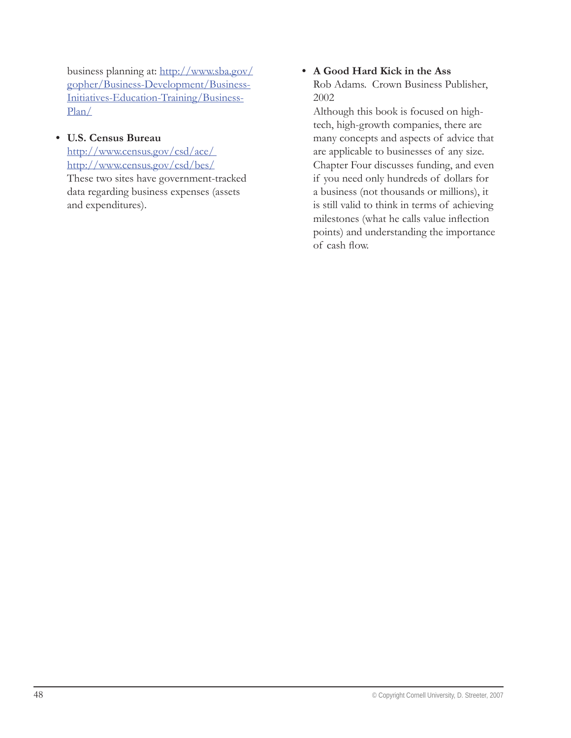business planning at: [http://www.sba.gov/gopher/Business-Development/Business-Initiatives-Education-Training/Business-Plan/](http://www.sba.gov/gopher/Business-Development/Business-Initiatives-Education-Training/Business-Plan/)

- **U.S. Census Bureau**
  [http://www.census.gov/csd/ace/](http://www.census.gov/csd/ace/)
  [http://www.census.gov/csd/bes/](http://www.census.gov/csd/bes/)
  These two sites have government-tracked data regarding business expenses (assets and expenditures).

- **A Good Hard Kick in the Ass**
  Rob Adams. Crown Business Publisher, 2002
  Although this book is focused on high-tech, high-growth companies, there are many concepts and aspects of advice that are applicable to businesses of any size. Chapter Four discusses funding, and even if you need only hundreds of dollars for a business (not thousands or millions), it is still valid to think in terms of achieving milestones (what he calls value inflection points) and understanding the importance of cash flow.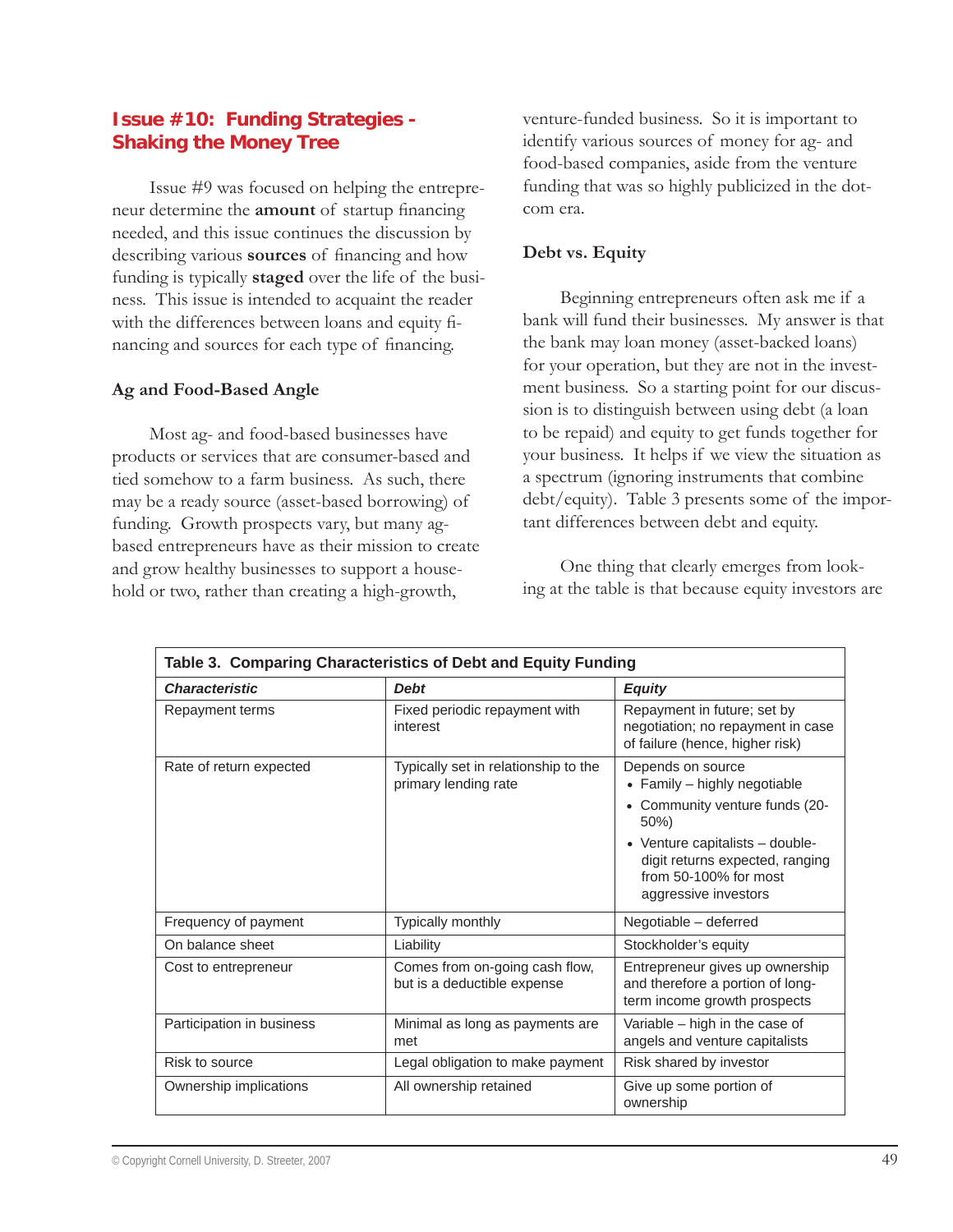## Issue #10: Funding Strategies - Shaking the Money Tree

Issue #9 was focused on helping the entrepreneur determine the **amount** of startup financing needed, and this issue continues the discussion by describing various **sources** of financing and how funding is typically **staged** over the life of the business. This issue is intended to acquaint the reader with the differences between loans and equity financing and sources for each type of financing.

### Ag and Food-Based Angle

Most ag- and food-based businesses have products or services that are consumer-based and tied somehow to a farm business. As such, there may be a ready source (asset-based borrowing) of funding. Growth prospects vary, but many ag-based entrepreneurs have as their mission to create and grow healthy businesses to support a household or two, rather than creating a high-growth, venture-funded business. So it is important to identify various sources of money for ag- and food-based companies, aside from the venture funding that was so highly publicized in the dot-com era.

### Debt vs. Equity

Beginning entrepreneurs often ask me if a bank will fund their businesses. My answer is that the bank may loan money (asset-backed loans) for your operation, but they are not in the investment business. So a starting point for our discussion is to distinguish between using debt (a loan to be repaid) and equity to get funds together for your business. It helps if we view the situation as a spectrum (ignoring instruments that combine debt/equity). Table 3 presents some of the important differences between debt and equity.

One thing that clearly emerges from looking at the table is that because equity investors are

**Table 3. Comparing Characteristics of Debt and Equity Funding**

| *Characteristic* | *Debt* | *Equity* |
|---|---|---|
| Repayment terms | Fixed periodic repayment with interest | Repayment in future; set by negotiation; no repayment in case of failure (hence, higher risk) |
| Rate of return expected | Typically set in relationship to the primary lending rate | Depends on source<br>• Family – highly negotiable<br>• Community venture funds (20-50%)<br>• Venture capitalists – double-digit returns expected, ranging from 50-100% for most aggressive investors |
| Frequency of payment | Typically monthly | Negotiable – deferred |
| On balance sheet | Liability | Stockholder's equity |
| Cost to entrepreneur | Comes from on-going cash flow, but is a deductible expense | Entrepreneur gives up ownership and therefore a portion of long-term income growth prospects |
| Participation in business | Minimal as long as payments are met | Variable – high in the case of angels and venture capitalists |
| Risk to source | Legal obligation to make payment | Risk shared by investor |
| Ownership implications | All ownership retained | Give up some portion of ownership |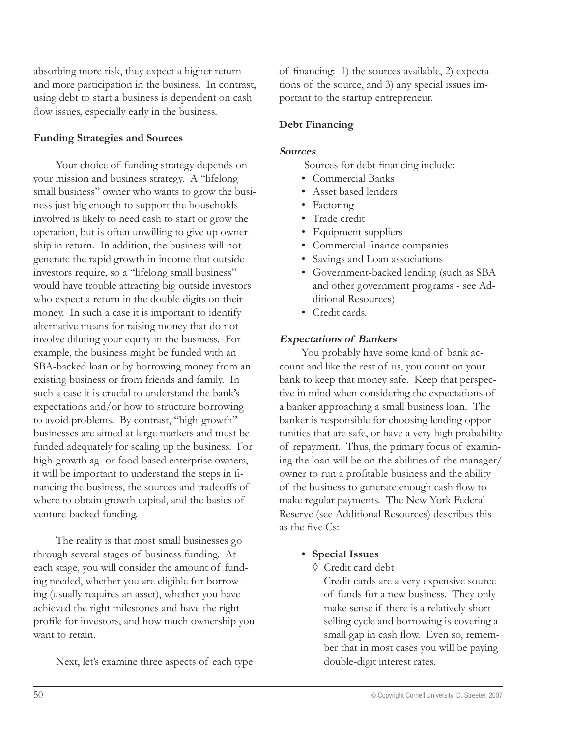absorbing more risk, they expect a higher return and more participation in the business. In contrast, using debt to start a business is dependent on cash flow issues, especially early in the business.

### Funding Strategies and Sources

Your choice of funding strategy depends on your mission and business strategy. A "lifelong small business" owner who wants to grow the business just big enough to support the households involved is likely to need cash to start or grow the operation, but is often unwilling to give up ownership in return. In addition, the business will not generate the rapid growth in income that outside investors require, so a "lifelong small business" would have trouble attracting big outside investors who expect a return in the double digits on their money. In such a case it is important to identify alternative means for raising money that do not involve diluting your equity in the business. For example, the business might be funded with an SBA-backed loan or by borrowing money from an existing business or from friends and family. In such a case it is crucial to understand the bank's expectations and/or how to structure borrowing to avoid problems. By contrast, "high-growth" businesses are aimed at large markets and must be funded adequately for scaling up the business. For high-growth ag- or food-based enterprise owners, it will be important to understand the steps in financing the business, the sources and tradeoffs of where to obtain growth capital, and the basics of venture-backed funding.

The reality is that most small businesses go through several stages of business funding. At each stage, you will consider the amount of funding needed, whether you are eligible for borrowing (usually requires an asset), whether you have achieved the right milestones and have the right profile for investors, and how much ownership you want to retain.

Next, let's examine three aspects of each type of financing: 1) the sources available, 2) expectations of the source, and 3) any special issues important to the startup entrepreneur.

### Debt Financing

#### *Sources*

Sources for debt financing include:

- Commercial Banks
- Asset based lenders
- Factoring
- Trade credit
- Equipment suppliers
- Commercial finance companies
- Savings and Loan associations
- Government-backed lending (such as SBA and other government programs - see Additional Resources)
- Credit cards.

#### *Expectations of Bankers*

You probably have some kind of bank account and like the rest of us, you count on your bank to keep that money safe. Keep that perspective in mind when considering the expectations of a banker approaching a small business loan. The banker is responsible for choosing lending opportunities that are safe, or have a very high probability of repayment. Thus, the primary focus of examining the loan will be on the abilities of the manager/owner to run a profitable business and the ability of the business to generate enough cash flow to make regular payments. The New York Federal Reserve (see Additional Resources) describes this as the five Cs:

- **Special Issues**
  - ◊ Credit card debt

    Credit cards are a very expensive source of funds for a new business. They only make sense if there is a relatively short selling cycle and borrowing is covering a small gap in cash flow. Even so, remember that in most cases you will be paying double-digit interest rates.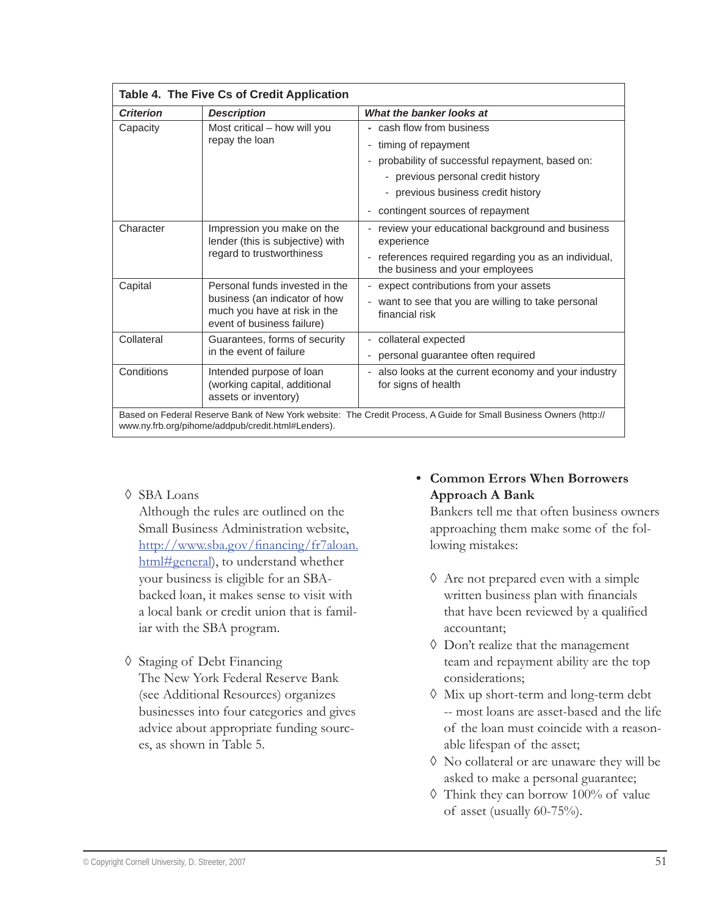**Table 4. The Five Cs of Credit Application**

| *Criterion* | *Description* | *What the banker looks at* |
|---|---|---|
| Capacity | Most critical – how will you repay the loan | - cash flow from business<br>- timing of repayment<br>- probability of successful repayment, based on:<br>&nbsp;&nbsp;- previous personal credit history<br>&nbsp;&nbsp;- previous business credit history<br>- contingent sources of repayment |
| Character | Impression you make on the lender (this is subjective) with regard to trustworthiness | - review your educational background and business experience<br>- references required regarding you as an individual, the business and your employees |
| Capital | Personal funds invested in the business (an indicator of how much you have at risk in the event of business failure) | - expect contributions from your assets<br>- want to see that you are willing to take personal financial risk |
| Collateral | Guarantees, forms of security in the event of failure | - collateral expected<br>- personal guarantee often required |
| Conditions | Intended purpose of loan (working capital, additional assets or inventory) | - also looks at the current economy and your industry for signs of health |

Based on Federal Reserve Bank of New York website: The Credit Process, A Guide for Small Business Owners (http://www.ny.frb.org/pihome/addpub/credit.html#Lenders).

◊ SBA Loans
Although the rules are outlined on the Small Business Administration website, http://www.sba.gov/financing/fr7aloan.html#general), to understand whether your business is eligible for an SBA-backed loan, it makes sense to visit with a local bank or credit union that is familiar with the SBA program.

◊ Staging of Debt Financing
The New York Federal Reserve Bank (see Additional Resources) organizes businesses into four categories and gives advice about appropriate funding sources, as shown in Table 5.

- **Common Errors When Borrowers Approach A Bank**
  Bankers tell me that often business owners approaching them make some of the following mistakes:

  ◊ Are not prepared even with a simple written business plan with financials that have been reviewed by a qualified accountant;
  ◊ Don't realize that the management team and repayment ability are the top considerations;
  ◊ Mix up short-term and long-term debt -- most loans are asset-based and the life of the loan must coincide with a reasonable lifespan of the asset;
  ◊ No collateral or are unaware they will be asked to make a personal guarantee;
  ◊ Think they can borrow 100% of value of asset (usually 60-75%).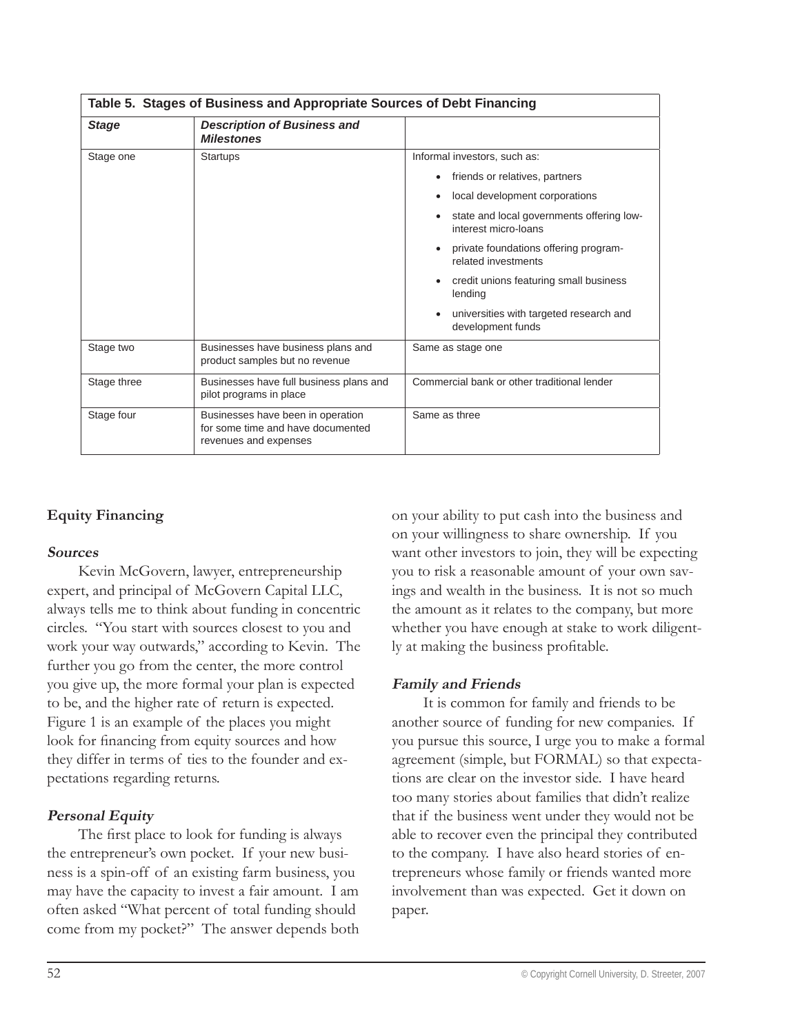**Table 5. Stages of Business and Appropriate Sources of Debt Financing**

| *Stage* | *Description of Business and Milestones* | |
|---|---|---|
| Stage one | Startups | Informal investors, such as:<br>• friends or relatives, partners<br>• local development corporations<br>• state and local governments offering low-interest micro-loans<br>• private foundations offering program-related investments<br>• credit unions featuring small business lending<br>• universities with targeted research and development funds |
| Stage two | Businesses have business plans and product samples but no revenue | Same as stage one |
| Stage three | Businesses have full business plans and pilot programs in place | Commercial bank or other traditional lender |
| Stage four | Businesses have been in operation for some time and have documented revenues and expenses | Same as three |

## Equity Financing

### *Sources*

Kevin McGovern, lawyer, entrepreneurship expert, and principal of McGovern Capital LLC, always tells me to think about funding in concentric circles. "You start with sources closest to you and work your way outwards," according to Kevin. The further you go from the center, the more control you give up, the more formal your plan is expected to be, and the higher rate of return is expected. Figure 1 is an example of the places you might look for financing from equity sources and how they differ in terms of ties to the founder and expectations regarding returns.

### *Personal Equity*

The first place to look for funding is always the entrepreneur's own pocket. If your new business is a spin-off of an existing farm business, you may have the capacity to invest a fair amount. I am often asked "What percent of total funding should come from my pocket?" The answer depends both on your ability to put cash into the business and on your willingness to share ownership. If you want other investors to join, they will be expecting you to risk a reasonable amount of your own savings and wealth in the business. It is not so much the amount as it relates to the company, but more whether you have enough at stake to work diligently at making the business profitable.

### *Family and Friends*

It is common for family and friends to be another source of funding for new companies. If you pursue this source, I urge you to make a formal agreement (simple, but FORMAL) so that expectations are clear on the investor side. I have heard too many stories about families that didn't realize that if the business went under they would not be able to recover even the principal they contributed to the company. I have also heard stories of entrepreneurs whose family or friends wanted more involvement than was expected. Get it down on paper.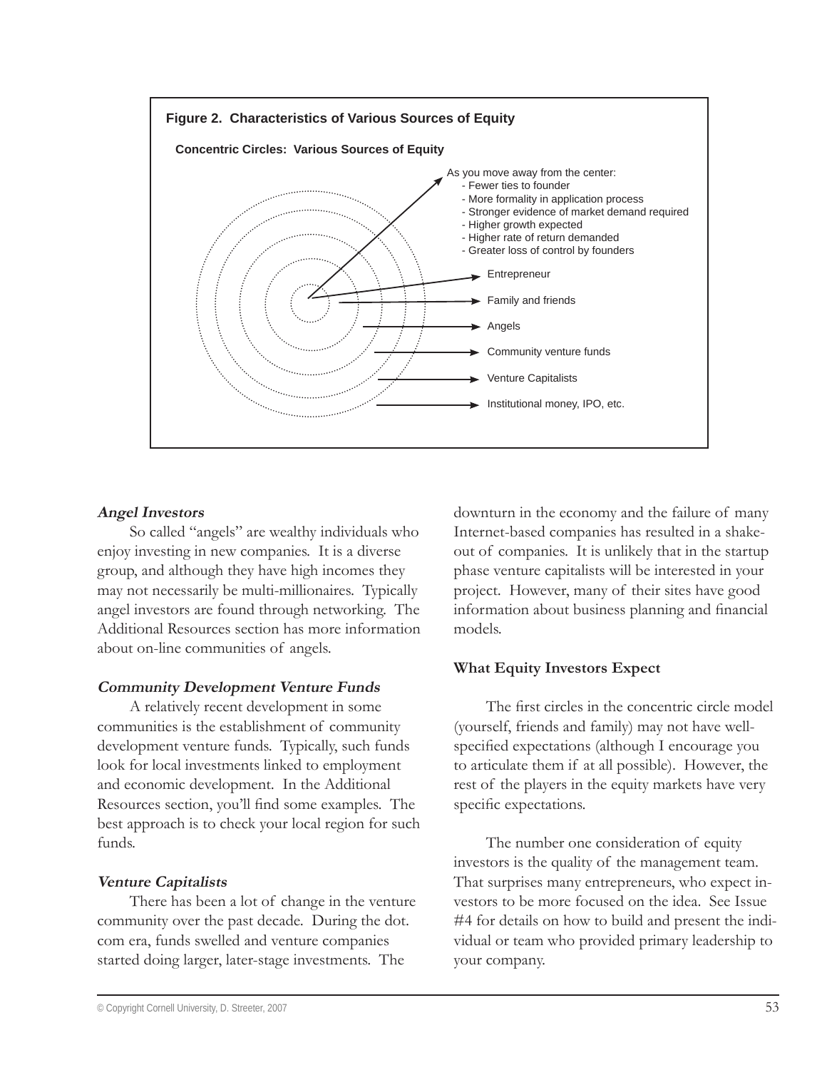**Figure 2. Characteristics of Various Sources of Equity**

**Concentric Circles: Various Sources of Equity**

As you move away from the center:
- Fewer ties to founder
- More formality in application process
- Stronger evidence of market demand required
- Higher growth expected
- Higher rate of return demanded
- Greater loss of control by founders

- Entrepreneur
- Family and friends
- Angels
- Community venture funds
- Venture Capitalists
- Institutional money, IPO, etc.

***Angel Investors***

So called "angels" are wealthy individuals who enjoy investing in new companies. It is a diverse group, and although they have high incomes they may not necessarily be multi-millionaires. Typically angel investors are found through networking. The Additional Resources section has more information about on-line communities of angels.

***Community Development Venture Funds***

A relatively recent development in some communities is the establishment of community development venture funds. Typically, such funds look for local investments linked to employment and economic development. In the Additional Resources section, you'll find some examples. The best approach is to check your local region for such funds.

***Venture Capitalists***

There has been a lot of change in the venture community over the past decade. During the dot.com era, funds swelled and venture companies started doing larger, later-stage investments. The downturn in the economy and the failure of many Internet-based companies has resulted in a shake-out of companies. It is unlikely that in the startup phase venture capitalists will be interested in your project. However, many of their sites have good information about business planning and financial models.

**What Equity Investors Expect**

The first circles in the concentric circle model (yourself, friends and family) may not have well-specified expectations (although I encourage you to articulate them if at all possible). However, the rest of the players in the equity markets have very specific expectations.

The number one consideration of equity investors is the quality of the management team. That surprises many entrepreneurs, who expect investors to be more focused on the idea. See Issue #4 for details on how to build and present the individual or team who provided primary leadership to your company.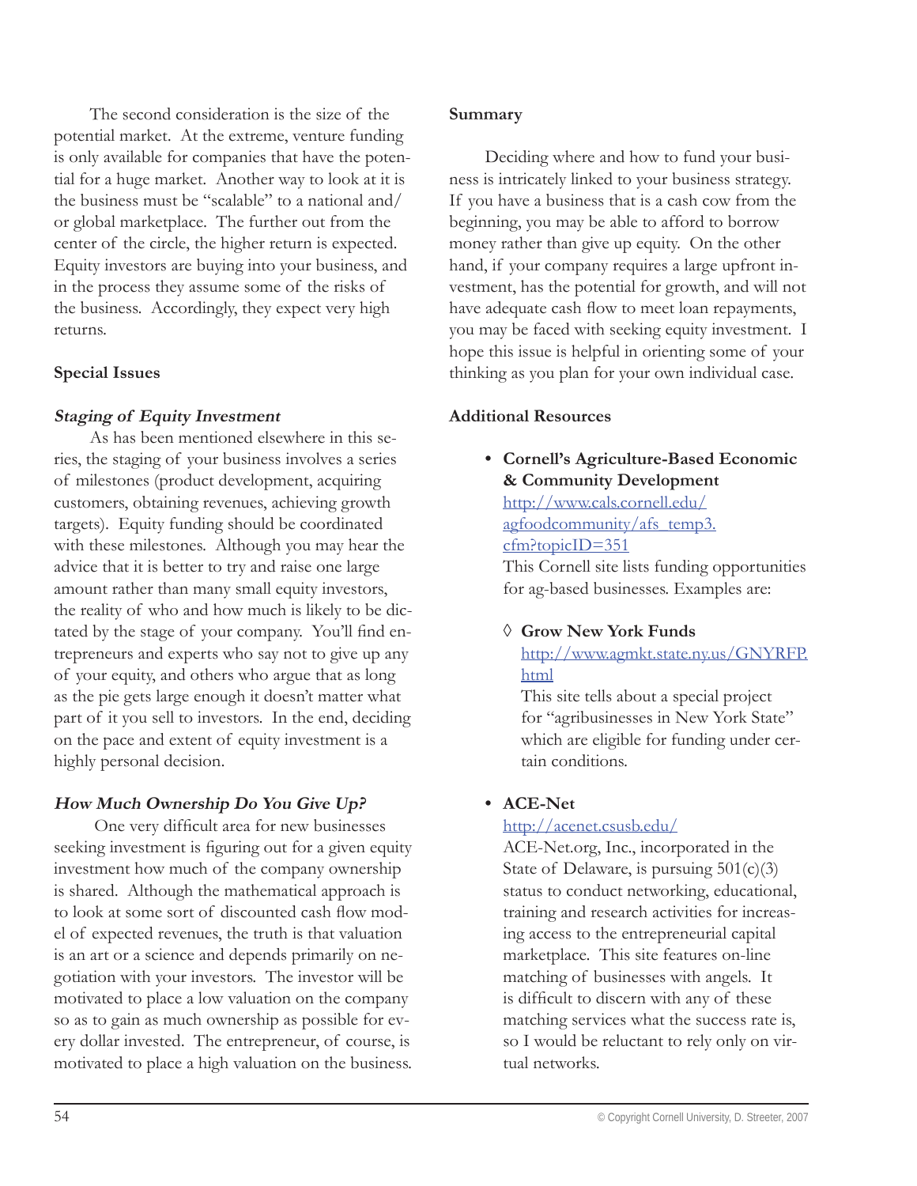The second consideration is the size of the potential market. At the extreme, venture funding is only available for companies that have the potential for a huge market. Another way to look at it is the business must be "scalable" to a national and/or global marketplace. The further out from the center of the circle, the higher return is expected. Equity investors are buying into your business, and in the process they assume some of the risks of the business. Accordingly, they expect very high returns.

## Special Issues

### *Staging of Equity Investment*

As has been mentioned elsewhere in this series, the staging of your business involves a series of milestones (product development, acquiring customers, obtaining revenues, achieving growth targets). Equity funding should be coordinated with these milestones. Although you may hear the advice that it is better to try and raise one large amount rather than many small equity investors, the reality of who and how much is likely to be dictated by the stage of your company. You'll find entrepreneurs and experts who say not to give up any of your equity, and others who argue that as long as the pie gets large enough it doesn't matter what part of it you sell to investors. In the end, deciding on the pace and extent of equity investment is a highly personal decision.

### *How Much Ownership Do You Give Up?*

One very difficult area for new businesses seeking investment is figuring out for a given equity investment how much of the company ownership is shared. Although the mathematical approach is to look at some sort of discounted cash flow model of expected revenues, the truth is that valuation is an art or a science and depends primarily on negotiation with your investors. The investor will be motivated to place a low valuation on the company so as to gain as much ownership as possible for every dollar invested. The entrepreneur, of course, is motivated to place a high valuation on the business.

## Summary

Deciding where and how to fund your business is intricately linked to your business strategy. If you have a business that is a cash cow from the beginning, you may be able to afford to borrow money rather than give up equity. On the other hand, if your company requires a large upfront investment, has the potential for growth, and will not have adequate cash flow to meet loan repayments, you may be faced with seeking equity investment. I hope this issue is helpful in orienting some of your thinking as you plan for your own individual case.

## Additional Resources

- **Cornell's Agriculture-Based Economic & Community Development**
  http://www.cals.cornell.edu/agfoodcommunity/afs_temp3.cfm?topicID=351
  This Cornell site lists funding opportunities for ag-based businesses. Examples are:

  ◊ **Grow New York Funds**
  http://www.agmkt.state.ny.us/GNYRFP.html
  This site tells about a special project for "agribusinesses in New York State" which are eligible for funding under certain conditions.

- **ACE-Net**
  http://acenet.csusb.edu/
  ACE-Net.org, Inc., incorporated in the State of Delaware, is pursuing 501(c)(3) status to conduct networking, educational, training and research activities for increasing access to the entrepreneurial capital marketplace. This site features on-line matching of businesses with angels. It is difficult to discern with any of these matching services what the success rate is, so I would be reluctant to rely only on virtual networks.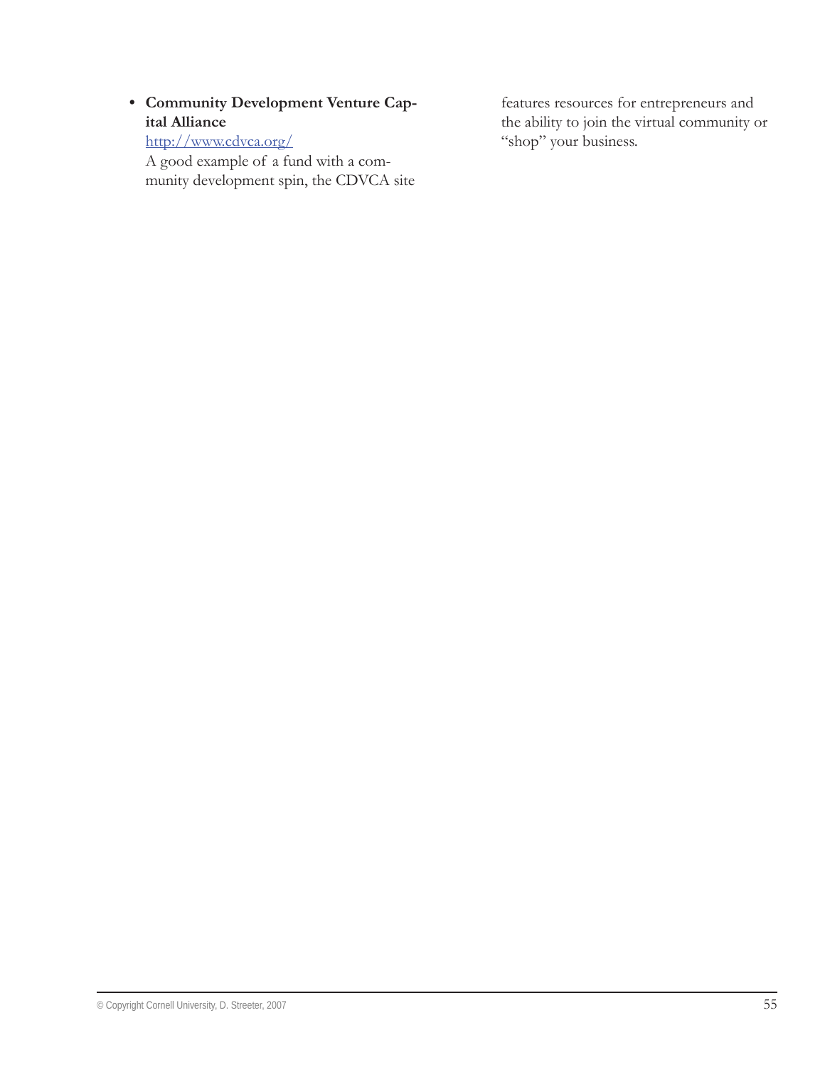- **Community Development Venture Capital Alliance**
  http://www.cdvca.org/
  A good example of a fund with a community development spin, the CDVCA site features resources for entrepreneurs and the ability to join the virtual community or "shop" your business.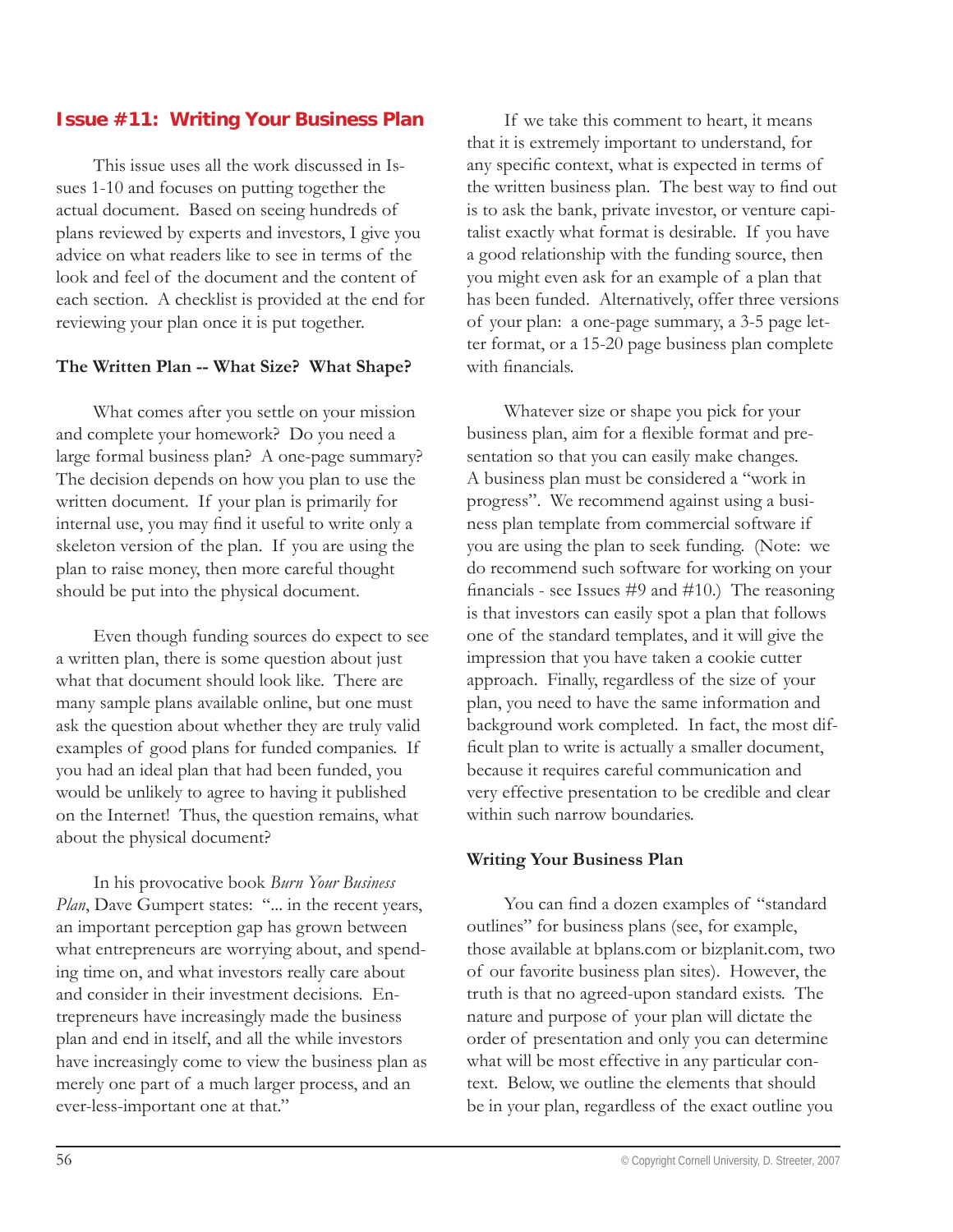## Issue #11: Writing Your Business Plan

This issue uses all the work discussed in Issues 1-10 and focuses on putting together the actual document. Based on seeing hundreds of plans reviewed by experts and investors, I give you advice on what readers like to see in terms of the look and feel of the document and the content of each section. A checklist is provided at the end for reviewing your plan once it is put together.

### The Written Plan -- What Size? What Shape?

What comes after you settle on your mission and complete your homework? Do you need a large formal business plan? A one-page summary? The decision depends on how you plan to use the written document. If your plan is primarily for internal use, you may find it useful to write only a skeleton version of the plan. If you are using the plan to raise money, then more careful thought should be put into the physical document.

Even though funding sources do expect to see a written plan, there is some question about just what that document should look like. There are many sample plans available online, but one must ask the question about whether they are truly valid examples of good plans for funded companies. If you had an ideal plan that had been funded, you would be unlikely to agree to having it published on the Internet! Thus, the question remains, what about the physical document?

In his provocative book *Burn Your Business Plan*, Dave Gumpert states: "... in the recent years, an important perception gap has grown between what entrepreneurs are worrying about, and spending time on, and what investors really care about and consider in their investment decisions. Entrepreneurs have increasingly made the business plan and end in itself, and all the while investors have increasingly come to view the business plan as merely one part of a much larger process, and an ever-less-important one at that."

If we take this comment to heart, it means that it is extremely important to understand, for any specific context, what is expected in terms of the written business plan. The best way to find out is to ask the bank, private investor, or venture capitalist exactly what format is desirable. If you have a good relationship with the funding source, then you might even ask for an example of a plan that has been funded. Alternatively, offer three versions of your plan: a one-page summary, a 3-5 page letter format, or a 15-20 page business plan complete with financials.

Whatever size or shape you pick for your business plan, aim for a flexible format and presentation so that you can easily make changes. A business plan must be considered a "work in progress". We recommend against using a business plan template from commercial software if you are using the plan to seek funding. (Note: we do recommend such software for working on your financials - see Issues #9 and #10.) The reasoning is that investors can easily spot a plan that follows one of the standard templates, and it will give the impression that you have taken a cookie cutter approach. Finally, regardless of the size of your plan, you need to have the same information and background work completed. In fact, the most difficult plan to write is actually a smaller document, because it requires careful communication and very effective presentation to be credible and clear within such narrow boundaries.

### Writing Your Business Plan

You can find a dozen examples of "standard outlines" for business plans (see, for example, those available at bplans.com or bizplanit.com, two of our favorite business plan sites). However, the truth is that no agreed-upon standard exists. The nature and purpose of your plan will dictate the order of presentation and only you can determine what will be most effective in any particular context. Below, we outline the elements that should be in your plan, regardless of the exact outline you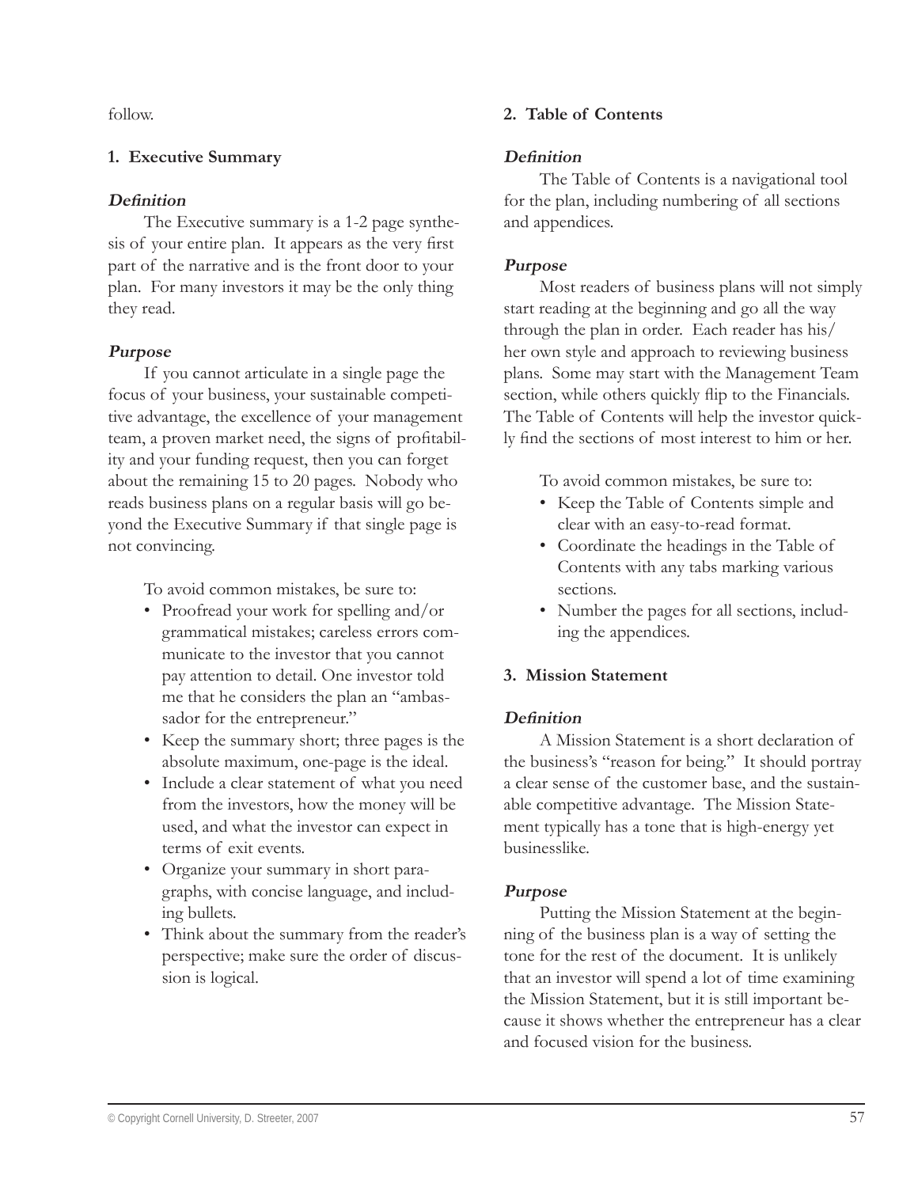follow.

### 1. Executive Summary

***Definition***

The Executive summary is a 1-2 page synthesis of your entire plan. It appears as the very first part of the narrative and is the front door to your plan. For many investors it may be the only thing they read.

***Purpose***

If you cannot articulate in a single page the focus of your business, your sustainable competitive advantage, the excellence of your management team, a proven market need, the signs of profitability and your funding request, then you can forget about the remaining 15 to 20 pages. Nobody who reads business plans on a regular basis will go beyond the Executive Summary if that single page is not convincing.

To avoid common mistakes, be sure to:

- Proofread your work for spelling and/or grammatical mistakes; careless errors communicate to the investor that you cannot pay attention to detail. One investor told me that he considers the plan an "ambassador for the entrepreneur."
- Keep the summary short; three pages is the absolute maximum, one-page is the ideal.
- Include a clear statement of what you need from the investors, how the money will be used, and what the investor can expect in terms of exit events.
- Organize your summary in short paragraphs, with concise language, and including bullets.
- Think about the summary from the reader's perspective; make sure the order of discussion is logical.

### 2. Table of Contents

***Definition***

The Table of Contents is a navigational tool for the plan, including numbering of all sections and appendices.

***Purpose***

Most readers of business plans will not simply start reading at the beginning and go all the way through the plan in order. Each reader has his/her own style and approach to reviewing business plans. Some may start with the Management Team section, while others quickly flip to the Financials. The Table of Contents will help the investor quickly find the sections of most interest to him or her.

To avoid common mistakes, be sure to:

- Keep the Table of Contents simple and clear with an easy-to-read format.
- Coordinate the headings in the Table of Contents with any tabs marking various sections.
- Number the pages for all sections, including the appendices.

### 3. Mission Statement

***Definition***

A Mission Statement is a short declaration of the business's "reason for being." It should portray a clear sense of the customer base, and the sustainable competitive advantage. The Mission Statement typically has a tone that is high-energy yet businesslike.

***Purpose***

Putting the Mission Statement at the beginning of the business plan is a way of setting the tone for the rest of the document. It is unlikely that an investor will spend a lot of time examining the Mission Statement, but it is still important because it shows whether the entrepreneur has a clear and focused vision for the business.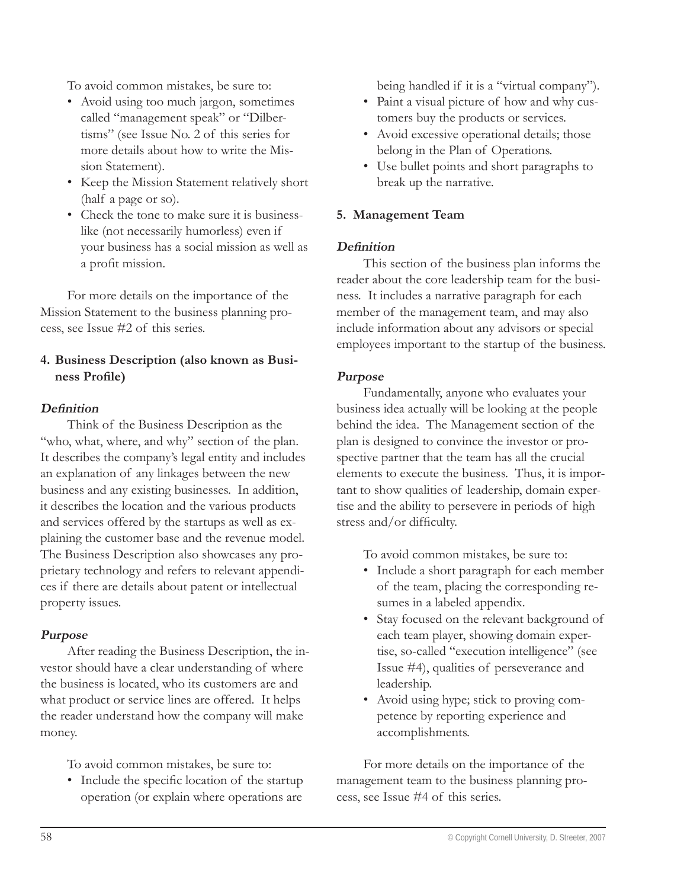To avoid common mistakes, be sure to:

- Avoid using too much jargon, sometimes called "management speak" or "Dilbertisms" (see Issue No. 2 of this series for more details about how to write the Mission Statement).
- Keep the Mission Statement relatively short (half a page or so).
- Check the tone to make sure it is businesslike (not necessarily humorless) even if your business has a social mission as well as a profit mission.

For more details on the importance of the Mission Statement to the business planning process, see Issue #2 of this series.

**4. Business Description (also known as Business Profile)**

***Definition***

Think of the Business Description as the "who, what, where, and why" section of the plan. It describes the company's legal entity and includes an explanation of any linkages between the new business and any existing businesses. In addition, it describes the location and the various products and services offered by the startups as well as explaining the customer base and the revenue model. The Business Description also showcases any proprietary technology and refers to relevant appendices if there are details about patent or intellectual property issues.

***Purpose***

After reading the Business Description, the investor should have a clear understanding of where the business is located, who its customers are and what product or service lines are offered. It helps the reader understand how the company will make money.

To avoid common mistakes, be sure to:

- Include the specific location of the startup operation (or explain where operations are being handled if it is a "virtual company").
- Paint a visual picture of how and why customers buy the products or services.
- Avoid excessive operational details; those belong in the Plan of Operations.
- Use bullet points and short paragraphs to break up the narrative.

**5. Management Team**

***Definition***

This section of the business plan informs the reader about the core leadership team for the business. It includes a narrative paragraph for each member of the management team, and may also include information about any advisors or special employees important to the startup of the business.

***Purpose***

Fundamentally, anyone who evaluates your business idea actually will be looking at the people behind the idea. The Management section of the plan is designed to convince the investor or prospective partner that the team has all the crucial elements to execute the business. Thus, it is important to show qualities of leadership, domain expertise and the ability to persevere in periods of high stress and/or difficulty.

To avoid common mistakes, be sure to:

- Include a short paragraph for each member of the team, placing the corresponding resumes in a labeled appendix.
- Stay focused on the relevant background of each team player, showing domain expertise, so-called "execution intelligence" (see Issue #4), qualities of perseverance and leadership.
- Avoid using hype; stick to proving competence by reporting experience and accomplishments.

For more details on the importance of the management team to the business planning process, see Issue #4 of this series.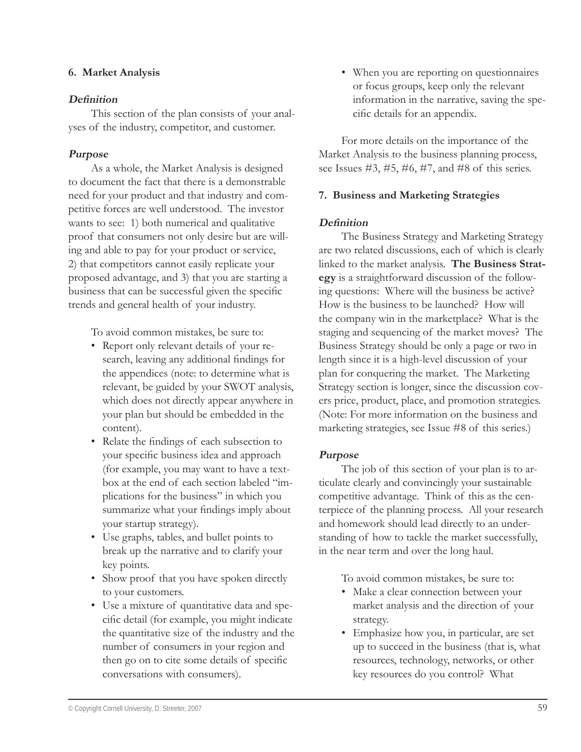### 6. Market Analysis

***Definition***

This section of the plan consists of your analyses of the industry, competitor, and customer.

***Purpose***

As a whole, the Market Analysis is designed to document the fact that there is a demonstrable need for your product and that industry and competitive forces are well understood. The investor wants to see: 1) both numerical and qualitative proof that consumers not only desire but are willing and able to pay for your product or service, 2) that competitors cannot easily replicate your proposed advantage, and 3) that you are starting a business that can be successful given the specific trends and general health of your industry.

To avoid common mistakes, be sure to:

- Report only relevant details of your research, leaving any additional findings for the appendices (note: to determine what is relevant, be guided by your SWOT analysis, which does not directly appear anywhere in your plan but should be embedded in the content).
- Relate the findings of each subsection to your specific business idea and approach (for example, you may want to have a textbox at the end of each section labeled "implications for the business" in which you summarize what your findings imply about your startup strategy).
- Use graphs, tables, and bullet points to break up the narrative and to clarify your key points.
- Show proof that you have spoken directly to your customers.
- Use a mixture of quantitative data and specific detail (for example, you might indicate the quantitative size of the industry and the number of consumers in your region and then go on to cite some details of specific conversations with consumers).
- When you are reporting on questionnaires or focus groups, keep only the relevant information in the narrative, saving the specific details for an appendix.

For more details on the importance of the Market Analysis to the business planning process, see Issues #3, #5, #6, #7, and #8 of this series.

### 7. Business and Marketing Strategies

***Definition***

The Business Strategy and Marketing Strategy are two related discussions, each of which is clearly linked to the market analysis. **The Business Strategy** is a straightforward discussion of the following questions: Where will the business be active? How is the business to be launched? How will the company win in the marketplace? What is the staging and sequencing of the market moves? The Business Strategy should be only a page or two in length since it is a high-level discussion of your plan for conquering the market. The Marketing Strategy section is longer, since the discussion covers price, product, place, and promotion strategies. (Note: For more information on the business and marketing strategies, see Issue #8 of this series.)

***Purpose***

The job of this section of your plan is to articulate clearly and convincingly your sustainable competitive advantage. Think of this as the centerpiece of the planning process. All your research and homework should lead directly to an understanding of how to tackle the market successfully, in the near term and over the long haul.

To avoid common mistakes, be sure to:

- Make a clear connection between your market analysis and the direction of your strategy.
- Emphasize how you, in particular, are set up to succeed in the business (that is, what resources, technology, networks, or other key resources do you control? What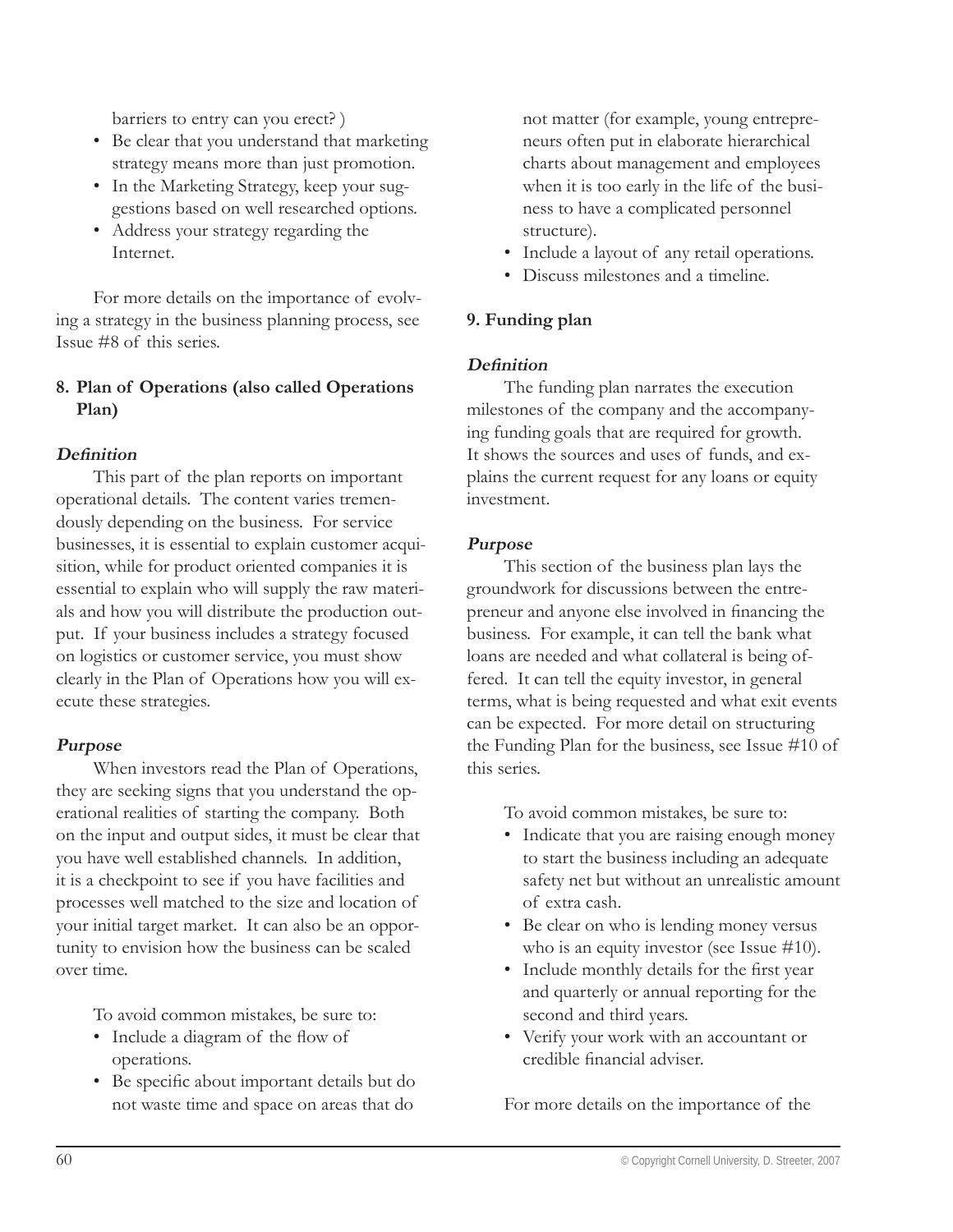barriers to entry can you erect? )

- Be clear that you understand that marketing strategy means more than just promotion.
- In the Marketing Strategy, keep your suggestions based on well researched options.
- Address your strategy regarding the Internet.

For more details on the importance of evolving a strategy in the business planning process, see Issue #8 of this series.

### 8. Plan of Operations (also called Operations Plan)

#### *Definition*

This part of the plan reports on important operational details. The content varies tremendously depending on the business. For service businesses, it is essential to explain customer acquisition, while for product oriented companies it is essential to explain who will supply the raw materials and how you will distribute the production output. If your business includes a strategy focused on logistics or customer service, you must show clearly in the Plan of Operations how you will execute these strategies.

#### *Purpose*

When investors read the Plan of Operations, they are seeking signs that you understand the operational realities of starting the company. Both on the input and output sides, it must be clear that you have well established channels. In addition, it is a checkpoint to see if you have facilities and processes well matched to the size and location of your initial target market. It can also be an opportunity to envision how the business can be scaled over time.

To avoid common mistakes, be sure to:

- Include a diagram of the flow of operations.
- Be specific about important details but do not waste time and space on areas that do not matter (for example, young entrepreneurs often put in elaborate hierarchical charts about management and employees when it is too early in the life of the business to have a complicated personnel structure).
- Include a layout of any retail operations.
- Discuss milestones and a timeline.

### 9. Funding plan

#### *Definition*

The funding plan narrates the execution milestones of the company and the accompanying funding goals that are required for growth. It shows the sources and uses of funds, and explains the current request for any loans or equity investment.

#### *Purpose*

This section of the business plan lays the groundwork for discussions between the entrepreneur and anyone else involved in financing the business. For example, it can tell the bank what loans are needed and what collateral is being offered. It can tell the equity investor, in general terms, what is being requested and what exit events can be expected. For more detail on structuring the Funding Plan for the business, see Issue #10 of this series.

To avoid common mistakes, be sure to:

- Indicate that you are raising enough money to start the business including an adequate safety net but without an unrealistic amount of extra cash.
- Be clear on who is lending money versus who is an equity investor (see Issue #10).
- Include monthly details for the first year and quarterly or annual reporting for the second and third years.
- Verify your work with an accountant or credible financial adviser.

For more details on the importance of the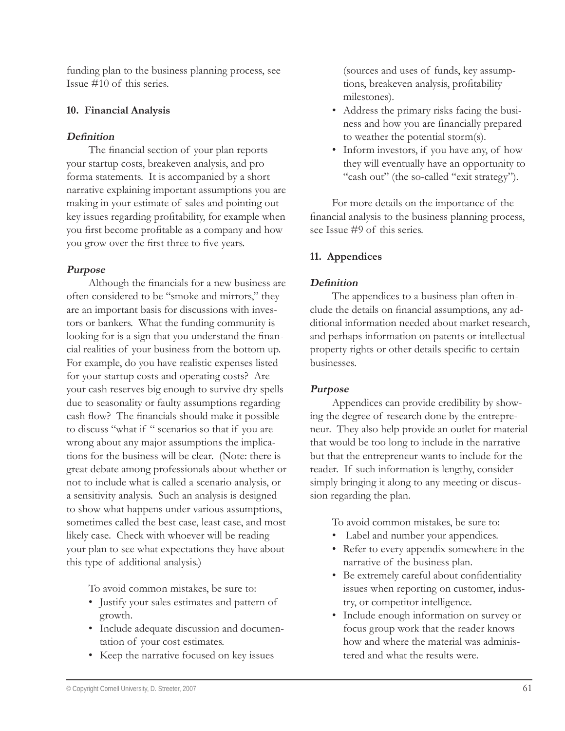funding plan to the business planning process, see Issue #10 of this series.

**10. Financial Analysis**

***Definition***

The financial section of your plan reports your startup costs, breakeven analysis, and pro forma statements. It is accompanied by a short narrative explaining important assumptions you are making in your estimate of sales and pointing out key issues regarding profitability, for example when you first become profitable as a company and how you grow over the first three to five years.

***Purpose***

Although the financials for a new business are often considered to be "smoke and mirrors," they are an important basis for discussions with investors or bankers. What the funding community is looking for is a sign that you understand the financial realities of your business from the bottom up. For example, do you have realistic expenses listed for your startup costs and operating costs? Are your cash reserves big enough to survive dry spells due to seasonality or faulty assumptions regarding cash flow? The financials should make it possible to discuss "what if " scenarios so that if you are wrong about any major assumptions the implications for the business will be clear. (Note: there is great debate among professionals about whether or not to include what is called a scenario analysis, or a sensitivity analysis. Such an analysis is designed to show what happens under various assumptions, sometimes called the best case, least case, and most likely case. Check with whoever will be reading your plan to see what expectations they have about this type of additional analysis.)

To avoid common mistakes, be sure to:

- Justify your sales estimates and pattern of growth.
- Include adequate discussion and documentation of your cost estimates.
- Keep the narrative focused on key issues (sources and uses of funds, key assumptions, breakeven analysis, profitability milestones).
- Address the primary risks facing the business and how you are financially prepared to weather the potential storm(s).
- Inform investors, if you have any, of how they will eventually have an opportunity to "cash out" (the so-called "exit strategy").

For more details on the importance of the financial analysis to the business planning process, see Issue #9 of this series.

**11. Appendices**

***Definition***

The appendices to a business plan often include the details on financial assumptions, any additional information needed about market research, and perhaps information on patents or intellectual property rights or other details specific to certain businesses.

***Purpose***

Appendices can provide credibility by showing the degree of research done by the entrepreneur. They also help provide an outlet for material that would be too long to include in the narrative but that the entrepreneur wants to include for the reader. If such information is lengthy, consider simply bringing it along to any meeting or discussion regarding the plan.

To avoid common mistakes, be sure to:

- Label and number your appendices.
- Refer to every appendix somewhere in the narrative of the business plan.
- Be extremely careful about confidentiality issues when reporting on customer, industry, or competitor intelligence.
- Include enough information on survey or focus group work that the reader knows how and where the material was administered and what the results were.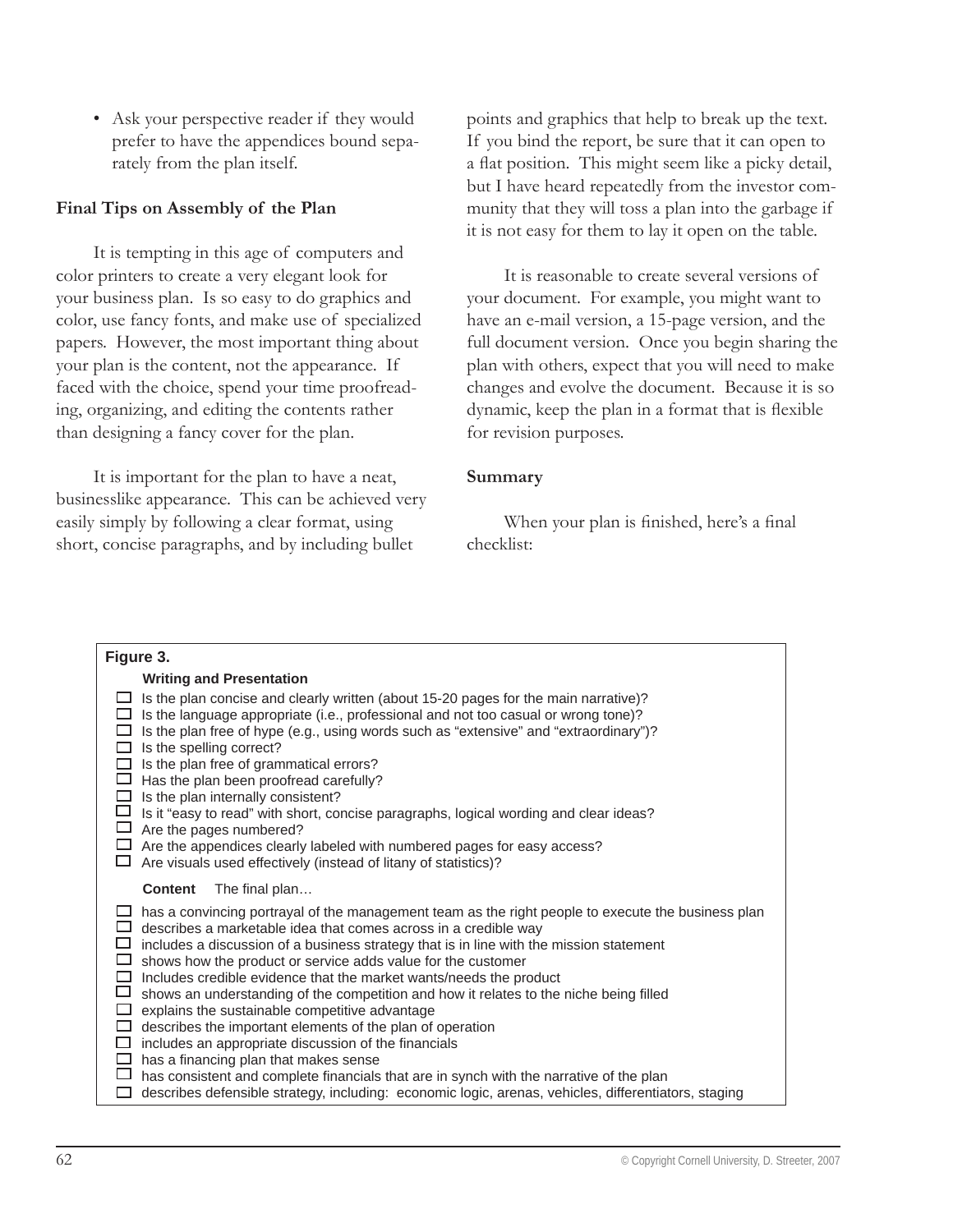- Ask your perspective reader if they would prefer to have the appendices bound separately from the plan itself.

### Final Tips on Assembly of the Plan

It is tempting in this age of computers and color printers to create a very elegant look for your business plan. Is so easy to do graphics and color, use fancy fonts, and make use of specialized papers. However, the most important thing about your plan is the content, not the appearance. If faced with the choice, spend your time proofreading, organizing, and editing the contents rather than designing a fancy cover for the plan.

It is important for the plan to have a neat, businesslike appearance. This can be achieved very easily simply by following a clear format, using short, concise paragraphs, and by including bullet points and graphics that help to break up the text. If you bind the report, be sure that it can open to a flat position. This might seem like a picky detail, but I have heard repeatedly from the investor community that they will toss a plan into the garbage if it is not easy for them to lay it open on the table.

It is reasonable to create several versions of your document. For example, you might want to have an e-mail version, a 15-page version, and the full document version. Once you begin sharing the plan with others, expect that you will need to make changes and evolve the document. Because it is so dynamic, keep the plan in a format that is flexible for revision purposes.

### Summary

When your plan is finished, here's a final checklist:

**Figure 3.**

**Writing and Presentation**

- ☐ Is the plan concise and clearly written (about 15-20 pages for the main narrative)?
- ☐ Is the language appropriate (i.e., professional and not too casual or wrong tone)?
- ☐ Is the plan free of hype (e.g., using words such as "extensive" and "extraordinary")?
- ☐ Is the spelling correct?
- ☐ Is the plan free of grammatical errors?
- ☐ Has the plan been proofread carefully?
- ☐ Is the plan internally consistent?
- ☐ Is it "easy to read" with short, concise paragraphs, logical wording and clear ideas?
- ☐ Are the pages numbered?
- ☐ Are the appendices clearly labeled with numbered pages for easy access?
- ☐ Are visuals used effectively (instead of litany of statistics)?

**Content** The final plan…

- ☐ has a convincing portrayal of the management team as the right people to execute the business plan
- ☐ describes a marketable idea that comes across in a credible way
- ☐ includes a discussion of a business strategy that is in line with the mission statement
- ☐ shows how the product or service adds value for the customer
- ☐ Includes credible evidence that the market wants/needs the product
- ☐ shows an understanding of the competition and how it relates to the niche being filled
- ☐ explains the sustainable competitive advantage
- ☐ describes the important elements of the plan of operation
- ☐ includes an appropriate discussion of the financials
- ☐ has a financing plan that makes sense
- ☐ has consistent and complete financials that are in synch with the narrative of the plan
- ☐ describes defensible strategy, including: economic logic, arenas, vehicles, differentiators, staging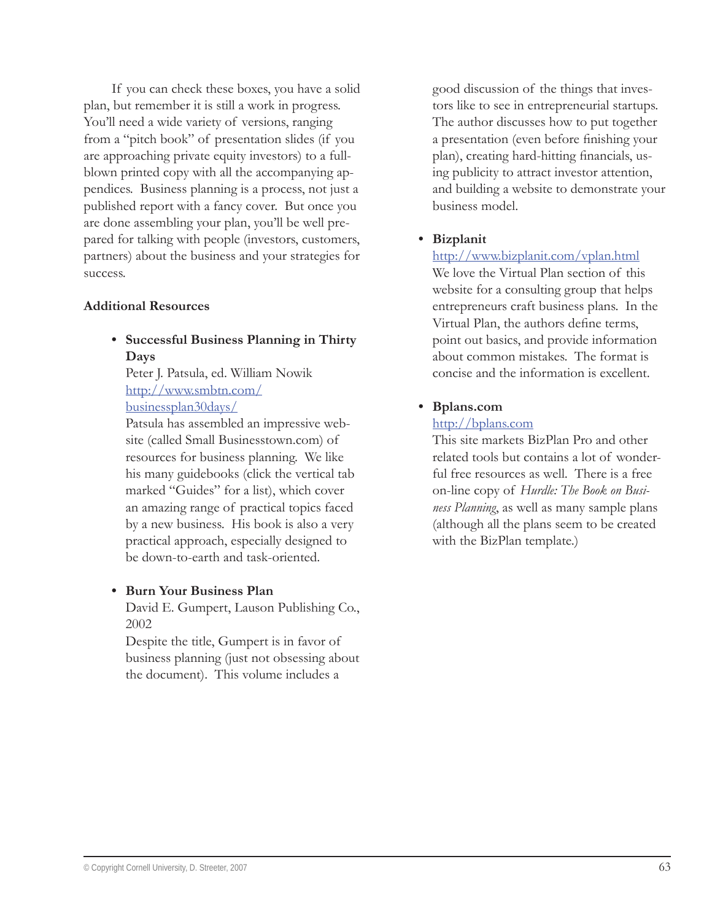If you can check these boxes, you have a solid plan, but remember it is still a work in progress. You'll need a wide variety of versions, ranging from a "pitch book" of presentation slides (if you are approaching private equity investors) to a full-blown printed copy with all the accompanying appendices. Business planning is a process, not just a published report with a fancy cover. But once you are done assembling your plan, you'll be well prepared for talking with people (investors, customers, partners) about the business and your strategies for success.

**Additional Resources**

- **Successful Business Planning in Thirty Days**
  Peter J. Patsula, ed. William Nowik
  http://www.smbtn.com/businessplan30days/
  Patsula has assembled an impressive website (called Small Businesstown.com) of resources for business planning. We like his many guidebooks (click the vertical tab marked "Guides" for a list), which cover an amazing range of practical topics faced by a new business. His book is also a very practical approach, especially designed to be down-to-earth and task-oriented.

- **Burn Your Business Plan**
  David E. Gumpert, Lauson Publishing Co., 2002
  Despite the title, Gumpert is in favor of business planning (just not obsessing about the document). This volume includes a good discussion of the things that investors like to see in entrepreneurial startups. The author discusses how to put together a presentation (even before finishing your plan), creating hard-hitting financials, using publicity to attract investor attention, and building a website to demonstrate your business model.

- **Bizplanit**
  http://www.bizplanit.com/vplan.html
  We love the Virtual Plan section of this website for a consulting group that helps entrepreneurs craft business plans. In the Virtual Plan, the authors define terms, point out basics, and provide information about common mistakes. The format is concise and the information is excellent.

- **Bplans.com**
  http://bplans.com
  This site markets BizPlan Pro and other related tools but contains a lot of wonderful free resources as well. There is a free on-line copy of *Hurdle: The Book on Business Planning*, as well as many sample plans (although all the plans seem to be created with the BizPlan template.)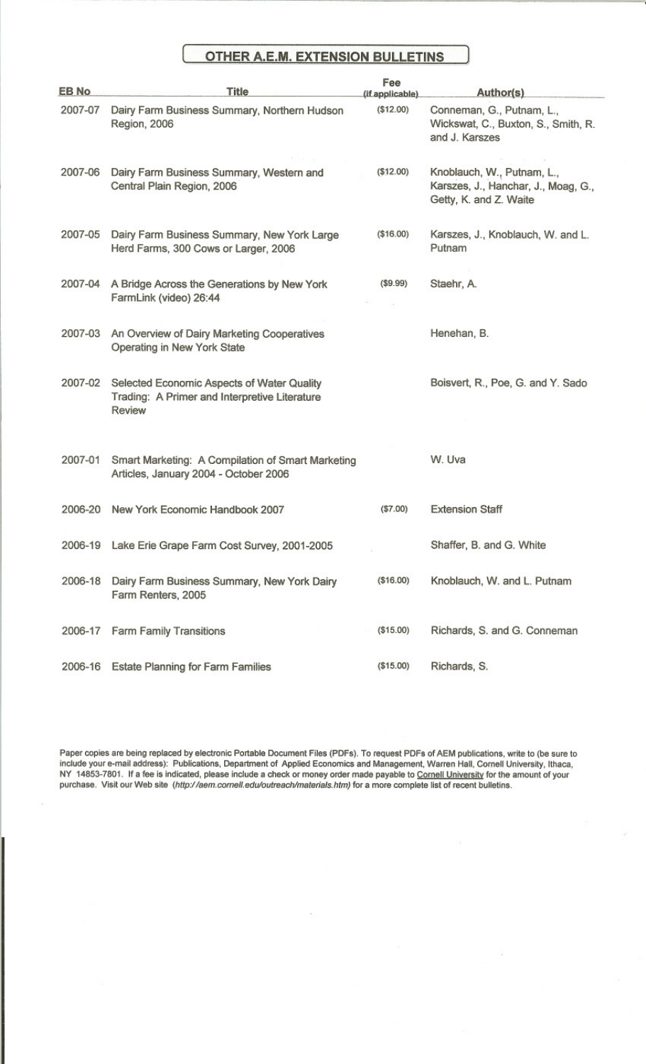## OTHER A.E.M. EXTENSION BULLETINS

| EB No | Title | Fee (if applicable) | Author(s) |
|---|---|---|---|
| 2007-07 | Dairy Farm Business Summary, Northern Hudson Region, 2006 | ($12.00) | Conneman, G., Putnam, L., Wickswat, C., Buxton, S., Smith, R. and J. Karszes |
| 2007-06 | Dairy Farm Business Summary, Western and Central Plain Region, 2006 | ($12.00) | Knoblauch, W., Putnam, L., Karszes, J., Hanchar, J., Moag, G., Getty, K. and Z. Waite |
| 2007-05 | Dairy Farm Business Summary, New York Large Herd Farms, 300 Cows or Larger, 2006 | ($16.00) | Karszes, J., Knoblauch, W. and L. Putnam |
| 2007-04 | A Bridge Across the Generations by New York FarmLink (video) 26:44 | ($9.99) | Staehr, A. |
| 2007-03 | An Overview of Dairy Marketing Cooperatives Operating in New York State | | Henehan, B. |
| 2007-02 | Selected Economic Aspects of Water Quality Trading: A Primer and Interpretive Literature Review | | Boisvert, R., Poe, G. and Y. Sado |
| 2007-01 | Smart Marketing: A Compilation of Smart Marketing Articles, January 2004 - October 2006 | | W. Uva |
| 2006-20 | New York Economic Handbook 2007 | ($7.00) | Extension Staff |
| 2006-19 | Lake Erie Grape Farm Cost Survey, 2001-2005 | | Shaffer, B. and G. White |
| 2006-18 | Dairy Farm Business Summary, New York Dairy Farm Renters, 2005 | ($16.00) | Knoblauch, W. and L. Putnam |
| 2006-17 | Farm Family Transitions | ($15.00) | Richards, S. and G. Conneman |
| 2006-16 | Estate Planning for Farm Families | ($15.00) | Richards, S. |

Paper copies are being replaced by electronic Portable Document Files (PDFs). To request PDFs of AEM publications, write to (be sure to include your e-mail address): Publications, Department of Applied Economics and Management, Warren Hall, Cornell University, Ithaca, NY 14853-7801. If a fee is indicated, please include a check or money order made payable to Cornell University for the amount of your purchase. Visit our Web site (*http://aem.cornell.edu/outreach/materials.htm*) for a more complete list of recent bulletins.